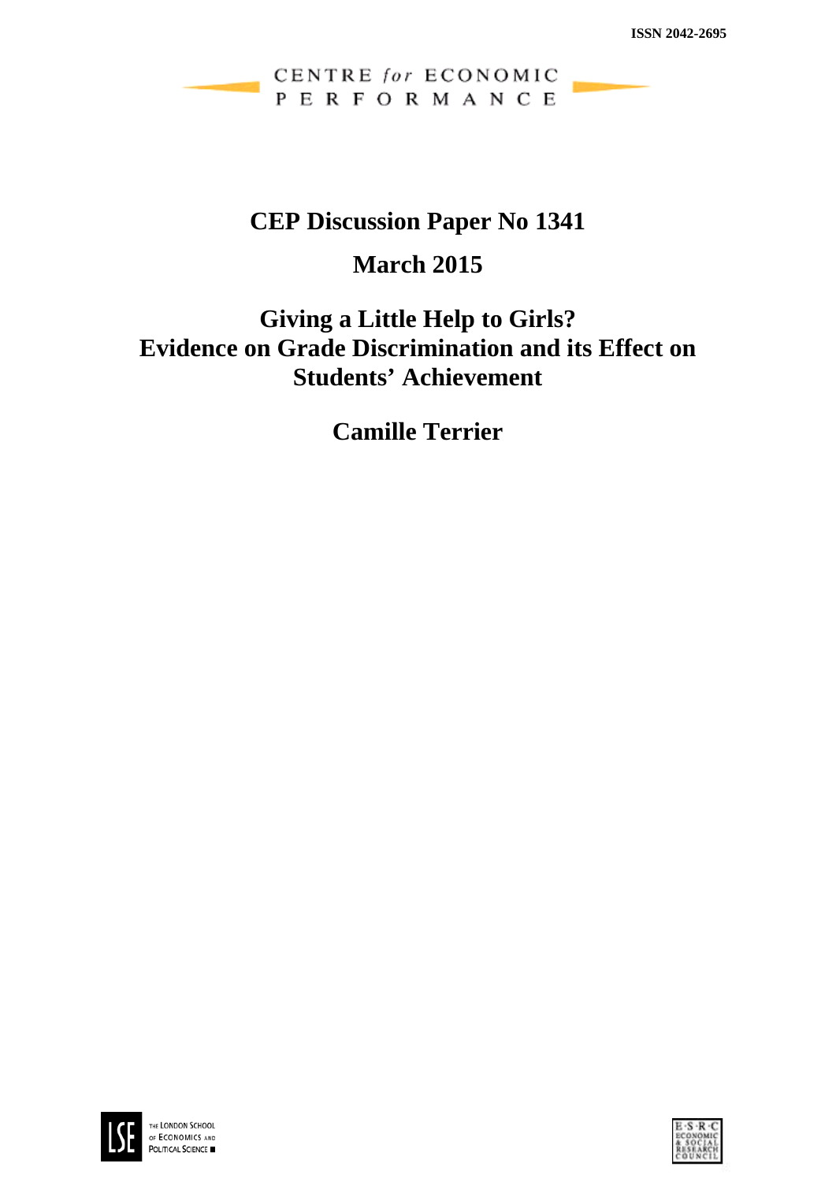ISSN 2042-2695

CENTRE *for* ECONOMIC PERFORMANCE

# CEP Discussion Paper No 1341

## March 2015

# Giving a Little Help to Girls? Evidence on Grade Discrimination and its Effect on Students' Achievement

## Camille Terrier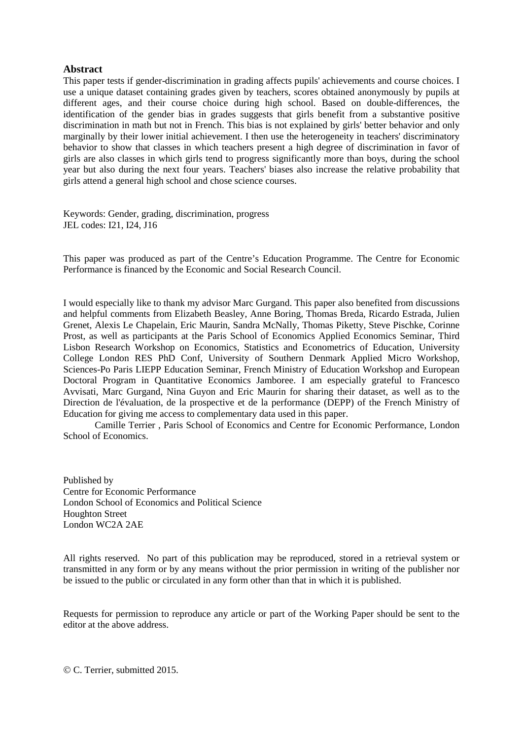## Abstract

This paper tests if gender-discrimination in grading affects pupils' achievements and course choices. I use a unique dataset containing grades given by teachers, scores obtained anonymously by pupils at different ages, and their course choice during high school. Based on double-differences, the identification of the gender bias in grades suggests that girls benefit from a substantive positive discrimination in math but not in French. This bias is not explained by girls' better behavior and only marginally by their lower initial achievement. I then use the heterogeneity in teachers' discriminatory behavior to show that classes in which teachers present a high degree of discrimination in favor of girls are also classes in which girls tend to progress significantly more than boys, during the school year but also during the next four years. Teachers' biases also increase the relative probability that girls attend a general high school and chose science courses.

Keywords: Gender, grading, discrimination, progress
JEL codes: I21, I24, J16

This paper was produced as part of the Centre's Education Programme. The Centre for Economic Performance is financed by the Economic and Social Research Council.

I would especially like to thank my advisor Marc Gurgand. This paper also benefited from discussions and helpful comments from Elizabeth Beasley, Anne Boring, Thomas Breda, Ricardo Estrada, Julien Grenet, Alexis Le Chapelain, Eric Maurin, Sandra McNally, Thomas Piketty, Steve Pischke, Corinne Prost, as well as participants at the Paris School of Economics Applied Economics Seminar, Third Lisbon Research Workshop on Economics, Statistics and Econometrics of Education, University College London RES PhD Conf, University of Southern Denmark Applied Micro Workshop, Sciences-Po Paris LIEPP Education Seminar, French Ministry of Education Workshop and European Doctoral Program in Quantitative Economics Jamboree. I am especially grateful to Francesco Avvisati, Marc Gurgand, Nina Guyon and Eric Maurin for sharing their dataset, as well as to the Direction de l'évaluation, de la prospective et de la performance (DEPP) of the French Ministry of Education for giving me access to complementary data used in this paper.

Camille Terrier , Paris School of Economics and Centre for Economic Performance, London School of Economics.

Published by
Centre for Economic Performance
London School of Economics and Political Science
Houghton Street
London WC2A 2AE

All rights reserved. No part of this publication may be reproduced, stored in a retrieval system or transmitted in any form or by any means without the prior permission in writing of the publisher nor be issued to the public or circulated in any form other than that in which it is published.

Requests for permission to reproduce any article or part of the Working Paper should be sent to the editor at the above address.

© C. Terrier, submitted 2015.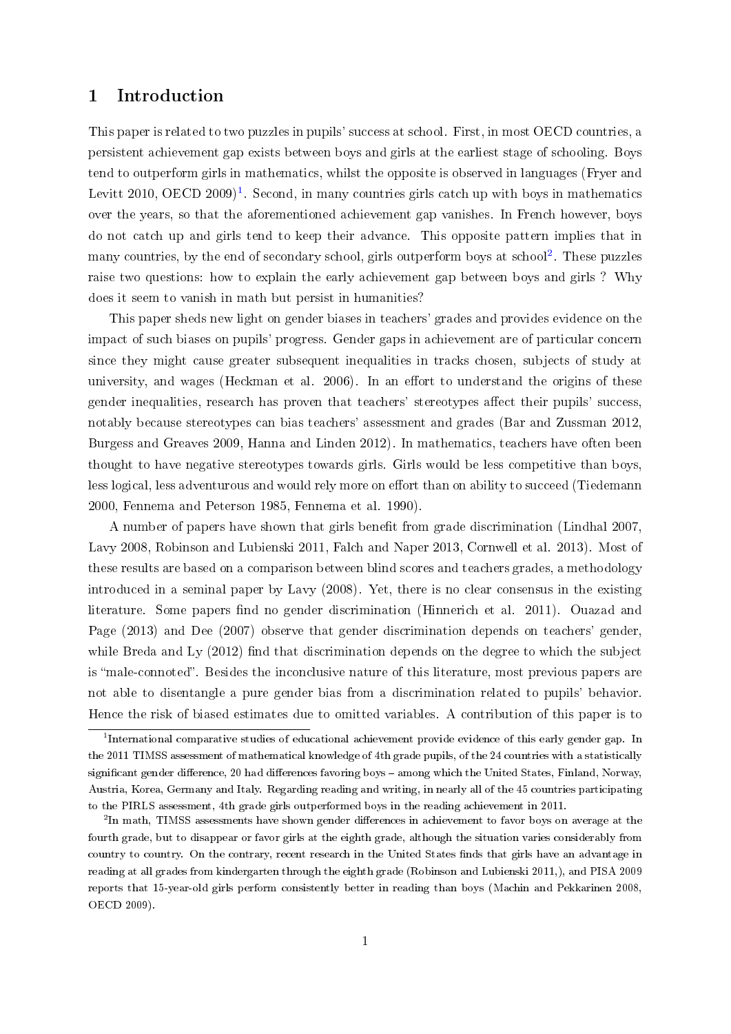# 1 Introduction

This paper is related to two puzzles in pupils' success at school. First, in most OECD countries, a persistent achievement gap exists between boys and girls at the earliest stage of schooling. Boys tend to outperform girls in mathematics, whilst the opposite is observed in languages (Fryer and Levitt 2010, OECD 2009)[1]. Second, in many countries girls catch up with boys in mathematics over the years, so that the aforementioned achievement gap vanishes. In French however, boys do not catch up and girls tend to keep their advance. This opposite pattern implies that in many countries, by the end of secondary school, girls outperform boys at school[2]. These puzzles raise two questions: how to explain the early achievement gap between boys and girls ? Why does it seem to vanish in math but persist in humanities?

This paper sheds new light on gender biases in teachers' grades and provides evidence on the impact of such biases on pupils' progress. Gender gaps in achievement are of particular concern since they might cause greater subsequent inequalities in tracks chosen, subjects of study at university, and wages (Heckman et al. 2006). In an effort to understand the origins of these gender inequalities, research has proven that teachers' stereotypes affect their pupils' success, notably because stereotypes can bias teachers' assessment and grades (Bar and Zussman 2012, Burgess and Greaves 2009, Hanna and Linden 2012). In mathematics, teachers have often been thought to have negative stereotypes towards girls. Girls would be less competitive than boys, less logical, less adventurous and would rely more on effort than on ability to succeed (Tiedemann 2000, Fennema and Peterson 1985, Fennema et al. 1990).

A number of papers have shown that girls benefit from grade discrimination (Lindhal 2007, Lavy 2008, Robinson and Lubienski 2011, Falch and Naper 2013, Cornwell et al. 2013). Most of these results are based on a comparison between blind scores and teachers grades, a methodology introduced in a seminal paper by Lavy (2008). Yet, there is no clear consensus in the existing literature. Some papers find no gender discrimination (Hinnerich et al. 2011). Ouazad and Page (2013) and Dee (2007) observe that gender discrimination depends on teachers' gender, while Breda and Ly (2012) find that discrimination depends on the degree to which the subject is "male-connoted". Besides the inconclusive nature of this literature, most previous papers are not able to disentangle a pure gender bias from a discrimination related to pupils' behavior. Hence the risk of biased estimates due to omitted variables. A contribution of this paper is to

[1] International comparative studies of educational achievement provide evidence of this early gender gap. In the 2011 TIMSS assessment of mathematical knowledge of 4th grade pupils, of the 24 countries with a statistically significant gender difference, 20 had differences favoring boys – among which the United States, Finland, Norway, Austria, Korea, Germany and Italy. Regarding reading and writing, in nearly all of the 45 countries participating to the PIRLS assessment, 4th grade girls outperformed boys in the reading achievement in 2011.

[2] In math, TIMSS assessments have shown gender differences in achievement to favor boys on average at the fourth grade, but to disappear or favor girls at the eighth grade, although the situation varies considerably from country to country. On the contrary, recent research in the United States finds that girls have an advantage in reading at all grades from kindergarten through the eighth grade (Robinson and Lubienski 2011,), and PISA 2009 reports that 15-year-old girls perform consistently better in reading than boys (Machin and Pekkarinen 2008, OECD 2009).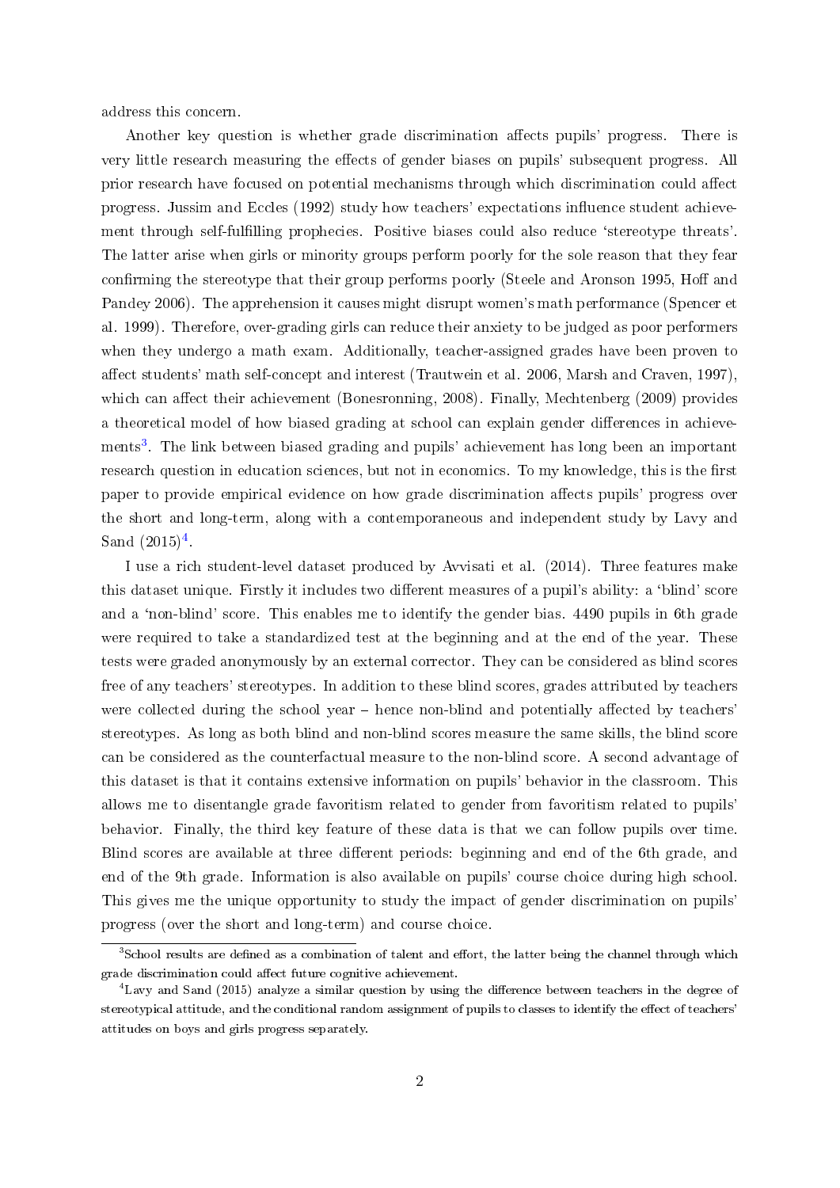address this concern.

Another key question is whether grade discrimination affects pupils' progress. There is very little research measuring the effects of gender biases on pupils' subsequent progress. All prior research have focused on potential mechanisms through which discrimination could affect progress. Jussim and Eccles (1992) study how teachers' expectations influence student achievement through self-fulfilling prophecies. Positive biases could also reduce 'stereotype threats'. The latter arise when girls or minority groups perform poorly for the sole reason that they fear confirming the stereotype that their group performs poorly (Steele and Aronson 1995, Hoff and Pandey 2006). The apprehension it causes might disrupt women's math performance (Spencer et al. 1999). Therefore, over-grading girls can reduce their anxiety to be judged as poor performers when they undergo a math exam. Additionally, teacher-assigned grades have been proven to affect students' math self-concept and interest (Trautwein et al. 2006, Marsh and Craven, 1997), which can affect their achievement (Bonesronning, 2008). Finally, Mechtenberg (2009) provides a theoretical model of how biased grading at school can explain gender differences in achievements[3]. The link between biased grading and pupils' achievement has long been an important research question in education sciences, but not in economics. To my knowledge, this is the first paper to provide empirical evidence on how grade discrimination affects pupils' progress over the short and long-term, along with a contemporaneous and independent study by Lavy and Sand (2015)[4].

I use a rich student-level dataset produced by Avvisati et al. (2014). Three features make this dataset unique. Firstly it includes two different measures of a pupil's ability: a 'blind' score and a 'non-blind' score. This enables me to identify the gender bias. 4490 pupils in 6th grade were required to take a standardized test at the beginning and at the end of the year. These tests were graded anonymously by an external corrector. They can be considered as blind scores free of any teachers' stereotypes. In addition to these blind scores, grades attributed by teachers were collected during the school year – hence non-blind and potentially affected by teachers' stereotypes. As long as both blind and non-blind scores measure the same skills, the blind score can be considered as the counterfactual measure to the non-blind score. A second advantage of this dataset is that it contains extensive information on pupils' behavior in the classroom. This allows me to disentangle grade favoritism related to gender from favoritism related to pupils' behavior. Finally, the third key feature of these data is that we can follow pupils over time. Blind scores are available at three different periods: beginning and end of the 6th grade, and end of the 9th grade. Information is also available on pupils' course choice during high school. This gives me the unique opportunity to study the impact of gender discrimination on pupils' progress (over the short and long-term) and course choice.

[3] School results are defined as a combination of talent and effort, the latter being the channel through which grade discrimination could affect future cognitive achievement.

[4] Lavy and Sand (2015) analyze a similar question by using the difference between teachers in the degree of stereotypical attitude, and the conditional random assignment of pupils to classes to identify the effect of teachers' attitudes on boys and girls progress separately.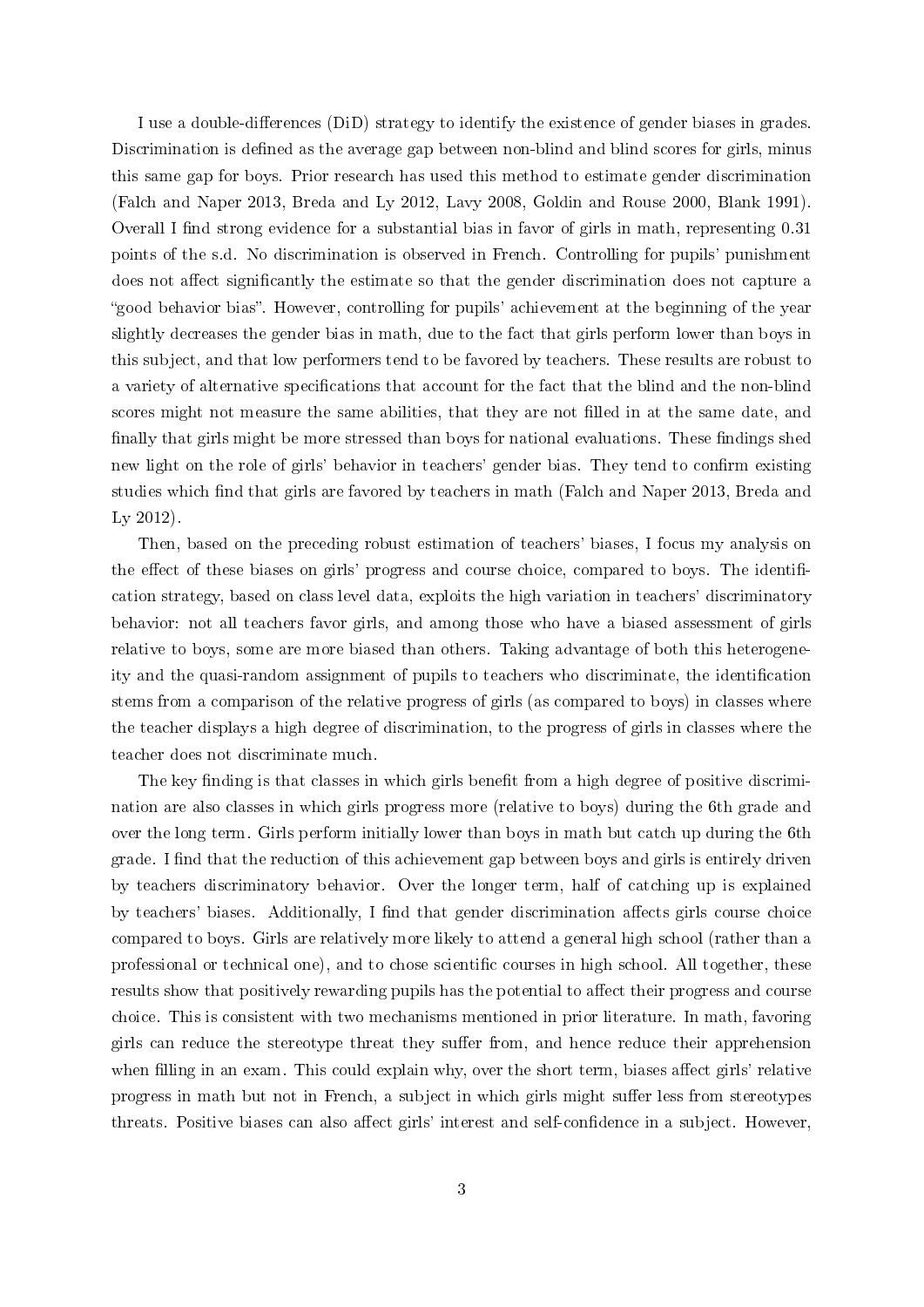I use a double-differences (DiD) strategy to identify the existence of gender biases in grades. Discrimination is defined as the average gap between non-blind and blind scores for girls, minus this same gap for boys. Prior research has used this method to estimate gender discrimination (Falch and Naper 2013, Breda and Ly 2012, Lavy 2008, Goldin and Rouse 2000, Blank 1991). Overall I find strong evidence for a substantial bias in favor of girls in math, representing 0.31 points of the s.d. No discrimination is observed in French. Controlling for pupils' punishment does not affect significantly the estimate so that the gender discrimination does not capture a "good behavior bias". However, controlling for pupils' achievement at the beginning of the year slightly decreases the gender bias in math, due to the fact that girls perform lower than boys in this subject, and that low performers tend to be favored by teachers. These results are robust to a variety of alternative specifications that account for the fact that the blind and the non-blind scores might not measure the same abilities, that they are not filled in at the same date, and finally that girls might be more stressed than boys for national evaluations. These findings shed new light on the role of girls' behavior in teachers' gender bias. They tend to confirm existing studies which find that girls are favored by teachers in math (Falch and Naper 2013, Breda and Ly 2012).

Then, based on the preceding robust estimation of teachers' biases, I focus my analysis on the effect of these biases on girls' progress and course choice, compared to boys. The identification strategy, based on class level data, exploits the high variation in teachers' discriminatory behavior: not all teachers favor girls, and among those who have a biased assessment of girls relative to boys, some are more biased than others. Taking advantage of both this heterogeneity and the quasi-random assignment of pupils to teachers who discriminate, the identification stems from a comparison of the relative progress of girls (as compared to boys) in classes where the teacher displays a high degree of discrimination, to the progress of girls in classes where the teacher does not discriminate much.

The key finding is that classes in which girls benefit from a high degree of positive discrimination are also classes in which girls progress more (relative to boys) during the 6th grade and over the long term. Girls perform initially lower than boys in math but catch up during the 6th grade. I find that the reduction of this achievement gap between boys and girls is entirely driven by teachers discriminatory behavior. Over the longer term, half of catching up is explained by teachers' biases. Additionally, I find that gender discrimination affects girls course choice compared to boys. Girls are relatively more likely to attend a general high school (rather than a professional or technical one), and to chose scientific courses in high school. All together, these results show that positively rewarding pupils has the potential to affect their progress and course choice. This is consistent with two mechanisms mentioned in prior literature. In math, favoring girls can reduce the stereotype threat they suffer from, and hence reduce their apprehension when filling in an exam. This could explain why, over the short term, biases affect girls' relative progress in math but not in French, a subject in which girls might suffer less from stereotypes threats. Positive biases can also affect girls' interest and self-confidence in a subject. However,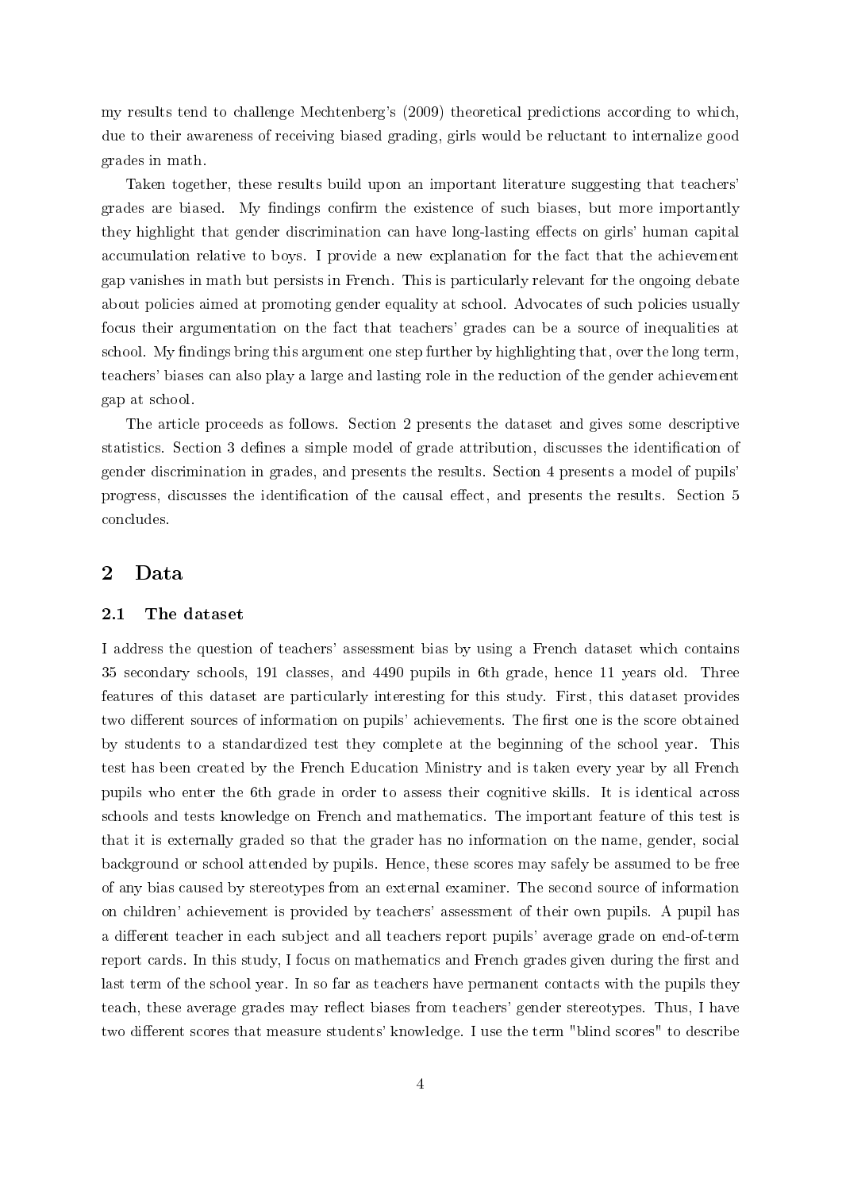my results tend to challenge Mechtenberg's (2009) theoretical predictions according to which, due to their awareness of receiving biased grading, girls would be reluctant to internalize good grades in math.

Taken together, these results build upon an important literature suggesting that teachers' grades are biased. My findings confirm the existence of such biases, but more importantly they highlight that gender discrimination can have long-lasting effects on girls' human capital accumulation relative to boys. I provide a new explanation for the fact that the achievement gap vanishes in math but persists in French. This is particularly relevant for the ongoing debate about policies aimed at promoting gender equality at school. Advocates of such policies usually focus their argumentation on the fact that teachers' grades can be a source of inequalities at school. My findings bring this argument one step further by highlighting that, over the long term, teachers' biases can also play a large and lasting role in the reduction of the gender achievement gap at school.

The article proceeds as follows. Section 2 presents the dataset and gives some descriptive statistics. Section 3 defines a simple model of grade attribution, discusses the identification of gender discrimination in grades, and presents the results. Section 4 presents a model of pupils' progress, discusses the identification of the causal effect, and presents the results. Section 5 concludes.

## 2 Data

### 2.1 The dataset

I address the question of teachers' assessment bias by using a French dataset which contains 35 secondary schools, 191 classes, and 4490 pupils in 6th grade, hence 11 years old. Three features of this dataset are particularly interesting for this study. First, this dataset provides two different sources of information on pupils' achievements. The first one is the score obtained by students to a standardized test they complete at the beginning of the school year. This test has been created by the French Education Ministry and is taken every year by all French pupils who enter the 6th grade in order to assess their cognitive skills. It is identical across schools and tests knowledge on French and mathematics. The important feature of this test is that it is externally graded so that the grader has no information on the name, gender, social background or school attended by pupils. Hence, these scores may safely be assumed to be free of any bias caused by stereotypes from an external examiner. The second source of information on children' achievement is provided by teachers' assessment of their own pupils. A pupil has a different teacher in each subject and all teachers report pupils' average grade on end-of-term report cards. In this study, I focus on mathematics and French grades given during the first and last term of the school year. In so far as teachers have permanent contacts with the pupils they teach, these average grades may reflect biases from teachers' gender stereotypes. Thus, I have two different scores that measure students' knowledge. I use the term "blind scores" to describe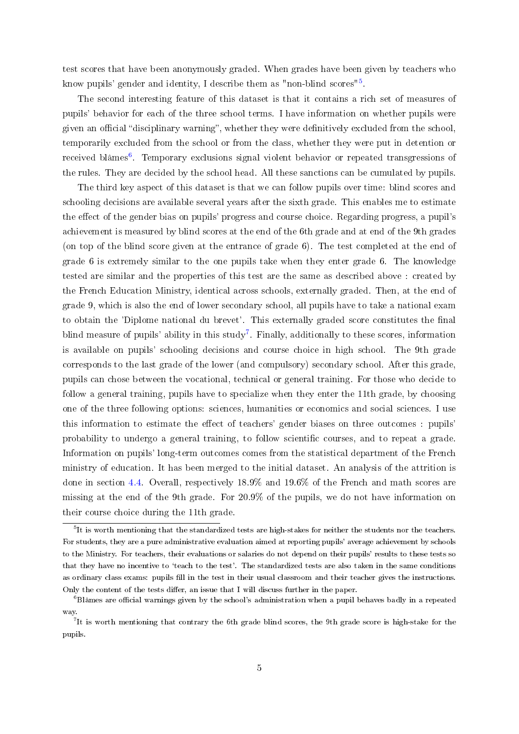test scores that have been anonymously graded. When grades have been given by teachers who know pupils' gender and identity, I describe them as "non-blind scores"[5].

The second interesting feature of this dataset is that it contains a rich set of measures of pupils' behavior for each of the three school terms. I have information on whether pupils were given an official "disciplinary warning", whether they were definitively excluded from the school, temporarily excluded from the school or from the class, whether they were put in detention or received blâmes[6]. Temporary exclusions signal violent behavior or repeated transgressions of the rules. They are decided by the school head. All these sanctions can be cumulated by pupils.

The third key aspect of this dataset is that we can follow pupils over time: blind scores and schooling decisions are available several years after the sixth grade. This enables me to estimate the effect of the gender bias on pupils' progress and course choice. Regarding progress, a pupil's achievement is measured by blind scores at the end of the 6th grade and at end of the 9th grades (on top of the blind score given at the entrance of grade 6). The test completed at the end of grade 6 is extremely similar to the one pupils take when they enter grade 6. The knowledge tested are similar and the properties of this test are the same as described above : created by the French Education Ministry, identical across schools, externally graded. Then, at the end of grade 9, which is also the end of lower secondary school, all pupils have to take a national exam to obtain the 'Diplome national du brevet'. This externally graded score constitutes the final blind measure of pupils' ability in this study[7]. Finally, additionally to these scores, information is available on pupils' schooling decisions and course choice in high school. The 9th grade corresponds to the last grade of the lower (and compulsory) secondary school. After this grade, pupils can chose between the vocational, technical or general training. For those who decide to follow a general training, pupils have to specialize when they enter the 11th grade, by choosing one of the three following options: sciences, humanities or economics and social sciences. I use this information to estimate the effect of teachers' gender biases on three outcomes : pupils' probability to undergo a general training, to follow scientific courses, and to repeat a grade. Information on pupils' long-term outcomes comes from the statistical department of the French ministry of education. It has been merged to the initial dataset. An analysis of the attrition is done in section 4.4. Overall, respectively 18.9% and 19.6% of the French and math scores are missing at the end of the 9th grade. For 20.9% of the pupils, we do not have information on their course choice during the 11th grade.

[5] It is worth mentioning that the standardized tests are high-stakes for neither the students nor the teachers. For students, they are a pure administrative evaluation aimed at reporting pupils' average achievement by schools to the Ministry. For teachers, their evaluations or salaries do not depend on their pupils' results to these tests so that they have no incentive to 'teach to the test'. The standardized tests are also taken in the same conditions as ordinary class exams: pupils fill in the test in their usual classroom and their teacher gives the instructions. Only the content of the tests differ, an issue that I will discuss further in the paper.

[6] Blâmes are official warnings given by the school's administration when a pupil behaves badly in a repeated way.

[7] It is worth mentioning that contrary the 6th grade blind scores, the 9th grade score is high-stake for the pupils.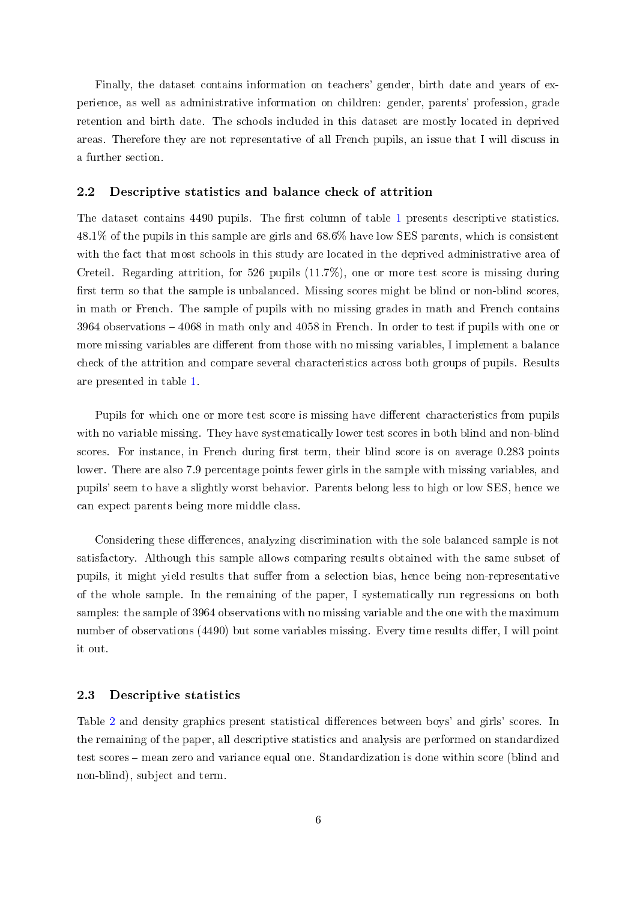Finally, the dataset contains information on teachers' gender, birth date and years of experience, as well as administrative information on children: gender, parents' profession, grade retention and birth date. The schools included in this dataset are mostly located in deprived areas. Therefore they are not representative of all French pupils, an issue that I will discuss in a further section.

### 2.2 Descriptive statistics and balance check of attrition

The dataset contains 4490 pupils. The first column of table 1 presents descriptive statistics. 48.1% of the pupils in this sample are girls and 68.6% have low SES parents, which is consistent with the fact that most schools in this study are located in the deprived administrative area of Creteil. Regarding attrition, for 526 pupils (11.7%), one or more test score is missing during first term so that the sample is unbalanced. Missing scores might be blind or non-blind scores, in math or French. The sample of pupils with no missing grades in math and French contains 3964 observations – 4068 in math only and 4058 in French. In order to test if pupils with one or more missing variables are different from those with no missing variables, I implement a balance check of the attrition and compare several characteristics across both groups of pupils. Results are presented in table 1.

Pupils for which one or more test score is missing have different characteristics from pupils with no variable missing. They have systematically lower test scores in both blind and non-blind scores. For instance, in French during first term, their blind score is on average 0.283 points lower. There are also 7.9 percentage points fewer girls in the sample with missing variables, and pupils' seem to have a slightly worst behavior. Parents belong less to high or low SES, hence we can expect parents being more middle class.

Considering these differences, analyzing discrimination with the sole balanced sample is not satisfactory. Although this sample allows comparing results obtained with the same subset of pupils, it might yield results that suffer from a selection bias, hence being non-representative of the whole sample. In the remaining of the paper, I systematically run regressions on both samples: the sample of 3964 observations with no missing variable and the one with the maximum number of observations (4490) but some variables missing. Every time results differ, I will point it out.

### 2.3 Descriptive statistics

Table 2 and density graphics present statistical differences between boys' and girls' scores. In the remaining of the paper, all descriptive statistics and analysis are performed on standardized test scores – mean zero and variance equal one. Standardization is done within score (blind and non-blind), subject and term.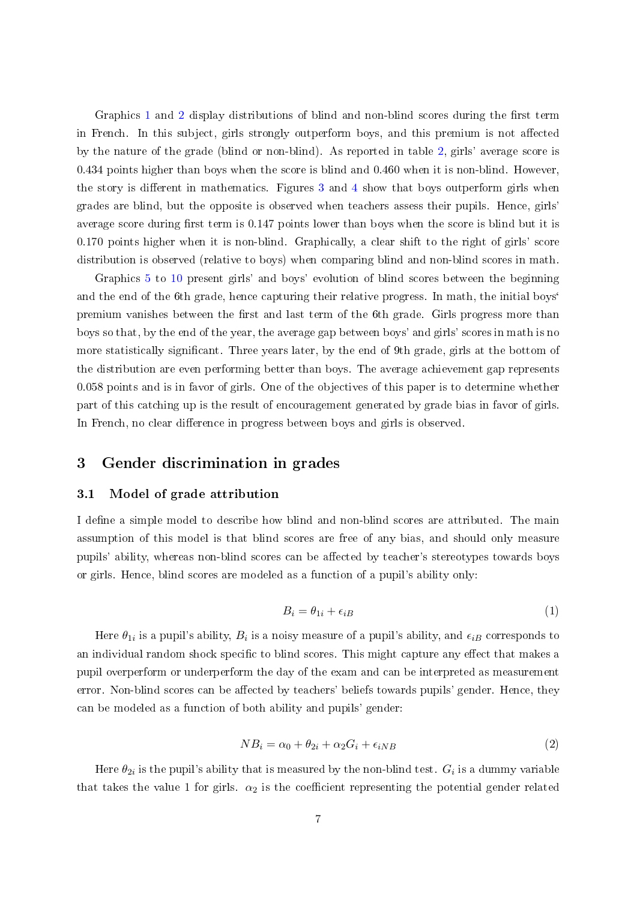Graphics 1 and 2 display distributions of blind and non-blind scores during the first term in French. In this subject, girls strongly outperform boys, and this premium is not affected by the nature of the grade (blind or non-blind). As reported in table 2, girls' average score is 0.434 points higher than boys when the score is blind and 0.460 when it is non-blind. However, the story is different in mathematics. Figures 3 and 4 show that boys outperform girls when grades are blind, but the opposite is observed when teachers assess their pupils. Hence, girls' average score during first term is 0.147 points lower than boys when the score is blind but it is 0.170 points higher when it is non-blind. Graphically, a clear shift to the right of girls' score distribution is observed (relative to boys) when comparing blind and non-blind scores in math.

Graphics 5 to 10 present girls' and boys' evolution of blind scores between the beginning and the end of the 6th grade, hence capturing their relative progress. In math, the initial boys' premium vanishes between the first and last term of the 6th grade. Girls progress more than boys so that, by the end of the year, the average gap between boys' and girls' scores in math is no more statistically significant. Three years later, by the end of 9th grade, girls at the bottom of the distribution are even performing better than boys. The average achievement gap represents 0.058 points and is in favor of girls. One of the objectives of this paper is to determine whether part of this catching up is the result of encouragement generated by grade bias in favor of girls. In French, no clear difference in progress between boys and girls is observed.

## 3 Gender discrimination in grades

### 3.1 Model of grade attribution

I define a simple model to describe how blind and non-blind scores are attributed. The main assumption of this model is that blind scores are free of any bias, and should only measure pupils' ability, whereas non-blind scores can be affected by teacher's stereotypes towards boys or girls. Hence, blind scores are modeled as a function of a pupil's ability only:

$$B_i = \theta_{1i} + \epsilon_{iB} \tag{1}$$

Here $\theta_{1i}$ is a pupil's ability, $B_i$ is a noisy measure of a pupil's ability, and $\epsilon_{iB}$ corresponds to an individual random shock specific to blind scores. This might capture any effect that makes a pupil overperform or underperform the day of the exam and can be interpreted as measurement error. Non-blind scores can be affected by teachers' beliefs towards pupils' gender. Hence, they can be modeled as a function of both ability and pupils' gender:

$$NB_i = \alpha_0 + \theta_{2i} + \alpha_2 G_i + \epsilon_{iNB} \tag{2}$$

Here $\theta_{2i}$ is the pupil's ability that is measured by the non-blind test. $G_i$ is a dummy variable that takes the value 1 for girls. $\alpha_2$ is the coefficient representing the potential gender related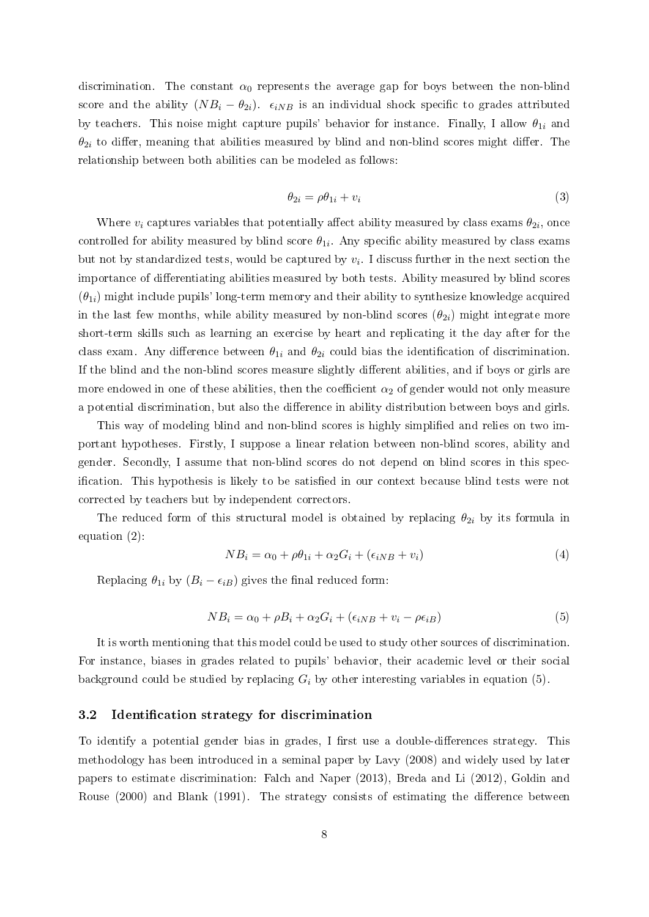discrimination. The constant $\alpha_0$ represents the average gap for boys between the non-blind score and the ability $(NB_i - \theta_{2i})$. $\epsilon_{iNB}$ is an individual shock specific to grades attributed by teachers. This noise might capture pupils' behavior for instance. Finally, I allow $\theta_{1i}$ and $\theta_{2i}$ to differ, meaning that abilities measured by blind and non-blind scores might differ. The relationship between both abilities can be modeled as follows:

$$\theta_{2i} = \rho\theta_{1i} + v_i \tag{3}$$

Where $v_i$ captures variables that potentially affect ability measured by class exams $\theta_{2i}$, once controlled for ability measured by blind score $\theta_{1i}$. Any specific ability measured by class exams but not by standardized tests, would be captured by $v_i$. I discuss further in the next section the importance of differentiating abilities measured by both tests. Ability measured by blind scores ($\theta_{1i}$) might include pupils' long-term memory and their ability to synthesize knowledge acquired in the last few months, while ability measured by non-blind scores ($\theta_{2i}$) might integrate more short-term skills such as learning an exercise by heart and replicating it the day after for the class exam. Any difference between $\theta_{1i}$ and $\theta_{2i}$ could bias the identification of discrimination. If the blind and the non-blind scores measure slightly different abilities, and if boys or girls are more endowed in one of these abilities, then the coefficient $\alpha_2$ of gender would not only measure a potential discrimination, but also the difference in ability distribution between boys and girls.

This way of modeling blind and non-blind scores is highly simplified and relies on two important hypotheses. Firstly, I suppose a linear relation between non-blind scores, ability and gender. Secondly, I assume that non-blind scores do not depend on blind scores in this specification. This hypothesis is likely to be satisfied in our context because blind tests were not corrected by teachers but by independent correctors.

The reduced form of this structural model is obtained by replacing $\theta_{2i}$ by its formula in equation (2):

$$NB_i = \alpha_0 + \rho\theta_{1i} + \alpha_2 G_i + (\epsilon_{iNB} + v_i) \tag{4}$$

Replacing $\theta_{1i}$ by $(B_i - \epsilon_{iB})$ gives the final reduced form:

$$NB_i = \alpha_0 + \rho B_i + \alpha_2 G_i + (\epsilon_{iNB} + v_i - \rho\epsilon_{iB}) \tag{5}$$

It is worth mentioning that this model could be used to study other sources of discrimination. For instance, biases in grades related to pupils' behavior, their academic level or their social background could be studied by replacing $G_i$ by other interesting variables in equation (5).

### 3.2 Identification strategy for discrimination

To identify a potential gender bias in grades, I first use a double-differences strategy. This methodology has been introduced in a seminal paper by Lavy (2008) and widely used by later papers to estimate discrimination: Falch and Naper (2013), Breda and Li (2012), Goldin and Rouse (2000) and Blank (1991). The strategy consists of estimating the difference between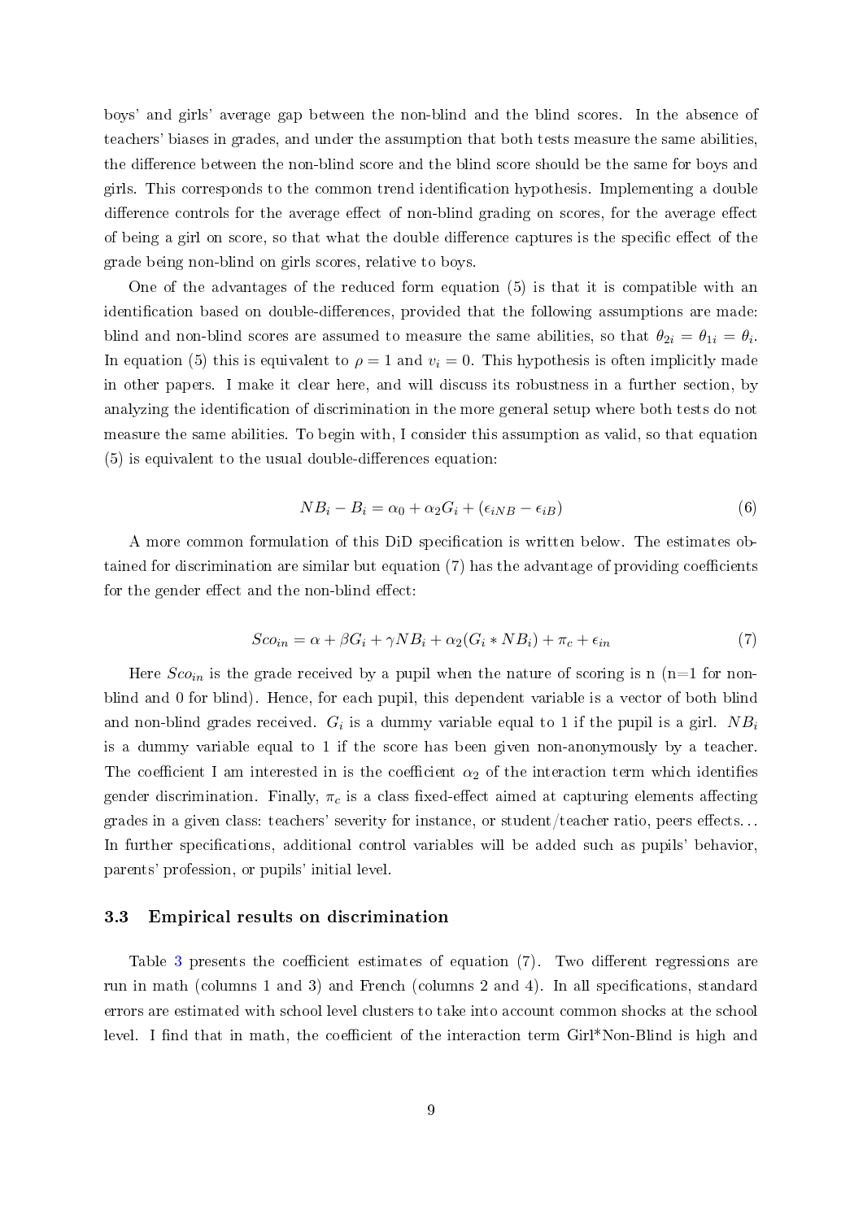boys' and girls' average gap between the non-blind and the blind scores. In the absence of teachers' biases in grades, and under the assumption that both tests measure the same abilities, the difference between the non-blind score and the blind score should be the same for boys and girls. This corresponds to the common trend identification hypothesis. Implementing a double difference controls for the average effect of non-blind grading on scores, for the average effect of being a girl on score, so that what the double difference captures is the specific effect of the grade being non-blind on girls scores, relative to boys.

One of the advantages of the reduced form equation (5) is that it is compatible with an identification based on double-differences, provided that the following assumptions are made: blind and non-blind scores are assumed to measure the same abilities, so that $\theta_{2i} = \theta_{1i} = \theta_i$. In equation (5) this is equivalent to $\rho = 1$ and $v_i = 0$. This hypothesis is often implicitly made in other papers. I make it clear here, and will discuss its robustness in a further section, by analyzing the identification of discrimination in the more general setup where both tests do not measure the same abilities. To begin with, I consider this assumption as valid, so that equation (5) is equivalent to the usual double-differences equation:

$$NB_i - B_i = \alpha_0 + \alpha_2 G_i + (\epsilon_{iNB} - \epsilon_{iB}) \tag{6}$$

A more common formulation of this DiD specification is written below. The estimates obtained for discrimination are similar but equation (7) has the advantage of providing coefficients for the gender effect and the non-blind effect:

$$Sco_{in} = \alpha + \beta G_i + \gamma NB_i + \alpha_2 (G_i * NB_i) + \pi_c + \epsilon_{in} \tag{7}$$

Here $Sco_{in}$ is the grade received by a pupil when the nature of scoring is n (n=1 for non-blind and 0 for blind). Hence, for each pupil, this dependent variable is a vector of both blind and non-blind grades received. $G_i$ is a dummy variable equal to 1 if the pupil is a girl. $NB_i$ is a dummy variable equal to 1 if the score has been given non-anonymously by a teacher. The coefficient I am interested in is the coefficient $\alpha_2$ of the interaction term which identifies gender discrimination. Finally, $\pi_c$ is a class fixed-effect aimed at capturing elements affecting grades in a given class: teachers' severity for instance, or student/teacher ratio, peers effects... In further specifications, additional control variables will be added such as pupils' behavior, parents' profession, or pupils' initial level.

### 3.3 Empirical results on discrimination

Table 3 presents the coefficient estimates of equation (7). Two different regressions are run in math (columns 1 and 3) and French (columns 2 and 4). In all specifications, standard errors are estimated with school level clusters to take into account common shocks at the school level. I find that in math, the coefficient of the interaction term Girl*Non-Blind is high and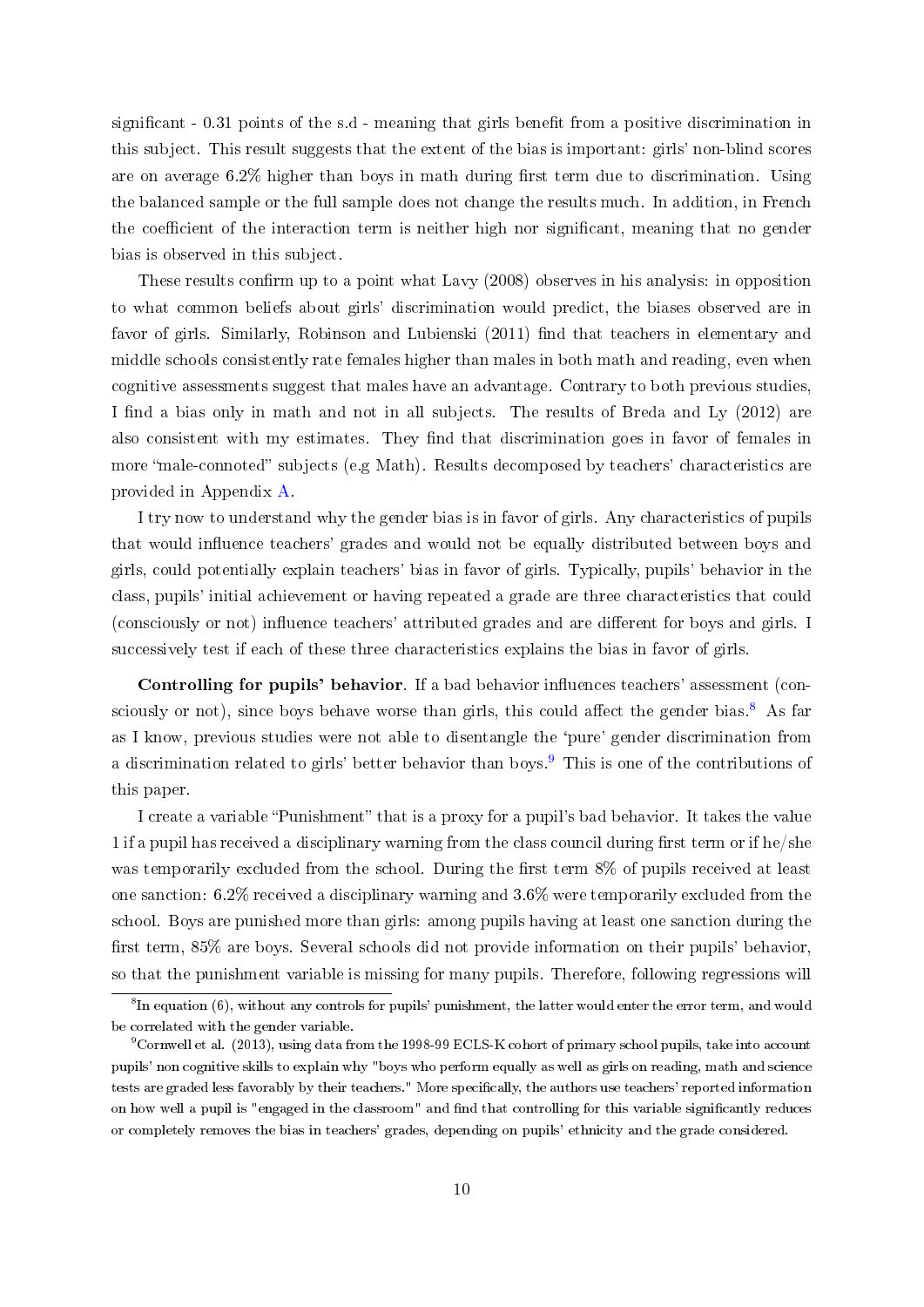significant - 0.31 points of the s.d - meaning that girls benefit from a positive discrimination in this subject. This result suggests that the extent of the bias is important: girls' non-blind scores are on average 6.2% higher than boys in math during first term due to discrimination. Using the balanced sample or the full sample does not change the results much. In addition, in French the coefficient of the interaction term is neither high nor significant, meaning that no gender bias is observed in this subject.

These results confirm up to a point what Lavy (2008) observes in his analysis: in opposition to what common beliefs about girls' discrimination would predict, the biases observed are in favor of girls. Similarly, Robinson and Lubienski (2011) find that teachers in elementary and middle schools consistently rate females higher than males in both math and reading, even when cognitive assessments suggest that males have an advantage. Contrary to both previous studies, I find a bias only in math and not in all subjects. The results of Breda and Ly (2012) are also consistent with my estimates. They find that discrimination goes in favor of females in more "male-connoted" subjects (e.g Math). Results decomposed by teachers' characteristics are provided in Appendix A.

I try now to understand why the gender bias is in favor of girls. Any characteristics of pupils that would influence teachers' grades and would not be equally distributed between boys and girls, could potentially explain teachers' bias in favor of girls. Typically, pupils' behavior in the class, pupils' initial achievement or having repeated a grade are three characteristics that could (consciously or not) influence teachers' attributed grades and are different for boys and girls. I successively test if each of these three characteristics explains the bias in favor of girls.

**Controlling for pupils' behavior**. If a bad behavior influences teachers' assessment (consciously or not), since boys behave worse than girls, this could affect the gender bias.[8] As far as I know, previous studies were not able to disentangle the 'pure' gender discrimination from a discrimination related to girls' better behavior than boys.[9] This is one of the contributions of this paper.

I create a variable "Punishment" that is a proxy for a pupil's bad behavior. It takes the value 1 if a pupil has received a disciplinary warning from the class council during first term or if he/she was temporarily excluded from the school. During the first term 8% of pupils received at least one sanction: 6.2% received a disciplinary warning and 3.6% were temporarily excluded from the school. Boys are punished more than girls: among pupils having at least one sanction during the first term, 85% are boys. Several schools did not provide information on their pupils' behavior, so that the punishment variable is missing for many pupils. Therefore, following regressions will

[8] In equation (6), without any controls for pupils' punishment, the latter would enter the error term, and would be correlated with the gender variable.

[9] Cornwell et al. (2013), using data from the 1998-99 ECLS-K cohort of primary school pupils, take into account pupils' non cognitive skills to explain why "boys who perform equally as well as girls on reading, math and science tests are graded less favorably by their teachers." More specifically, the authors use teachers' reported information on how well a pupil is "engaged in the classroom" and find that controlling for this variable significantly reduces or completely removes the bias in teachers' grades, depending on pupils' ethnicity and the grade considered.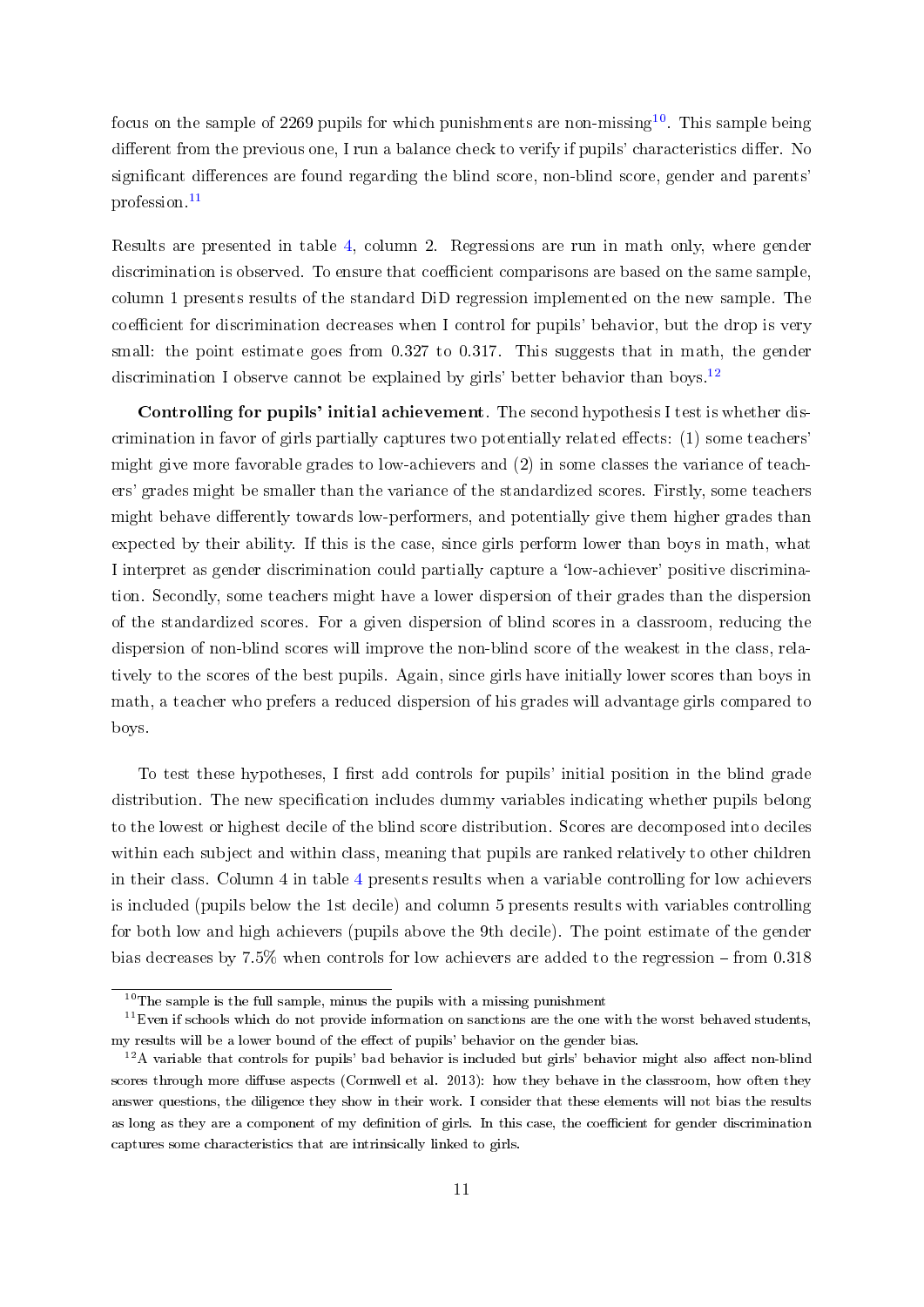focus on the sample of 2269 pupils for which punishments are non-missing[10]. This sample being different from the previous one, I run a balance check to verify if pupils' characteristics differ. No significant differences are found regarding the blind score, non-blind score, gender and parents' profession.[11]

Results are presented in table 4, column 2. Regressions are run in math only, where gender discrimination is observed. To ensure that coefficient comparisons are based on the same sample, column 1 presents results of the standard DiD regression implemented on the new sample. The coefficient for discrimination decreases when I control for pupils' behavior, but the drop is very small: the point estimate goes from 0.327 to 0.317. This suggests that in math, the gender discrimination I observe cannot be explained by girls' better behavior than boys.[12]

**Controlling for pupils' initial achievement**. The second hypothesis I test is whether discrimination in favor of girls partially captures two potentially related effects: (1) some teachers' might give more favorable grades to low-achievers and (2) in some classes the variance of teachers' grades might be smaller than the variance of the standardized scores. Firstly, some teachers might behave differently towards low-performers, and potentially give them higher grades than expected by their ability. If this is the case, since girls perform lower than boys in math, what I interpret as gender discrimination could partially capture a 'low-achiever' positive discrimination. Secondly, some teachers might have a lower dispersion of their grades than the dispersion of the standardized scores. For a given dispersion of blind scores in a classroom, reducing the dispersion of non-blind scores will improve the non-blind score of the weakest in the class, relatively to the scores of the best pupils. Again, since girls have initially lower scores than boys in math, a teacher who prefers a reduced dispersion of his grades will advantage girls compared to boys.

To test these hypotheses, I first add controls for pupils' initial position in the blind grade distribution. The new specification includes dummy variables indicating whether pupils belong to the lowest or highest decile of the blind score distribution. Scores are decomposed into deciles within each subject and within class, meaning that pupils are ranked relatively to other children in their class. Column 4 in table 4 presents results when a variable controlling for low achievers is included (pupils below the 1st decile) and column 5 presents results with variables controlling for both low and high achievers (pupils above the 9th decile). The point estimate of the gender bias decreases by 7.5% when controls for low achievers are added to the regression – from 0.318

[10] The sample is the full sample, minus the pupils with a missing punishment

[11] Even if schools which do not provide information on sanctions are the one with the worst behaved students, my results will be a lower bound of the effect of pupils' behavior on the gender bias.

[12] A variable that controls for pupils' bad behavior is included but girls' behavior might also affect non-blind scores through more diffuse aspects (Cornwell et al. 2013): how they behave in the classroom, how often they answer questions, the diligence they show in their work. I consider that these elements will not bias the results as long as they are a component of my definition of girls. In this case, the coefficient for gender discrimination captures some characteristics that are intrinsically linked to girls.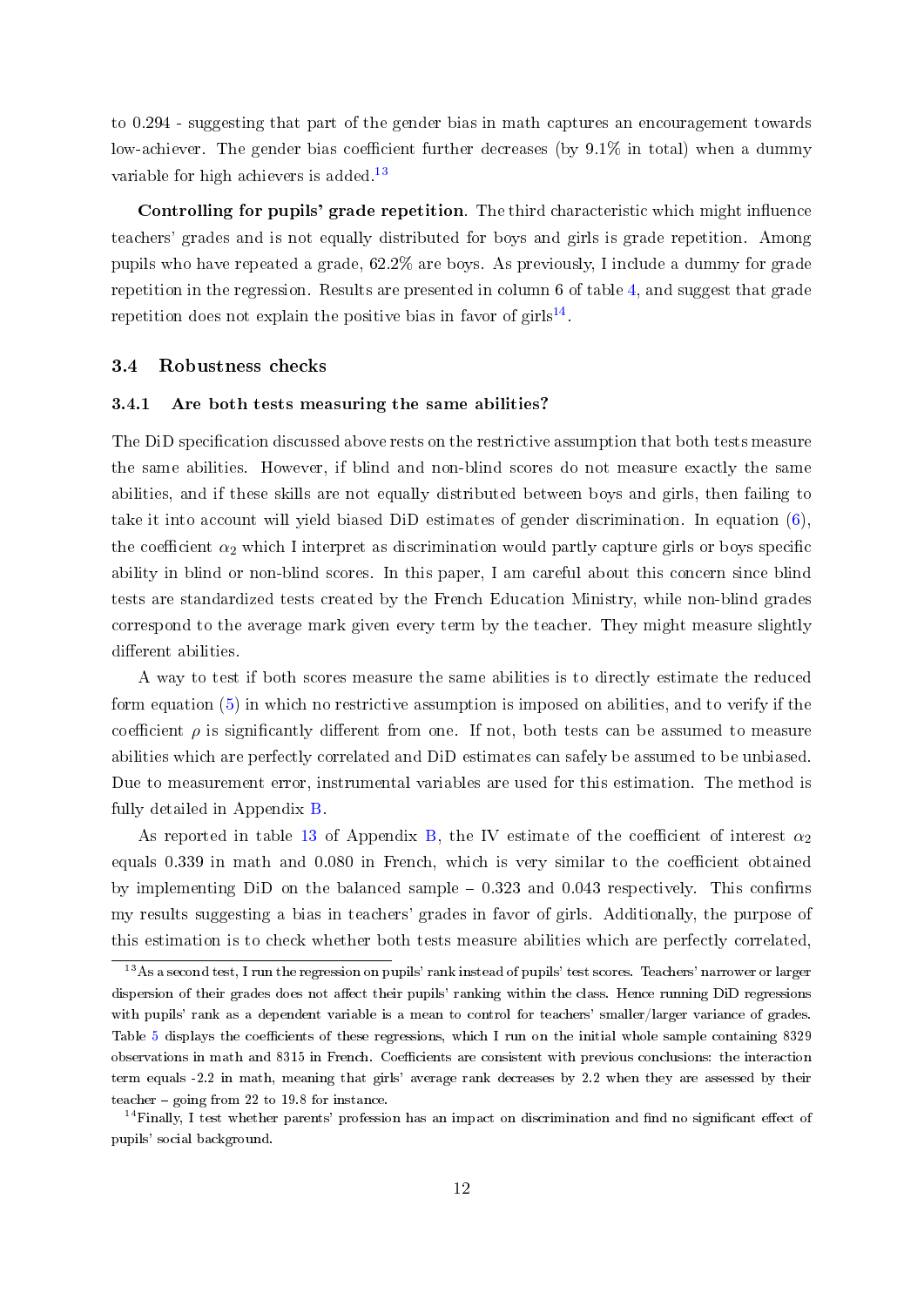to 0.294 - suggesting that part of the gender bias in math captures an encouragement towards low-achiever. The gender bias coefficient further decreases (by 9.1% in total) when a dummy variable for high achievers is added.[13]

**Controlling for pupils' grade repetition**. The third characteristic which might influence teachers' grades and is not equally distributed for boys and girls is grade repetition. Among pupils who have repeated a grade, 62.2% are boys. As previously, I include a dummy for grade repetition in the regression. Results are presented in column 6 of table 4, and suggest that grade repetition does not explain the positive bias in favor of girls[14].

### 3.4 Robustness checks

#### 3.4.1 Are both tests measuring the same abilities?

The DiD specification discussed above rests on the restrictive assumption that both tests measure the same abilities. However, if blind and non-blind scores do not measure exactly the same abilities, and if these skills are not equally distributed between boys and girls, then failing to take it into account will yield biased DiD estimates of gender discrimination. In equation (6), the coefficient $\alpha_2$ which I interpret as discrimination would partly capture girls or boys specific ability in blind or non-blind scores. In this paper, I am careful about this concern since blind tests are standardized tests created by the French Education Ministry, while non-blind grades correspond to the average mark given every term by the teacher. They might measure slightly different abilities.

A way to test if both scores measure the same abilities is to directly estimate the reduced form equation (5) in which no restrictive assumption is imposed on abilities, and to verify if the coefficient $\rho$ is significantly different from one. If not, both tests can be assumed to measure abilities which are perfectly correlated and DiD estimates can safely be assumed to be unbiased. Due to measurement error, instrumental variables are used for this estimation. The method is fully detailed in Appendix B.

As reported in table 13 of Appendix B, the IV estimate of the coefficient of interest $\alpha_2$ equals 0.339 in math and 0.080 in French, which is very similar to the coefficient obtained by implementing DiD on the balanced sample – 0.323 and 0.043 respectively. This confirms my results suggesting a bias in teachers' grades in favor of girls. Additionally, the purpose of this estimation is to check whether both tests measure abilities which are perfectly correlated,

[13] As a second test, I run the regression on pupils' rank instead of pupils' test scores. Teachers' narrower or larger dispersion of their grades does not affect their pupils' ranking within the class. Hence running DiD regressions with pupils' rank as a dependent variable is a mean to control for teachers' smaller/larger variance of grades. Table 5 displays the coefficients of these regressions, which I run on the initial whole sample containing 8329 observations in math and 8315 in French. Coefficients are consistent with previous conclusions: the interaction term equals -2.2 in math, meaning that girls' average rank decreases by 2.2 when they are assessed by their teacher – going from 22 to 19.8 for instance.

[14] Finally, I test whether parents' profession has an impact on discrimination and find no significant effect of pupils' social background.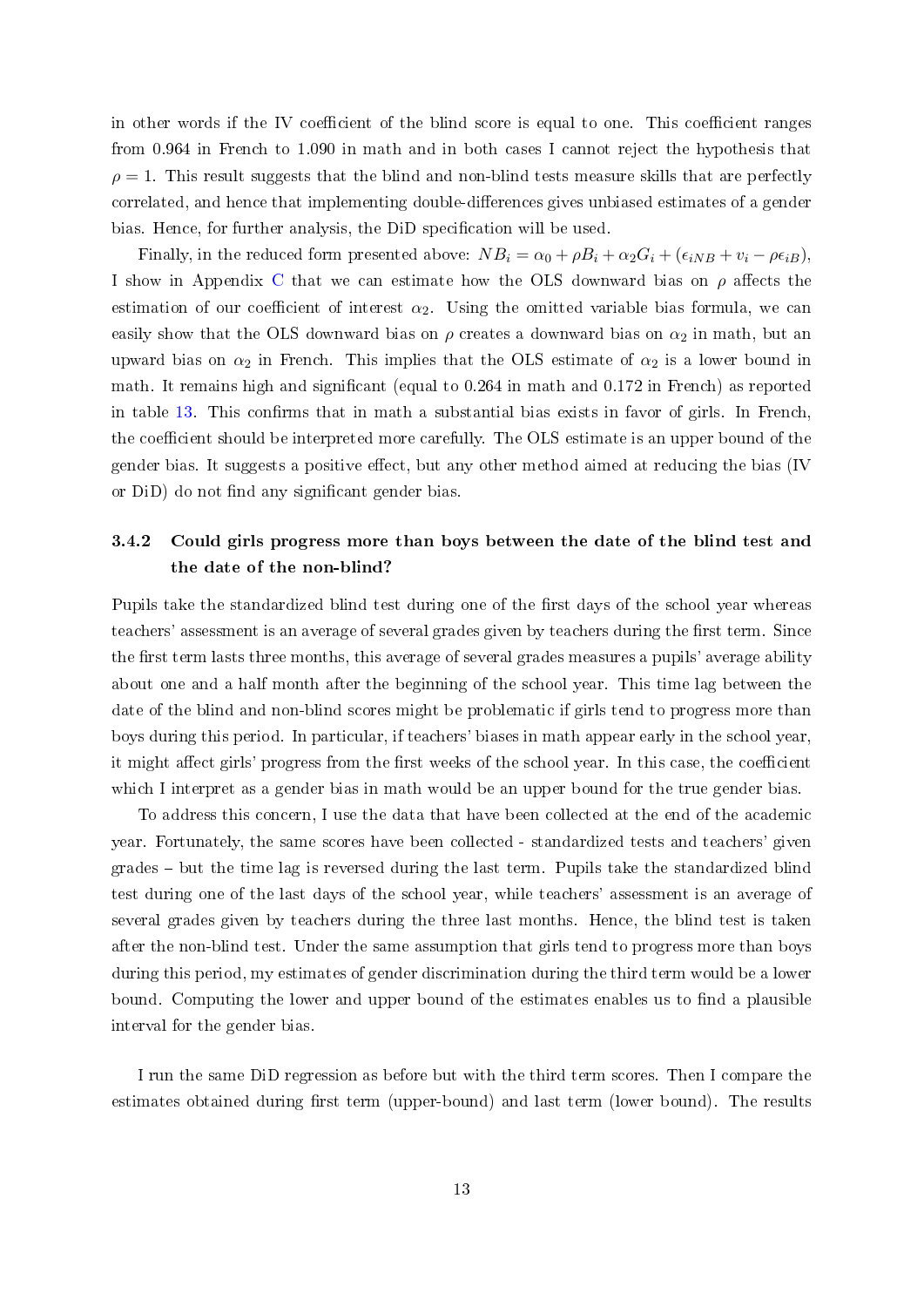in other words if the IV coefficient of the blind score is equal to one. This coefficient ranges from 0.964 in French to 1.090 in math and in both cases I cannot reject the hypothesis that $\rho = 1$. This result suggests that the blind and non-blind tests measure skills that are perfectly correlated, and hence that implementing double-differences gives unbiased estimates of a gender bias. Hence, for further analysis, the DiD specification will be used.

Finally, in the reduced form presented above: $NB_i = \alpha_0 + \rho B_i + \alpha_2 G_i + (\epsilon_{iNB} + v_i - \rho\epsilon_{iB})$, I show in Appendix C that we can estimate how the OLS downward bias on $\rho$ affects the estimation of our coefficient of interest $\alpha_2$. Using the omitted variable bias formula, we can easily show that the OLS downward bias on $\rho$ creates a downward bias on $\alpha_2$ in math, but an upward bias on $\alpha_2$ in French. This implies that the OLS estimate of $\alpha_2$ is a lower bound in math. It remains high and significant (equal to 0.264 in math and 0.172 in French) as reported in table 13. This confirms that in math a substantial bias exists in favor of girls. In French, the coefficient should be interpreted more carefully. The OLS estimate is an upper bound of the gender bias. It suggests a positive effect, but any other method aimed at reducing the bias (IV or DiD) do not find any significant gender bias.

### 3.4.2 Could girls progress more than boys between the date of the blind test and the date of the non-blind?

Pupils take the standardized blind test during one of the first days of the school year whereas teachers' assessment is an average of several grades given by teachers during the first term. Since the first term lasts three months, this average of several grades measures a pupils' average ability about one and a half month after the beginning of the school year. This time lag between the date of the blind and non-blind scores might be problematic if girls tend to progress more than boys during this period. In particular, if teachers' biases in math appear early in the school year, it might affect girls' progress from the first weeks of the school year. In this case, the coefficient which I interpret as a gender bias in math would be an upper bound for the true gender bias.

To address this concern, I use the data that have been collected at the end of the academic year. Fortunately, the same scores have been collected - standardized tests and teachers' given grades – but the time lag is reversed during the last term. Pupils take the standardized blind test during one of the last days of the school year, while teachers' assessment is an average of several grades given by teachers during the three last months. Hence, the blind test is taken after the non-blind test. Under the same assumption that girls tend to progress more than boys during this period, my estimates of gender discrimination during the third term would be a lower bound. Computing the lower and upper bound of the estimates enables us to find a plausible interval for the gender bias.

I run the same DiD regression as before but with the third term scores. Then I compare the estimates obtained during first term (upper-bound) and last term (lower bound). The results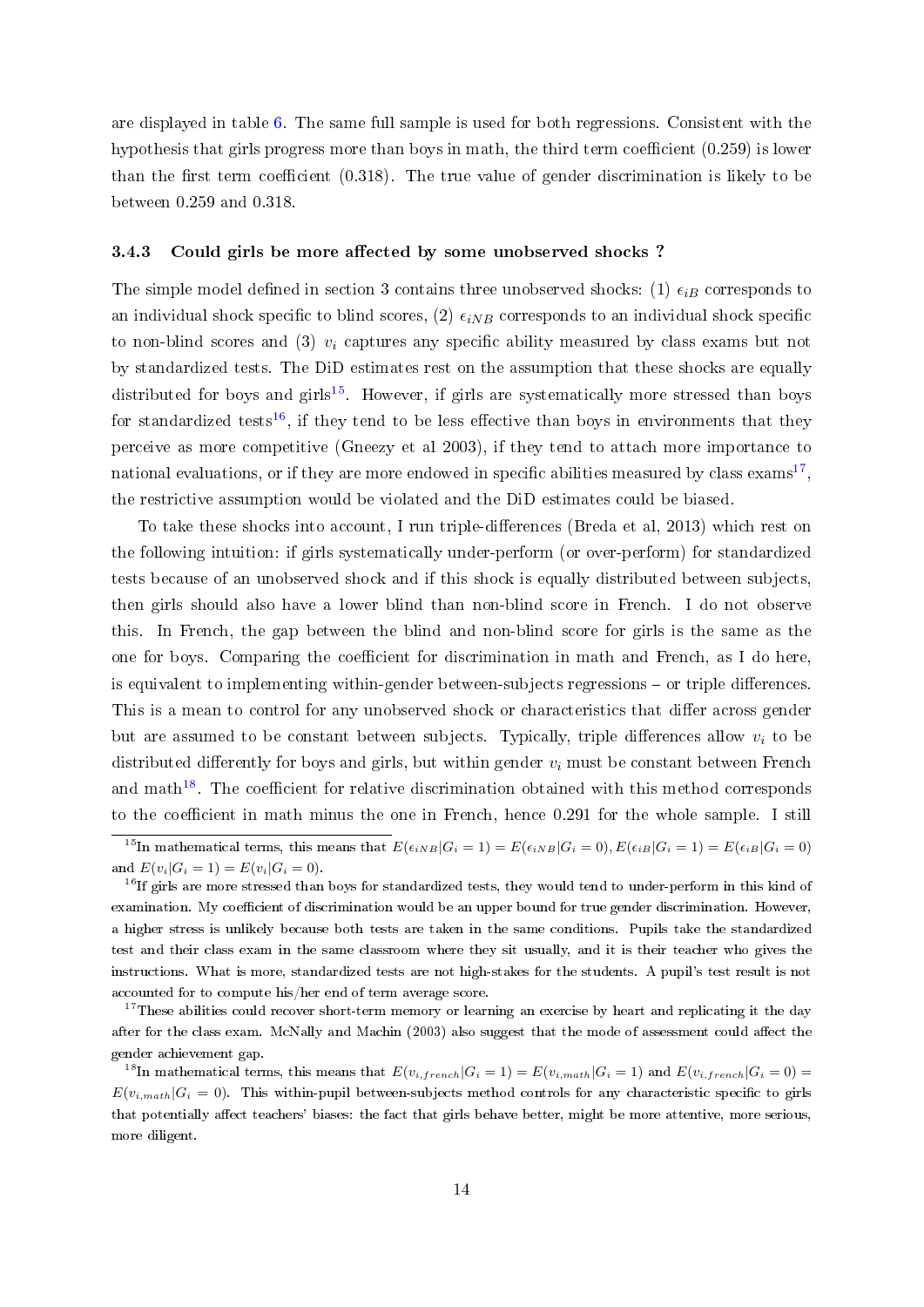are displayed in table 6. The same full sample is used for both regressions. Consistent with the hypothesis that girls progress more than boys in math, the third term coefficient (0.259) is lower than the first term coefficient (0.318). The true value of gender discrimination is likely to be between 0.259 and 0.318.

### 3.4.3 Could girls be more affected by some unobserved shocks ?

The simple model defined in section 3 contains three unobserved shocks: (1) $\epsilon_{iB}$ corresponds to an individual shock specific to blind scores, (2) $\epsilon_{iNB}$ corresponds to an individual shock specific to non-blind scores and (3) $v_i$ captures any specific ability measured by class exams but not by standardized tests. The DiD estimates rest on the assumption that these shocks are equally distributed for boys and girls[15]. However, if girls are systematically more stressed than boys for standardized tests[16], if they tend to be less effective than boys in environments that they perceive as more competitive (Gneezy et al 2003), if they tend to attach more importance to national evaluations, or if they are more endowed in specific abilities measured by class exams[17], the restrictive assumption would be violated and the DiD estimates could be biased.

To take these shocks into account, I run triple-differences (Breda et al, 2013) which rest on the following intuition: if girls systematically under-perform (or over-perform) for standardized tests because of an unobserved shock and if this shock is equally distributed between subjects, then girls should also have a lower blind than non-blind score in French. I do not observe this. In French, the gap between the blind and non-blind score for girls is the same as the one for boys. Comparing the coefficient for discrimination in math and French, as I do here, is equivalent to implementing within-gender between-subjects regressions – or triple differences. This is a mean to control for any unobserved shock or characteristics that differ across gender but are assumed to be constant between subjects. Typically, triple differences allow $v_i$ to be distributed differently for boys and girls, but within gender $v_i$ must be constant between French and math[18]. The coefficient for relative discrimination obtained with this method corresponds to the coefficient in math minus the one in French, hence 0.291 for the whole sample. I still

[15] In mathematical terms, this means that $E(\epsilon_{iNB}|G_i = 1) = E(\epsilon_{iNB}|G_i = 0), E(\epsilon_{iB}|G_i = 1) = E(\epsilon_{iB}|G_i = 0)$ and $E(v_i|G_i = 1) = E(v_i|G_i = 0)$.

[16] If girls are more stressed than boys for standardized tests, they would tend to under-perform in this kind of examination. My coefficient of discrimination would be an upper bound for true gender discrimination. However, a higher stress is unlikely because both tests are taken in the same conditions. Pupils take the standardized test and their class exam in the same classroom where they sit usually, and it is their teacher who gives the instructions. What is more, standardized tests are not high-stakes for the students. A pupil's test result is not accounted for to compute his/her end of term average score.

[17] These abilities could recover short-term memory or learning an exercise by heart and replicating it the day after for the class exam. McNally and Machin (2003) also suggest that the mode of assessment could affect the gender achievement gap.

[18] In mathematical terms, this means that $E(v_{i,french}|G_i = 1) = E(v_{i,math}|G_i = 1)$ and $E(v_{i,french}|G_i = 0) = E(v_{i,math}|G_i = 0)$. This within-pupil between-subjects method controls for any characteristic specific to girls that potentially affect teachers' biases: the fact that girls behave better, might be more attentive, more serious, more diligent.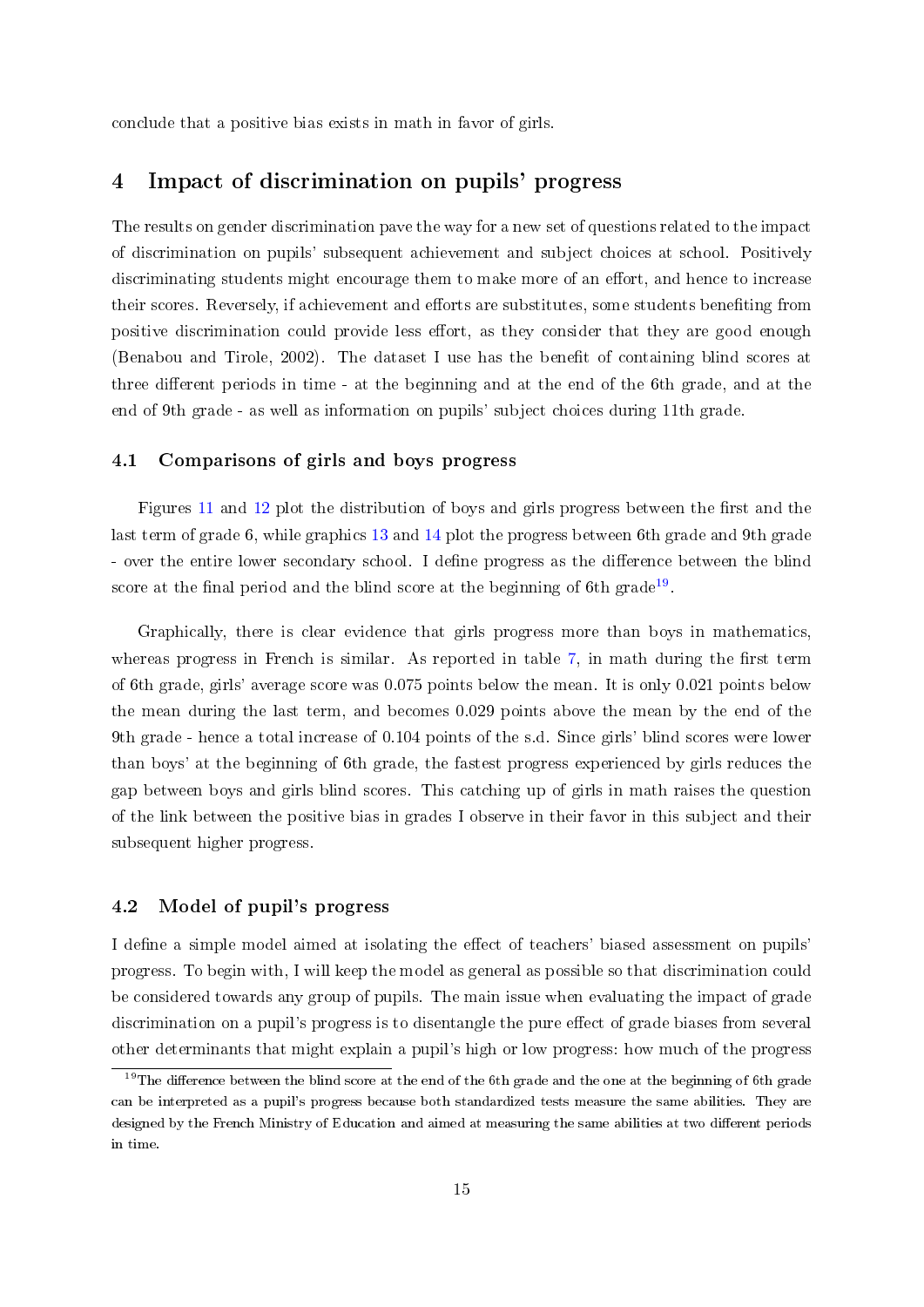conclude that a positive bias exists in math in favor of girls.

## 4 Impact of discrimination on pupils' progress

The results on gender discrimination pave the way for a new set of questions related to the impact of discrimination on pupils' subsequent achievement and subject choices at school. Positively discriminating students might encourage them to make more of an effort, and hence to increase their scores. Reversely, if achievement and efforts are substitutes, some students benefiting from positive discrimination could provide less effort, as they consider that they are good enough (Benabou and Tirole, 2002). The dataset I use has the benefit of containing blind scores at three different periods in time - at the beginning and at the end of the 6th grade, and at the end of 9th grade - as well as information on pupils' subject choices during 11th grade.

### 4.1 Comparisons of girls and boys progress

Figures 11 and 12 plot the distribution of boys and girls progress between the first and the last term of grade 6, while graphics 13 and 14 plot the progress between 6th grade and 9th grade - over the entire lower secondary school. I define progress as the difference between the blind score at the final period and the blind score at the beginning of 6th grade[19].

Graphically, there is clear evidence that girls progress more than boys in mathematics, whereas progress in French is similar. As reported in table 7, in math during the first term of 6th grade, girls' average score was 0.075 points below the mean. It is only 0.021 points below the mean during the last term, and becomes 0.029 points above the mean by the end of the 9th grade - hence a total increase of 0.104 points of the s.d. Since girls' blind scores were lower than boys' at the beginning of 6th grade, the fastest progress experienced by girls reduces the gap between boys and girls blind scores. This catching up of girls in math raises the question of the link between the positive bias in grades I observe in their favor in this subject and their subsequent higher progress.

### 4.2 Model of pupil's progress

I define a simple model aimed at isolating the effect of teachers' biased assessment on pupils' progress. To begin with, I will keep the model as general as possible so that discrimination could be considered towards any group of pupils. The main issue when evaluating the impact of grade discrimination on a pupil's progress is to disentangle the pure effect of grade biases from several other determinants that might explain a pupil's high or low progress: how much of the progress

[19] The difference between the blind score at the end of the 6th grade and the one at the beginning of 6th grade can be interpreted as a pupil's progress because both standardized tests measure the same abilities. They are designed by the French Ministry of Education and aimed at measuring the same abilities at two different periods in time.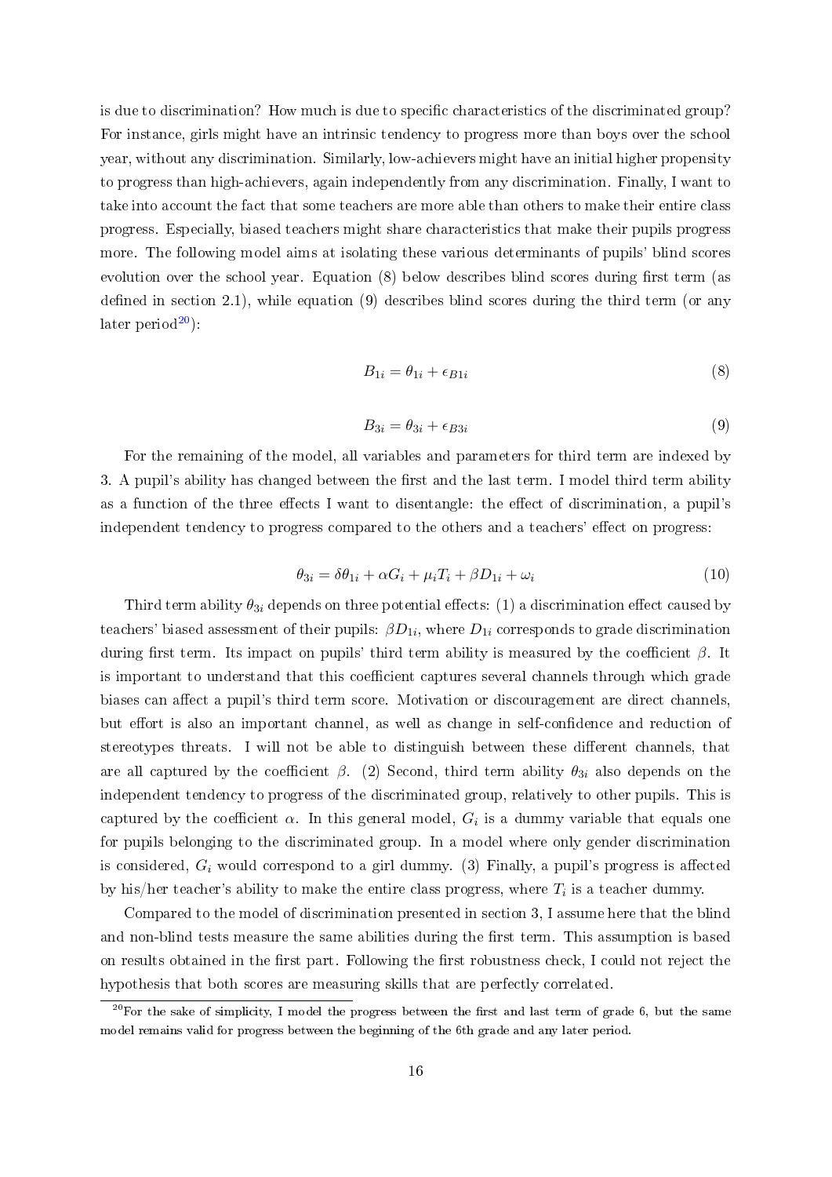is due to discrimination? How much is due to specific characteristics of the discriminated group? For instance, girls might have an intrinsic tendency to progress more than boys over the school year, without any discrimination. Similarly, low-achievers might have an initial higher propensity to progress than high-achievers, again independently from any discrimination. Finally, I want to take into account the fact that some teachers are more able than others to make their entire class progress. Especially, biased teachers might share characteristics that make their pupils progress more. The following model aims at isolating these various determinants of pupils' blind scores evolution over the school year. Equation (8) below describes blind scores during first term (as defined in section 2.1), while equation (9) describes blind scores during the third term (or any later period[20]):

$$B_{1i} = \theta_{1i} + \epsilon_{B1i} \tag{8}$$

$$B_{3i} = \theta_{3i} + \epsilon_{B3i} \tag{9}$$

For the remaining of the model, all variables and parameters for third term are indexed by 3. A pupil's ability has changed between the first and the last term. I model third term ability as a function of the three effects I want to disentangle: the effect of discrimination, a pupil's independent tendency to progress compared to the others and a teachers' effect on progress:

$$\theta_{3i} = \delta\theta_{1i} + \alpha G_i + \mu_i T_i + \beta D_{1i} + \omega_i \tag{10}$$

Third term ability $\theta_{3i}$ depends on three potential effects: (1) a discrimination effect caused by teachers' biased assessment of their pupils: $\beta D_{1i}$, where $D_{1i}$ corresponds to grade discrimination during first term. Its impact on pupils' third term ability is measured by the coefficient $\beta$. It is important to understand that this coefficient captures several channels through which grade biases can affect a pupil's third term score. Motivation or discouragement are direct channels, but effort is also an important channel, as well as change in self-confidence and reduction of stereotypes threats. I will not be able to distinguish between these different channels, that are all captured by the coefficient $\beta$. (2) Second, third term ability $\theta_{3i}$ also depends on the independent tendency to progress of the discriminated group, relatively to other pupils. This is captured by the coefficient $\alpha$. In this general model, $G_i$ is a dummy variable that equals one for pupils belonging to the discriminated group. In a model where only gender discrimination is considered, $G_i$ would correspond to a girl dummy. (3) Finally, a pupil's progress is affected by his/her teacher's ability to make the entire class progress, where $T_i$ is a teacher dummy.

Compared to the model of discrimination presented in section 3, I assume here that the blind and non-blind tests measure the same abilities during the first term. This assumption is based on results obtained in the first part. Following the first robustness check, I could not reject the hypothesis that both scores are measuring skills that are perfectly correlated.

[20] For the sake of simplicity, I model the progress between the first and last term of grade 6, but the same model remains valid for progress between the beginning of the 6th grade and any later period.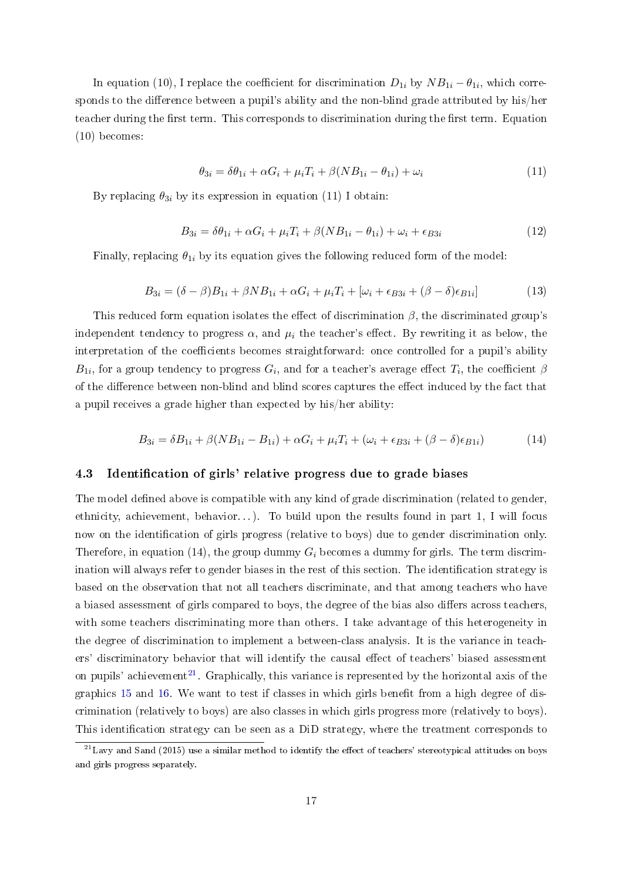In equation (10), I replace the coefficient for discrimination $D_{1i}$ by $NB_{1i} - \theta_{1i}$, which corresponds to the difference between a pupil's ability and the non-blind grade attributed by his/her teacher during the first term. This corresponds to discrimination during the first term. Equation (10) becomes:

$$\theta_{3i} = \delta\theta_{1i} + \alpha G_i + \mu_i T_i + \beta(NB_{1i} - \theta_{1i}) + \omega_i \tag{11}$$

By replacing $\theta_{3i}$ by its expression in equation (11) I obtain:

$$B_{3i} = \delta\theta_{1i} + \alpha G_i + \mu_i T_i + \beta(NB_{1i} - \theta_{1i}) + \omega_i + \epsilon_{B3i} \tag{12}$$

Finally, replacing $\theta_{1i}$ by its equation gives the following reduced form of the model:

$$B_{3i} = (\delta - \beta)B_{1i} + \beta NB_{1i} + \alpha G_i + \mu_i T_i + [\omega_i + \epsilon_{B3i} + (\beta - \delta)\epsilon_{B1i}] \tag{13}$$

This reduced form equation isolates the effect of discrimination $\beta$, the discriminated group's independent tendency to progress $\alpha$, and $\mu_i$ the teacher's effect. By rewriting it as below, the interpretation of the coefficients becomes straightforward: once controlled for a pupil's ability $B_{1i}$, for a group tendency to progress $G_i$, and for a teacher's average effect $T_i$, the coefficient $\beta$ of the difference between non-blind and blind scores captures the effect induced by the fact that a pupil receives a grade higher than expected by his/her ability:

$$B_{3i} = \delta B_{1i} + \beta(NB_{1i} - B_{1i}) + \alpha G_i + \mu_i T_i + (\omega_i + \epsilon_{B3i} + (\beta - \delta)\epsilon_{B1i}) \tag{14}$$

### 4.3 Identification of girls' relative progress due to grade biases

The model defined above is compatible with any kind of grade discrimination (related to gender, ethnicity, achievement, behavior...). To build upon the results found in part 1, I will focus now on the identification of girls progress (relative to boys) due to gender discrimination only. Therefore, in equation (14), the group dummy $G_i$ becomes a dummy for girls. The term discrimination will always refer to gender biases in the rest of this section. The identification strategy is based on the observation that not all teachers discriminate, and that among teachers who have a biased assessment of girls compared to boys, the degree of the bias also differs across teachers, with some teachers discriminating more than others. I take advantage of this heterogeneity in the degree of discrimination to implement a between-class analysis. It is the variance in teachers' discriminatory behavior that will identify the causal effect of teachers' biased assessment on pupils' achievement[21]. Graphically, this variance is represented by the horizontal axis of the graphics 15 and 16. We want to test if classes in which girls benefit from a high degree of discrimination (relatively to boys) are also classes in which girls progress more (relatively to boys). This identification strategy can be seen as a DiD strategy, where the treatment corresponds to

[21] Lavy and Sand (2015) use a similar method to identify the effect of teachers' stereotypical attitudes on boys and girls progress separately.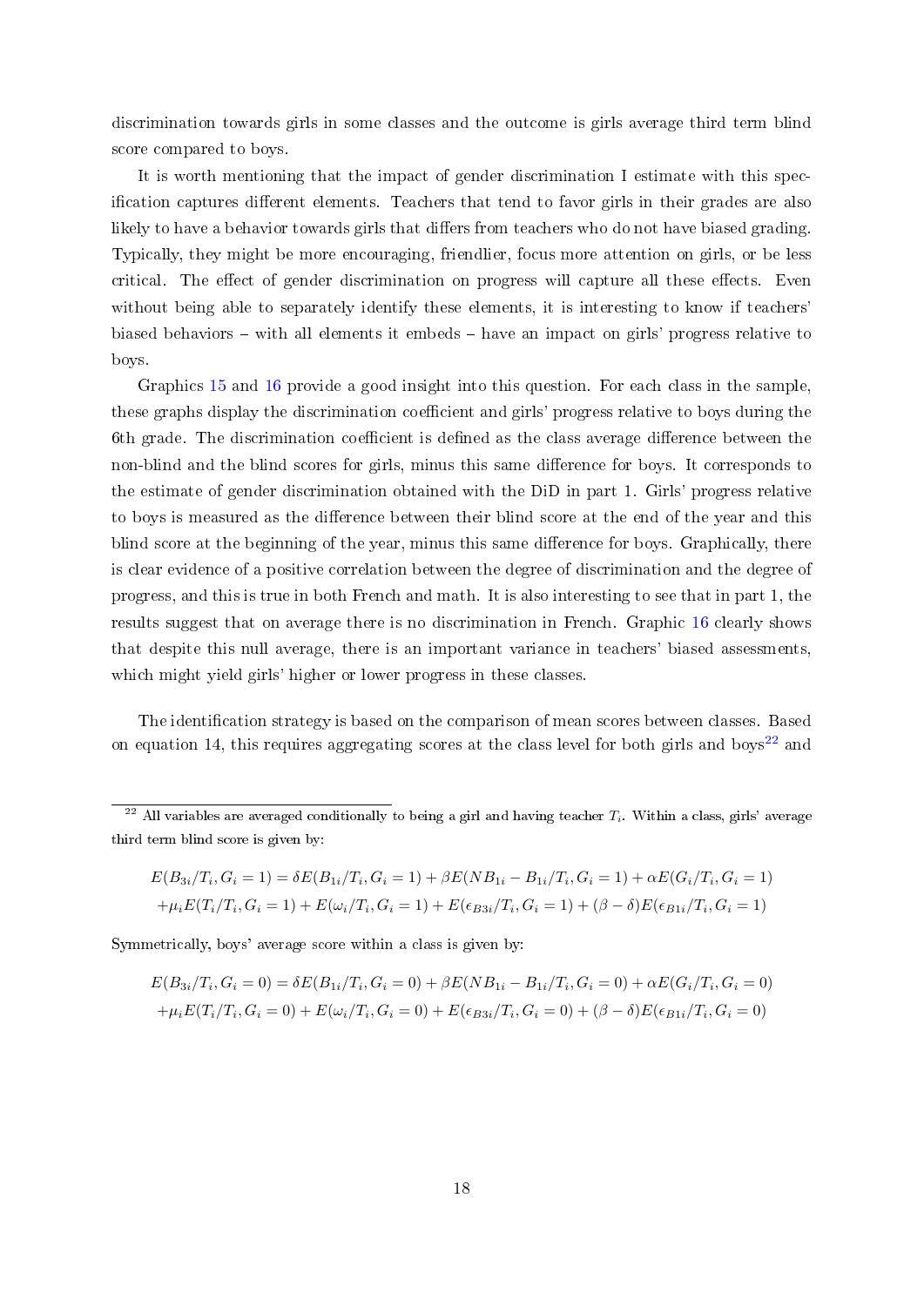discrimination towards girls in some classes and the outcome is girls average third term blind score compared to boys.

It is worth mentioning that the impact of gender discrimination I estimate with this specification captures different elements. Teachers that tend to favor girls in their grades are also likely to have a behavior towards girls that differs from teachers who do not have biased grading. Typically, they might be more encouraging, friendlier, focus more attention on girls, or be less critical. The effect of gender discrimination on progress will capture all these effects. Even without being able to separately identify these elements, it is interesting to know if teachers' biased behaviors – with all elements it embeds – have an impact on girls' progress relative to boys.

Graphics 15 and 16 provide a good insight into this question. For each class in the sample, these graphs display the discrimination coefficient and girls' progress relative to boys during the 6th grade. The discrimination coefficient is defined as the class average difference between the non-blind and the blind scores for girls, minus this same difference for boys. It corresponds to the estimate of gender discrimination obtained with the DiD in part 1. Girls' progress relative to boys is measured as the difference between their blind score at the end of the year and this blind score at the beginning of the year, minus this same difference for boys. Graphically, there is clear evidence of a positive correlation between the degree of discrimination and the degree of progress, and this is true in both French and math. It is also interesting to see that in part 1, the results suggest that on average there is no discrimination in French. Graphic 16 clearly shows that despite this null average, there is an important variance in teachers' biased assessments, which might yield girls' higher or lower progress in these classes.

The identification strategy is based on the comparison of mean scores between classes. Based on equation 14, this requires aggregating scores at the class level for both girls and boys[22] and

---

[22] All variables are averaged conditionally to being a girl and having teacher $T_i$. Within a class, girls' average third term blind score is given by:

$$E(B_{3i}/T_i, G_i = 1) = \delta E(B_{1i}/T_i, G_i = 1) + \beta E(NB_{1i} - B_{1i}/T_i, G_i = 1) + \alpha E(G_i/T_i, G_i = 1)$$
$$+\mu_i E(T_i/T_i, G_i = 1) + E(\omega_i/T_i, G_i = 1) + E(\epsilon_{B3i}/T_i, G_i = 1) + (\beta - \delta)E(\epsilon_{B1i}/T_i, G_i = 1)$$

Symmetrically, boys' average score within a class is given by:

$$E(B_{3i}/T_i, G_i = 0) = \delta E(B_{1i}/T_i, G_i = 0) + \beta E(NB_{1i} - B_{1i}/T_i, G_i = 0) + \alpha E(G_i/T_i, G_i = 0)$$
$$+\mu_i E(T_i/T_i, G_i = 0) + E(\omega_i/T_i, G_i = 0) + E(\epsilon_{B3i}/T_i, G_i = 0) + (\beta - \delta)E(\epsilon_{B1i}/T_i, G_i = 0)$$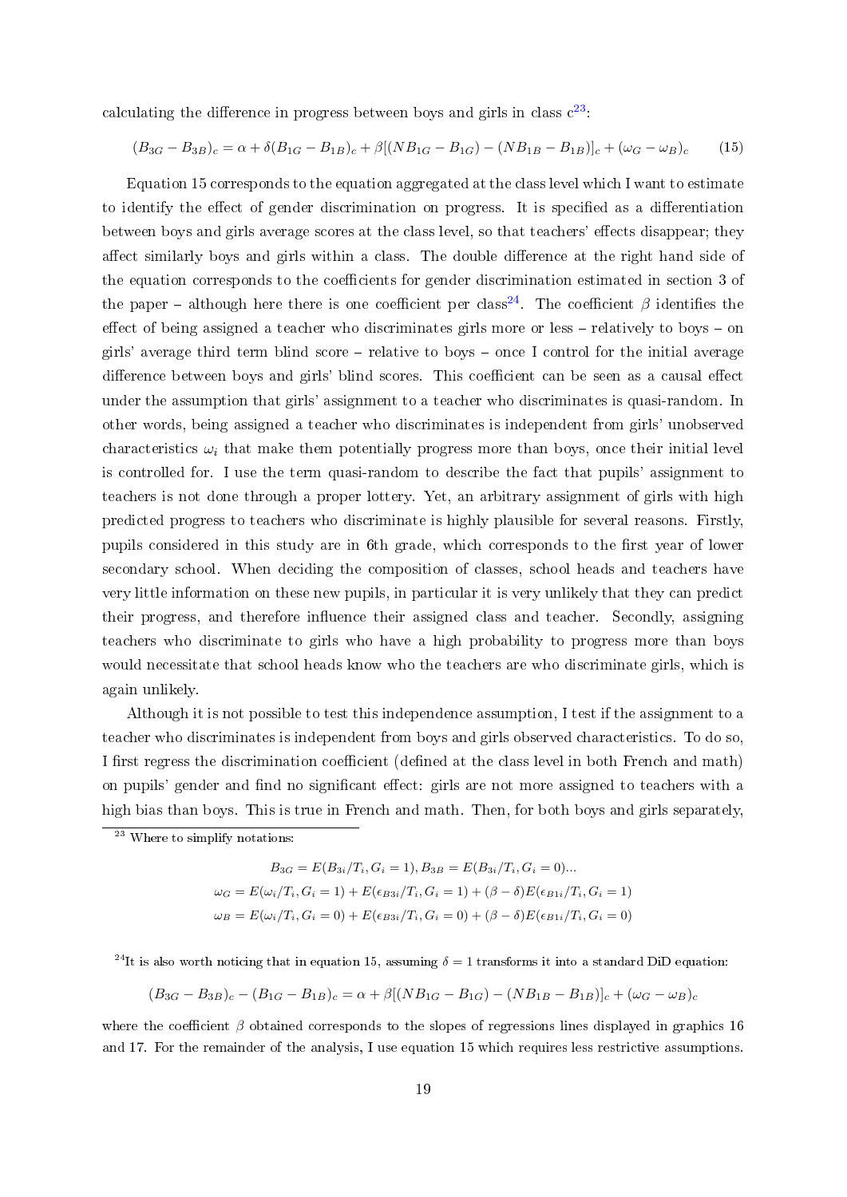calculating the difference in progress between boys and girls in class c[23]:

$$(B_{3G} - B_{3B})_c = \alpha + \delta(B_{1G} - B_{1B})_c + \beta[(NB_{1G} - B_{1G}) - (NB_{1B} - B_{1B})]_c + (\omega_G - \omega_B)_c \tag{15}$$

Equation 15 corresponds to the equation aggregated at the class level which I want to estimate to identify the effect of gender discrimination on progress. It is specified as a differentiation between boys and girls average scores at the class level, so that teachers' effects disappear; they affect similarly boys and girls within a class. The double difference at the right hand side of the equation corresponds to the coefficients for gender discrimination estimated in section 3 of the paper – although here there is one coefficient per class[24]. The coefficient $\beta$ identifies the effect of being assigned a teacher who discriminates girls more or less – relatively to boys – on girls' average third term blind score – relative to boys – once I control for the initial average difference between boys and girls' blind scores. This coefficient can be seen as a causal effect under the assumption that girls' assignment to a teacher who discriminates is quasi-random. In other words, being assigned a teacher who discriminates is independent from girls' unobserved characteristics $\omega_i$ that make them potentially progress more than boys, once their initial level is controlled for. I use the term quasi-random to describe the fact that pupils' assignment to teachers is not done through a proper lottery. Yet, an arbitrary assignment of girls with high predicted progress to teachers who discriminate is highly plausible for several reasons. Firstly, pupils considered in this study are in 6th grade, which corresponds to the first year of lower secondary school. When deciding the composition of classes, school heads and teachers have very little information on these new pupils, in particular it is very unlikely that they can predict their progress, and therefore influence their assigned class and teacher. Secondly, assigning teachers who discriminate to girls who have a high probability to progress more than boys would necessitate that school heads know who the teachers are who discriminate girls, which is again unlikely.

Although it is not possible to test this independence assumption, I test if the assignment to a teacher who discriminates is independent from boys and girls observed characteristics. To do so, I first regress the discrimination coefficient (defined at the class level in both French and math) on pupils' gender and find no significant effect: girls are not more assigned to teachers with a high bias than boys. This is true in French and math. Then, for both boys and girls separately,

---

[23] Where to simplify notations:

$$B_{3G} = E(B_{3i}/T_i, G_i = 1), B_{3B} = E(B_{3i}/T_i, G_i = 0)...$$
$$\omega_G = E(\omega_i/T_i, G_i = 1) + E(\epsilon_{B3i}/T_i, G_i = 1) + (\beta - \delta)E(\epsilon_{B1i}/T_i, G_i = 1)$$
$$\omega_B = E(\omega_i/T_i, G_i = 0) + E(\epsilon_{B3i}/T_i, G_i = 0) + (\beta - \delta)E(\epsilon_{B1i}/T_i, G_i = 0)$$

[24] It is also worth noticing that in equation 15, assuming $\delta = 1$ transforms it into a standard DiD equation:

$$(B_{3G} - B_{3B})_c - (B_{1G} - B_{1B})_c = \alpha + \beta[(NB_{1G} - B_{1G}) - (NB_{1B} - B_{1B})]_c + (\omega_G - \omega_B)_c$$

where the coefficient $\beta$ obtained corresponds to the slopes of regressions lines displayed in graphics 16 and 17. For the remainder of the analysis, I use equation 15 which requires less restrictive assumptions.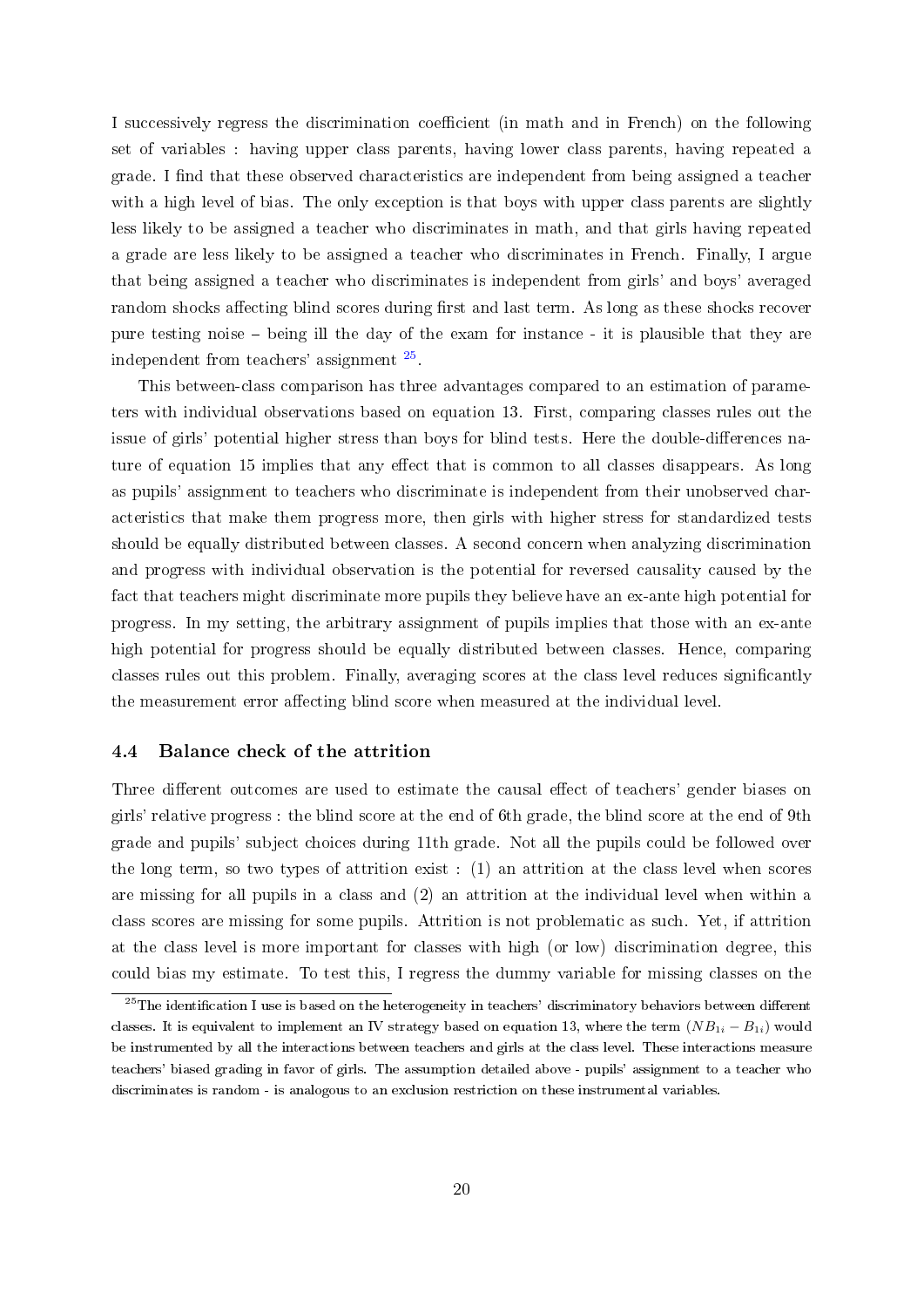I successively regress the discrimination coefficient (in math and in French) on the following set of variables : having upper class parents, having lower class parents, having repeated a grade. I find that these observed characteristics are independent from being assigned a teacher with a high level of bias. The only exception is that boys with upper class parents are slightly less likely to be assigned a teacher who discriminates in math, and that girls having repeated a grade are less likely to be assigned a teacher who discriminates in French. Finally, I argue that being assigned a teacher who discriminates is independent from girls' and boys' averaged random shocks affecting blind scores during first and last term. As long as these shocks recover pure testing noise – being ill the day of the exam for instance - it is plausible that they are independent from teachers' assignment [25].

This between-class comparison has three advantages compared to an estimation of parameters with individual observations based on equation 13. First, comparing classes rules out the issue of girls' potential higher stress than boys for blind tests. Here the double-differences nature of equation 15 implies that any effect that is common to all classes disappears. As long as pupils' assignment to teachers who discriminate is independent from their unobserved characteristics that make them progress more, then girls with higher stress for standardized tests should be equally distributed between classes. A second concern when analyzing discrimination and progress with individual observation is the potential for reversed causality caused by the fact that teachers might discriminate more pupils they believe have an ex-ante high potential for progress. In my setting, the arbitrary assignment of pupils implies that those with an ex-ante high potential for progress should be equally distributed between classes. Hence, comparing classes rules out this problem. Finally, averaging scores at the class level reduces significantly the measurement error affecting blind score when measured at the individual level.

### 4.4 Balance check of the attrition

Three different outcomes are used to estimate the causal effect of teachers' gender biases on girls' relative progress : the blind score at the end of 6th grade, the blind score at the end of 9th grade and pupils' subject choices during 11th grade. Not all the pupils could be followed over the long term, so two types of attrition exist : (1) an attrition at the class level when scores are missing for all pupils in a class and (2) an attrition at the individual level when within a class scores are missing for some pupils. Attrition is not problematic as such. Yet, if attrition at the class level is more important for classes with high (or low) discrimination degree, this could bias my estimate. To test this, I regress the dummy variable for missing classes on the

[25] The identification I use is based on the heterogeneity in teachers' discriminatory behaviors between different classes. It is equivalent to implement an IV strategy based on equation 13, where the term $(NB_{1i} - B_{1i})$ would be instrumented by all the interactions between teachers and girls at the class level. These interactions measure teachers' biased grading in favor of girls. The assumption detailed above - pupils' assignment to a teacher who discriminates is random - is analogous to an exclusion restriction on these instrumental variables.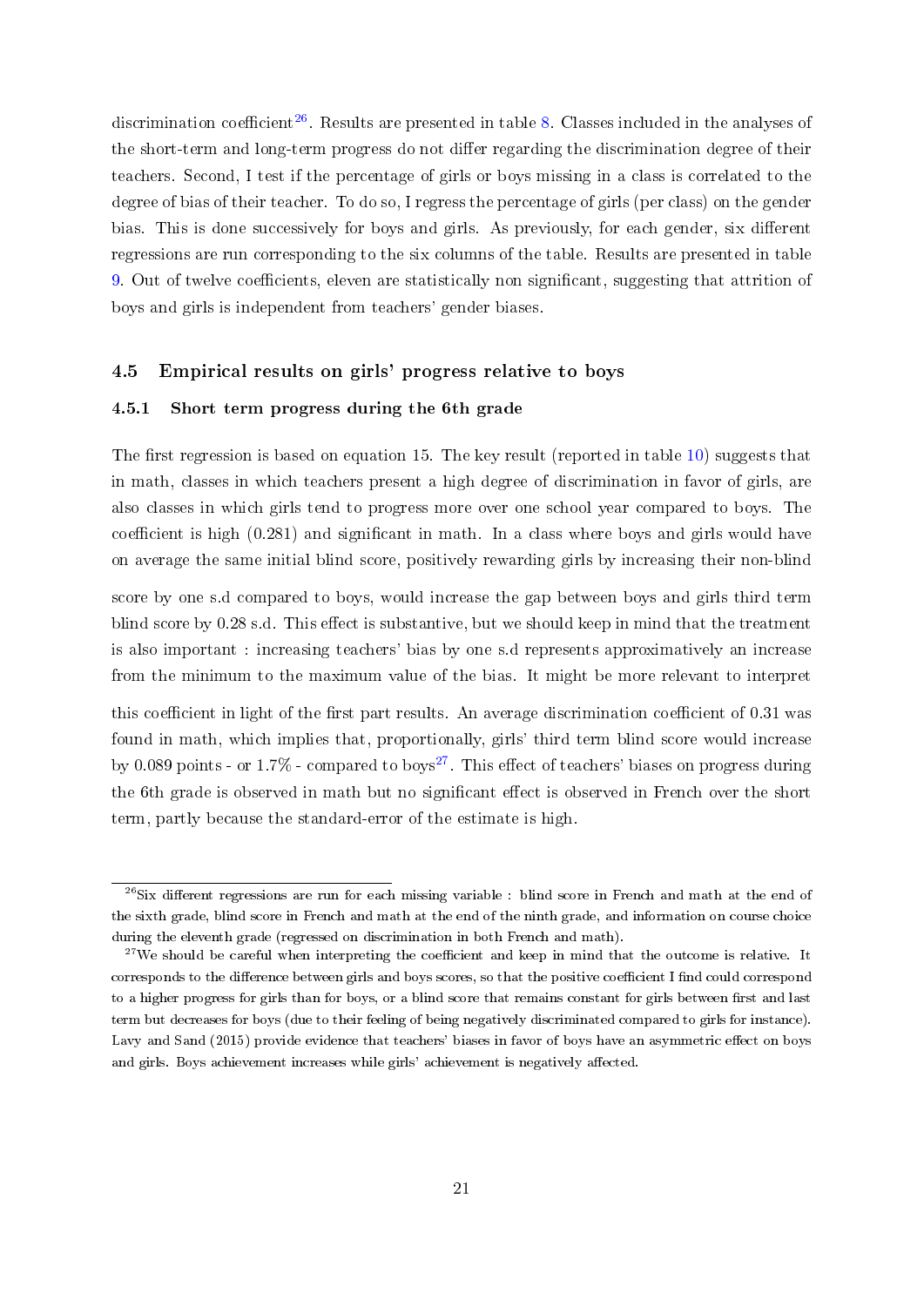discrimination coefficient[26]. Results are presented in table 8. Classes included in the analyses of the short-term and long-term progress do not differ regarding the discrimination degree of their teachers. Second, I test if the percentage of girls or boys missing in a class is correlated to the degree of bias of their teacher. To do so, I regress the percentage of girls (per class) on the gender bias. This is done successively for boys and girls. As previously, for each gender, six different regressions are run corresponding to the six columns of the table. Results are presented in table 9. Out of twelve coefficients, eleven are statistically non significant, suggesting that attrition of boys and girls is independent from teachers' gender biases.

### 4.5 Empirical results on girls' progress relative to boys

#### 4.5.1 Short term progress during the 6th grade

The first regression is based on equation 15. The key result (reported in table 10) suggests that in math, classes in which teachers present a high degree of discrimination in favor of girls, are also classes in which girls tend to progress more over one school year compared to boys. The coefficient is high (0.281) and significant in math. In a class where boys and girls would have on average the same initial blind score, positively rewarding girls by increasing their non-blind score by one s.d compared to boys, would increase the gap between boys and girls third term blind score by 0.28 s.d. This effect is substantive, but we should keep in mind that the treatment is also important : increasing teachers' bias by one s.d represents approximatively an increase from the minimum to the maximum value of the bias. It might be more relevant to interpret this coefficient in light of the first part results. An average discrimination coefficient of 0.31 was found in math, which implies that, proportionally, girls' third term blind score would increase by 0.089 points - or 1.7% - compared to boys[27]. This effect of teachers' biases on progress during the 6th grade is observed in math but no significant effect is observed in French over the short term, partly because the standard-error of the estimate is high.

---

[26] Six different regressions are run for each missing variable : blind score in French and math at the end of the sixth grade, blind score in French and math at the end of the ninth grade, and information on course choice during the eleventh grade (regressed on discrimination in both French and math).

[27] We should be careful when interpreting the coefficient and keep in mind that the outcome is relative. It corresponds to the difference between girls and boys scores, so that the positive coefficient I find could correspond to a higher progress for girls than for boys, or a blind score that remains constant for girls between first and last term but decreases for boys (due to their feeling of being negatively discriminated compared to girls for instance). Lavy and Sand (2015) provide evidence that teachers' biases in favor of boys have an asymmetric effect on boys and girls. Boys achievement increases while girls' achievement is negatively affected.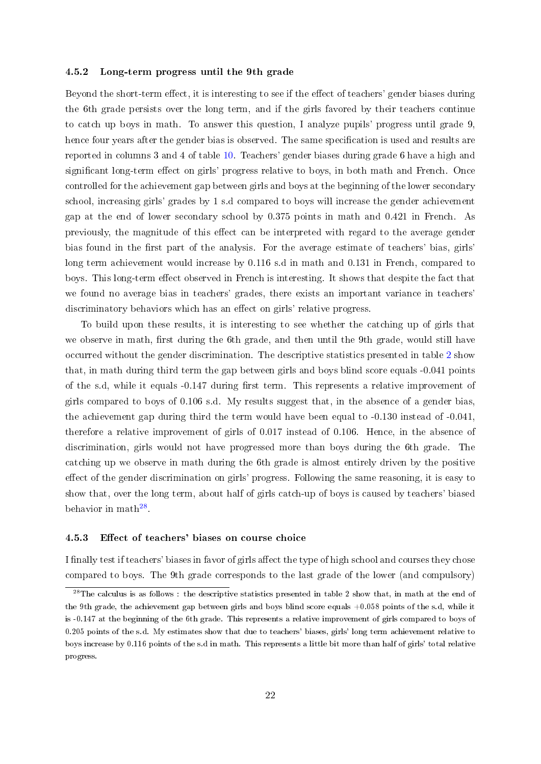### 4.5.2 Long-term progress until the 9th grade

Beyond the short-term effect, it is interesting to see if the effect of teachers' gender biases during the 6th grade persists over the long term, and if the girls favored by their teachers continue to catch up boys in math. To answer this question, I analyze pupils' progress until grade 9, hence four years after the gender bias is observed. The same specification is used and results are reported in columns 3 and 4 of table 10. Teachers' gender biases during grade 6 have a high and significant long-term effect on girls' progress relative to boys, in both math and French. Once controlled for the achievement gap between girls and boys at the beginning of the lower secondary school, increasing girls' grades by 1 s.d compared to boys will increase the gender achievement gap at the end of lower secondary school by 0.375 points in math and 0.421 in French. As previously, the magnitude of this effect can be interpreted with regard to the average gender bias found in the first part of the analysis. For the average estimate of teachers' bias, girls' long term achievement would increase by 0.116 s.d in math and 0.131 in French, compared to boys. This long-term effect observed in French is interesting. It shows that despite the fact that we found no average bias in teachers' grades, there exists an important variance in teachers' discriminatory behaviors which has an effect on girls' relative progress.

To build upon these results, it is interesting to see whether the catching up of girls that we observe in math, first during the 6th grade, and then until the 9th grade, would still have occurred without the gender discrimination. The descriptive statistics presented in table 2 show that, in math during third term the gap between girls and boys blind score equals -0.041 points of the s.d, while it equals -0.147 during first term. This represents a relative improvement of girls compared to boys of 0.106 s.d. My results suggest that, in the absence of a gender bias, the achievement gap during third the term would have been equal to -0.130 instead of -0.041, therefore a relative improvement of girls of 0.017 instead of 0.106. Hence, in the absence of discrimination, girls would not have progressed more than boys during the 6th grade. The catching up we observe in math during the 6th grade is almost entirely driven by the positive effect of the gender discrimination on girls' progress. Following the same reasoning, it is easy to show that, over the long term, about half of girls catch-up of boys is caused by teachers' biased behavior in math[28].

### 4.5.3 Effect of teachers' biases on course choice

I finally test if teachers' biases in favor of girls affect the type of high school and courses they chose compared to boys. The 9th grade corresponds to the last grade of the lower (and compulsory)

---

[28] The calculus is as follows : the descriptive statistics presented in table 2 show that, in math at the end of the 9th grade, the achievement gap between girls and boys blind score equals +0.058 points of the s.d, while it is -0.147 at the beginning of the 6th grade. This represents a relative improvement of girls compared to boys of 0.205 points of the s.d. My estimates show that due to teachers' biases, girls' long term achievement relative to boys increase by 0.116 points of the s.d in math. This represents a little bit more than half of girls' total relative progress.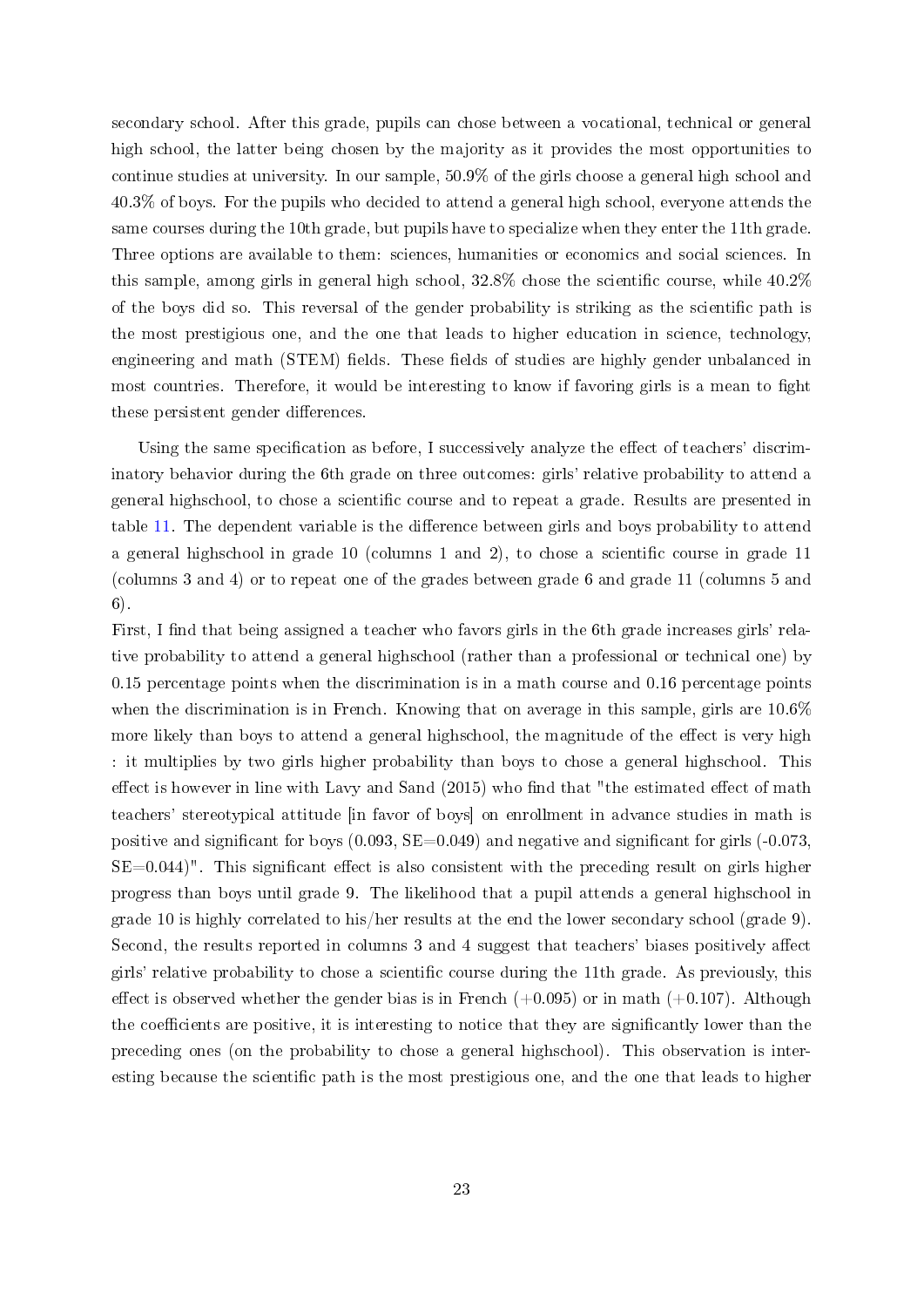secondary school. After this grade, pupils can chose between a vocational, technical or general high school, the latter being chosen by the majority as it provides the most opportunities to continue studies at university. In our sample, 50.9% of the girls choose a general high school and 40.3% of boys. For the pupils who decided to attend a general high school, everyone attends the same courses during the 10th grade, but pupils have to specialize when they enter the 11th grade. Three options are available to them: sciences, humanities or economics and social sciences. In this sample, among girls in general high school, 32.8% chose the scientific course, while 40.2% of the boys did so. This reversal of the gender probability is striking as the scientific path is the most prestigious one, and the one that leads to higher education in science, technology, engineering and math (STEM) fields. These fields of studies are highly gender unbalanced in most countries. Therefore, it would be interesting to know if favoring girls is a mean to fight these persistent gender differences.

Using the same specification as before, I successively analyze the effect of teachers' discriminatory behavior during the 6th grade on three outcomes: girls' relative probability to attend a general highschool, to chose a scientific course and to repeat a grade. Results are presented in table 11. The dependent variable is the difference between girls and boys probability to attend a general highschool in grade 10 (columns 1 and 2), to chose a scientific course in grade 11 (columns 3 and 4) or to repeat one of the grades between grade 6 and grade 11 (columns 5 and 6).

First, I find that being assigned a teacher who favors girls in the 6th grade increases girls' relative probability to attend a general highschool (rather than a professional or technical one) by 0.15 percentage points when the discrimination is in a math course and 0.16 percentage points when the discrimination is in French. Knowing that on average in this sample, girls are 10.6% more likely than boys to attend a general highschool, the magnitude of the effect is very high : it multiplies by two girls higher probability than boys to chose a general highschool. This effect is however in line with Lavy and Sand (2015) who find that "the estimated effect of math teachers' stereotypical attitude [in favor of boys] on enrollment in advance studies in math is positive and significant for boys (0.093, SE=0.049) and negative and significant for girls (-0.073, SE=0.044)". This significant effect is also consistent with the preceding result on girls higher progress than boys until grade 9. The likelihood that a pupil attends a general highschool in grade 10 is highly correlated to his/her results at the end the lower secondary school (grade 9). Second, the results reported in columns 3 and 4 suggest that teachers' biases positively affect girls' relative probability to chose a scientific course during the 11th grade. As previously, this effect is observed whether the gender bias is in French (+0.095) or in math (+0.107). Although the coefficients are positive, it is interesting to notice that they are significantly lower than the preceding ones (on the probability to chose a general highschool). This observation is interesting because the scientific path is the most prestigious one, and the one that leads to higher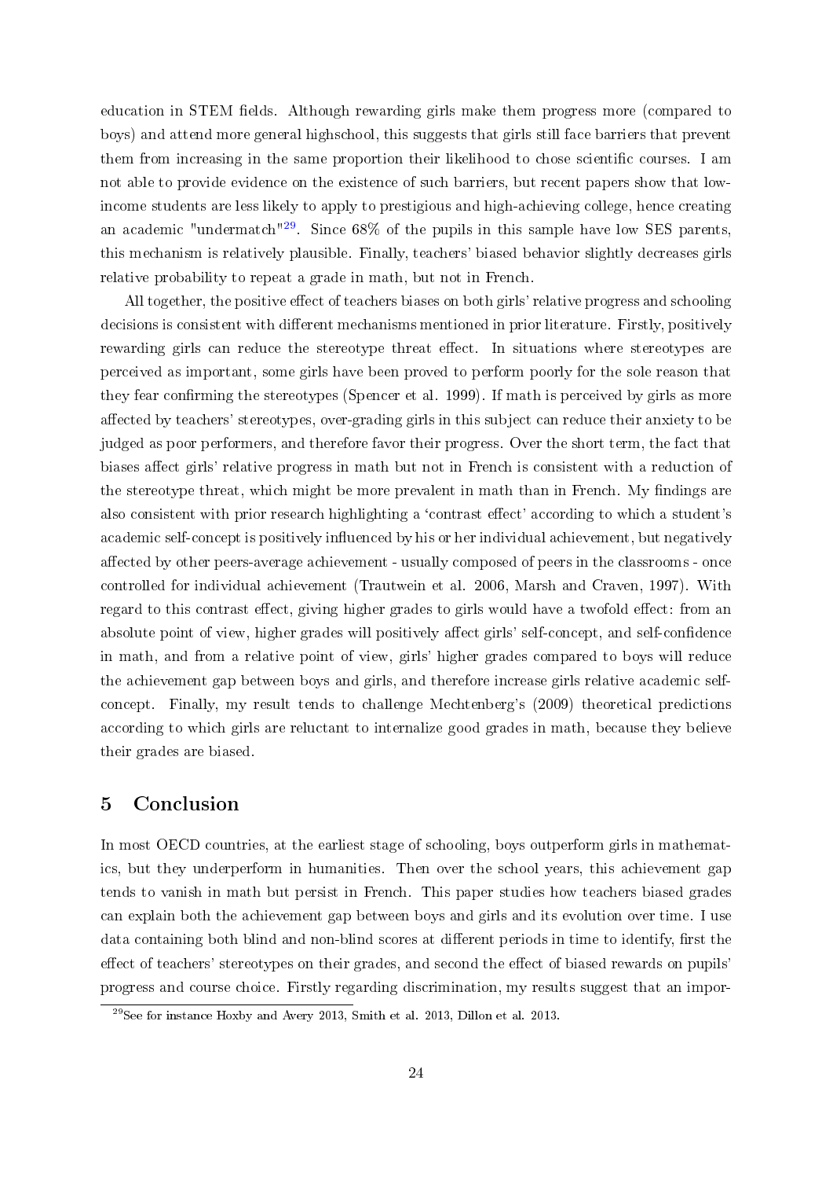education in STEM fields. Although rewarding girls make them progress more (compared to boys) and attend more general highschool, this suggests that girls still face barriers that prevent them from increasing in the same proportion their likelihood to chose scientific courses. I am not able to provide evidence on the existence of such barriers, but recent papers show that low-income students are less likely to apply to prestigious and high-achieving college, hence creating an academic "undermatch"[29]. Since 68% of the pupils in this sample have low SES parents, this mechanism is relatively plausible. Finally, teachers' biased behavior slightly decreases girls relative probability to repeat a grade in math, but not in French.

All together, the positive effect of teachers biases on both girls' relative progress and schooling decisions is consistent with different mechanisms mentioned in prior literature. Firstly, positively rewarding girls can reduce the stereotype threat effect. In situations where stereotypes are perceived as important, some girls have been proved to perform poorly for the sole reason that they fear confirming the stereotypes (Spencer et al. 1999). If math is perceived by girls as more affected by teachers' stereotypes, over-grading girls in this subject can reduce their anxiety to be judged as poor performers, and therefore favor their progress. Over the short term, the fact that biases affect girls' relative progress in math but not in French is consistent with a reduction of the stereotype threat, which might be more prevalent in math than in French. My findings are also consistent with prior research highlighting a 'contrast effect' according to which a student's academic self-concept is positively influenced by his or her individual achievement, but negatively affected by other peers-average achievement - usually composed of peers in the classrooms - once controlled for individual achievement (Trautwein et al. 2006, Marsh and Craven, 1997). With regard to this contrast effect, giving higher grades to girls would have a twofold effect: from an absolute point of view, higher grades will positively affect girls' self-concept, and self-confidence in math, and from a relative point of view, girls' higher grades compared to boys will reduce the achievement gap between boys and girls, and therefore increase girls relative academic self-concept. Finally, my result tends to challenge Mechtenberg's (2009) theoretical predictions according to which girls are reluctant to internalize good grades in math, because they believe their grades are biased.

# 5 Conclusion

In most OECD countries, at the earliest stage of schooling, boys outperform girls in mathematics, but they underperform in humanities. Then over the school years, this achievement gap tends to vanish in math but persist in French. This paper studies how teachers biased grades can explain both the achievement gap between boys and girls and its evolution over time. I use data containing both blind and non-blind scores at different periods in time to identify, first the effect of teachers' stereotypes on their grades, and second the effect of biased rewards on pupils' progress and course choice. Firstly regarding discrimination, my results suggest that an impor-

[29] See for instance Hoxby and Avery 2013, Smith et al. 2013, Dillon et al. 2013.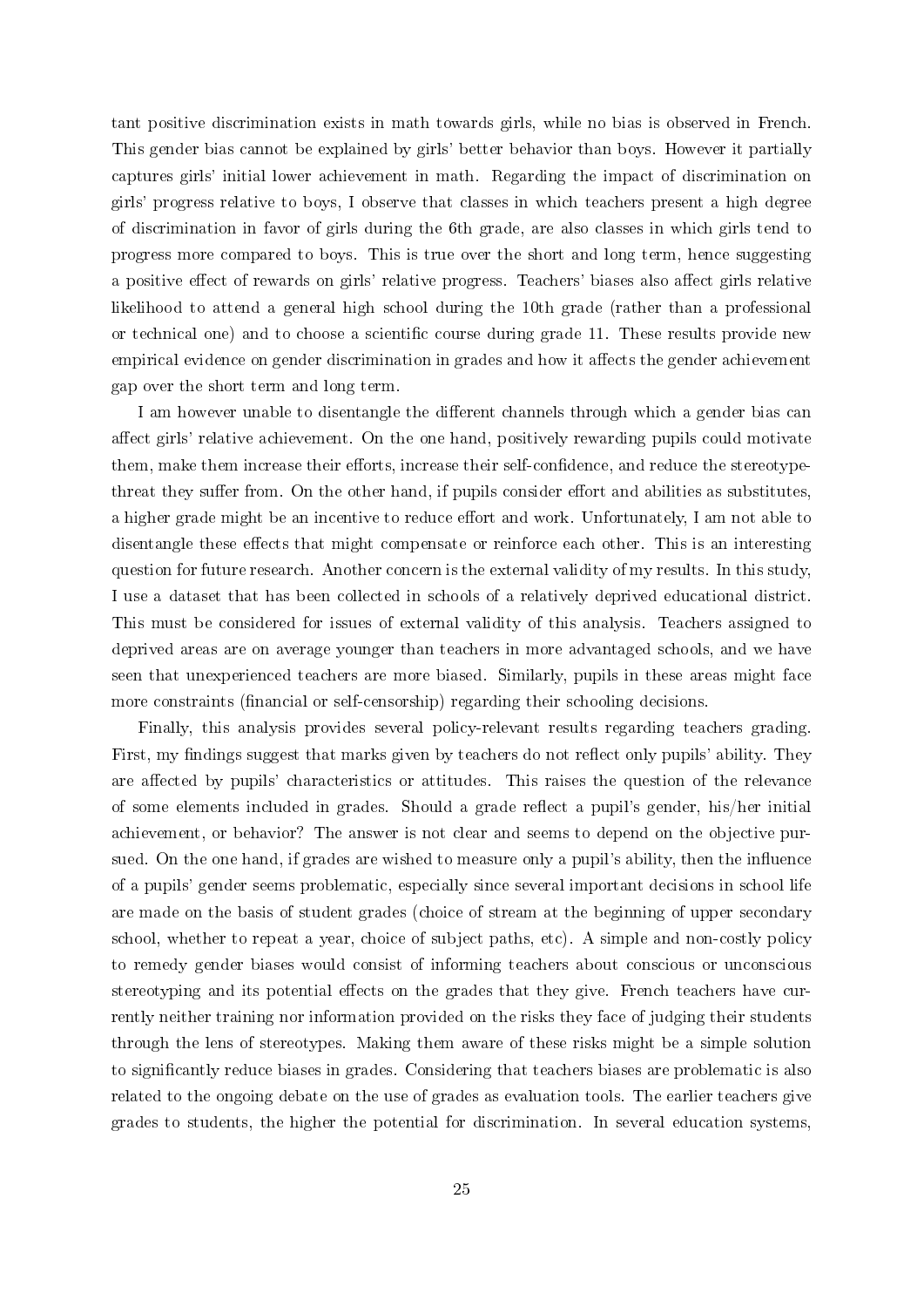tant positive discrimination exists in math towards girls, while no bias is observed in French. This gender bias cannot be explained by girls' better behavior than boys. However it partially captures girls' initial lower achievement in math. Regarding the impact of discrimination on girls' progress relative to boys, I observe that classes in which teachers present a high degree of discrimination in favor of girls during the 6th grade, are also classes in which girls tend to progress more compared to boys. This is true over the short and long term, hence suggesting a positive effect of rewards on girls' relative progress. Teachers' biases also affect girls relative likelihood to attend a general high school during the 10th grade (rather than a professional or technical one) and to choose a scientific course during grade 11. These results provide new empirical evidence on gender discrimination in grades and how it affects the gender achievement gap over the short term and long term.

I am however unable to disentangle the different channels through which a gender bias can affect girls' relative achievement. On the one hand, positively rewarding pupils could motivate them, make them increase their efforts, increase their self-confidence, and reduce the stereotype-threat they suffer from. On the other hand, if pupils consider effort and abilities as substitutes, a higher grade might be an incentive to reduce effort and work. Unfortunately, I am not able to disentangle these effects that might compensate or reinforce each other. This is an interesting question for future research. Another concern is the external validity of my results. In this study, I use a dataset that has been collected in schools of a relatively deprived educational district. This must be considered for issues of external validity of this analysis. Teachers assigned to deprived areas are on average younger than teachers in more advantaged schools, and we have seen that unexperienced teachers are more biased. Similarly, pupils in these areas might face more constraints (financial or self-censorship) regarding their schooling decisions.

Finally, this analysis provides several policy-relevant results regarding teachers grading. First, my findings suggest that marks given by teachers do not reflect only pupils' ability. They are affected by pupils' characteristics or attitudes. This raises the question of the relevance of some elements included in grades. Should a grade reflect a pupil's gender, his/her initial achievement, or behavior? The answer is not clear and seems to depend on the objective pursued. On the one hand, if grades are wished to measure only a pupil's ability, then the influence of a pupils' gender seems problematic, especially since several important decisions in school life are made on the basis of student grades (choice of stream at the beginning of upper secondary school, whether to repeat a year, choice of subject paths, etc). A simple and non-costly policy to remedy gender biases would consist of informing teachers about conscious or unconscious stereotyping and its potential effects on the grades that they give. French teachers have currently neither training nor information provided on the risks they face of judging their students through the lens of stereotypes. Making them aware of these risks might be a simple solution to significantly reduce biases in grades. Considering that teachers biases are problematic is also related to the ongoing debate on the use of grades as evaluation tools. The earlier teachers give grades to students, the higher the potential for discrimination. In several education systems,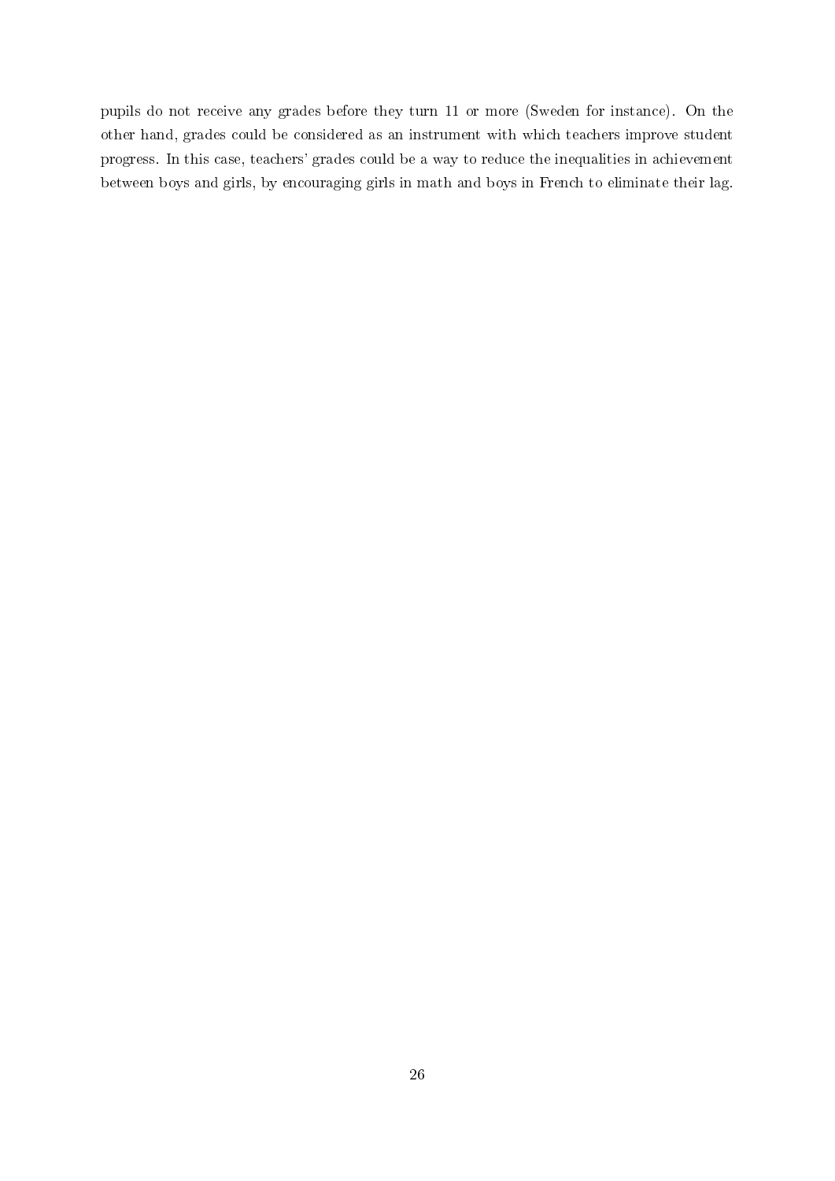pupils do not receive any grades before they turn 11 or more (Sweden for instance). On the other hand, grades could be considered as an instrument with which teachers improve student progress. In this case, teachers' grades could be a way to reduce the inequalities in achievement between boys and girls, by encouraging girls in math and boys in French to eliminate their lag.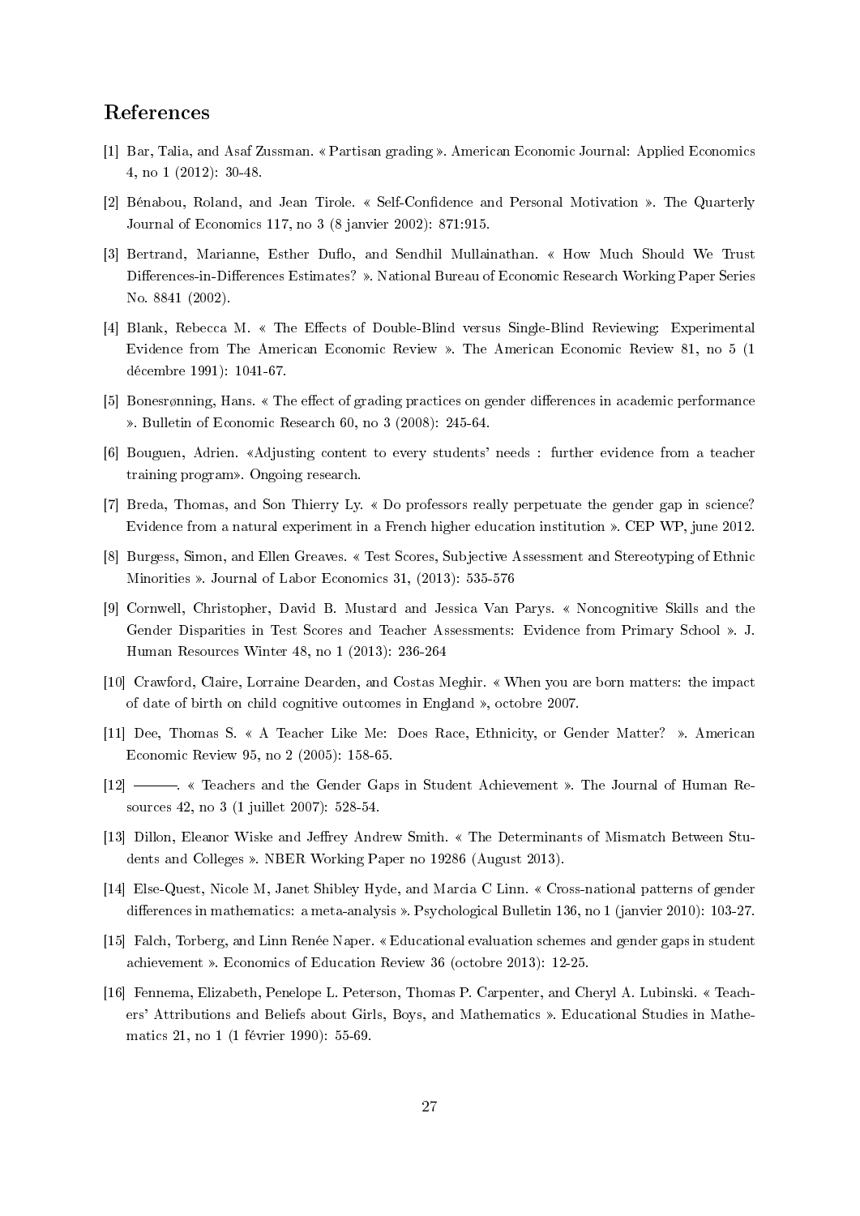## References

[1] Bar, Talia, and Asaf Zussman. « Partisan grading ». American Economic Journal: Applied Economics 4, no 1 (2012): 30-48.

[2] Bénabou, Roland, and Jean Tirole. « Self-Confidence and Personal Motivation ». The Quarterly Journal of Economics 117, no 3 (8 janvier 2002): 871:915.

[3] Bertrand, Marianne, Esther Duflo, and Sendhil Mullainathan. « How Much Should We Trust Differences-in-Differences Estimates? ». National Bureau of Economic Research Working Paper Series No. 8841 (2002).

[4] Blank, Rebecca M. « The Effects of Double-Blind versus Single-Blind Reviewing: Experimental Evidence from The American Economic Review ». The American Economic Review 81, no 5 (1 décembre 1991): 1041-67.

[5] Bonesrønning, Hans. « The effect of grading practices on gender differences in academic performance ». Bulletin of Economic Research 60, no 3 (2008): 245-64.

[6] Bouguen, Adrien. «Adjusting content to every students' needs : further evidence from a teacher training program». Ongoing research.

[7] Breda, Thomas, and Son Thierry Ly. « Do professors really perpetuate the gender gap in science? Evidence from a natural experiment in a French higher education institution ». CEP WP, june 2012.

[8] Burgess, Simon, and Ellen Greaves. « Test Scores, Subjective Assessment and Stereotyping of Ethnic Minorities ». Journal of Labor Economics 31, (2013): 535-576

[9] Cornwell, Christopher, David B. Mustard and Jessica Van Parys. « Noncognitive Skills and the Gender Disparities in Test Scores and Teacher Assessments: Evidence from Primary School ». J. Human Resources Winter 48, no 1 (2013): 236-264

[10] Crawford, Claire, Lorraine Dearden, and Costas Meghir. « When you are born matters: the impact of date of birth on child cognitive outcomes in England », octobre 2007.

[11] Dee, Thomas S. « A Teacher Like Me: Does Race, Ethnicity, or Gender Matter? ». American Economic Review 95, no 2 (2005): 158-65.

[12] ———. « Teachers and the Gender Gaps in Student Achievement ». The Journal of Human Resources 42, no 3 (1 juillet 2007): 528-54.

[13] Dillon, Eleanor Wiske and Jeffrey Andrew Smith. « The Determinants of Mismatch Between Students and Colleges ». NBER Working Paper no 19286 (August 2013).

[14] Else-Quest, Nicole M, Janet Shibley Hyde, and Marcia C Linn. « Cross-national patterns of gender differences in mathematics: a meta-analysis ». Psychological Bulletin 136, no 1 (janvier 2010): 103-27.

[15] Falch, Torberg, and Linn Renée Naper. « Educational evaluation schemes and gender gaps in student achievement ». Economics of Education Review 36 (octobre 2013): 12-25.

[16] Fennema, Elizabeth, Penelope L. Peterson, Thomas P. Carpenter, and Cheryl A. Lubinski. « Teachers' Attributions and Beliefs about Girls, Boys, and Mathematics ». Educational Studies in Mathematics 21, no 1 (1 février 1990): 55-69.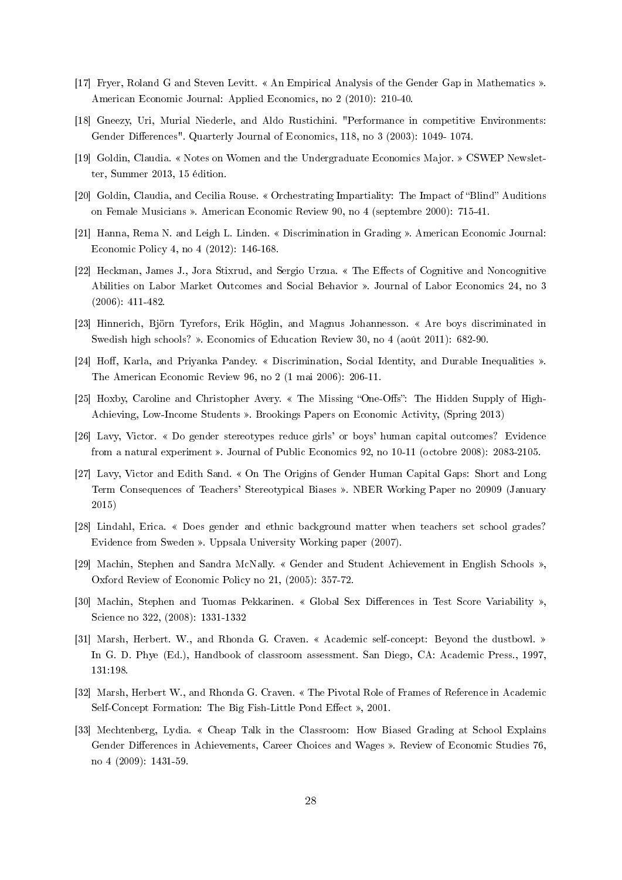[17] Fryer, Roland G and Steven Levitt. « An Empirical Analysis of the Gender Gap in Mathematics ». American Economic Journal: Applied Economics, no 2 (2010): 210-40.

[18] Gneezy, Uri, Murial Niederle, and Aldo Rustichini. "Performance in competitive Environments: Gender Differences". Quarterly Journal of Economics, 118, no 3 (2003): 1049- 1074.

[19] Goldin, Claudia. « Notes on Women and the Undergraduate Economics Major. » CSWEP Newsletter, Summer 2013, 15 édition.

[20] Goldin, Claudia, and Cecilia Rouse. « Orchestrating Impartiality: The Impact of "Blind" Auditions on Female Musicians ». American Economic Review 90, no 4 (septembre 2000): 715-41.

[21] Hanna, Rema N. and Leigh L. Linden. « Discrimination in Grading ». American Economic Journal: Economic Policy 4, no 4 (2012): 146-168.

[22] Heckman, James J., Jora Stixrud, and Sergio Urzua. « The Effects of Cognitive and Noncognitive Abilities on Labor Market Outcomes and Social Behavior ». Journal of Labor Economics 24, no 3 (2006): 411-482.

[23] Hinnerich, Björn Tyrefors, Erik Höglin, and Magnus Johannesson. « Are boys discriminated in Swedish high schools? ». Economics of Education Review 30, no 4 (août 2011): 682-90.

[24] Hoff, Karla, and Priyanka Pandey. « Discrimination, Social Identity, and Durable Inequalities ». The American Economic Review 96, no 2 (1 mai 2006): 206-11.

[25] Hoxby, Caroline and Christopher Avery. « The Missing "One-Offs": The Hidden Supply of High-Achieving, Low-Income Students ». Brookings Papers on Economic Activity, (Spring 2013)

[26] Lavy, Victor. « Do gender stereotypes reduce girls' or boys' human capital outcomes? Evidence from a natural experiment ». Journal of Public Economics 92, no 10-11 (octobre 2008): 2083-2105.

[27] Lavy, Victor and Edith Sand. « On The Origins of Gender Human Capital Gaps: Short and Long Term Consequences of Teachers' Stereotypical Biases ». NBER Working Paper no 20909 (January 2015)

[28] Lindahl, Erica. « Does gender and ethnic background matter when teachers set school grades? Evidence from Sweden ». Uppsala University Working paper (2007).

[29] Machin, Stephen and Sandra McNally. « Gender and Student Achievement in English Schools », Oxford Review of Economic Policy no 21, (2005): 357-72.

[30] Machin, Stephen and Tuomas Pekkarinen. « Global Sex Differences in Test Score Variability », Science no 322, (2008): 1331-1332

[31] Marsh, Herbert. W., and Rhonda G. Craven. « Academic self-concept: Beyond the dustbowl. » In G. D. Phye (Ed.), Handbook of classroom assessment. San Diego, CA: Academic Press., 1997, 131:198.

[32] Marsh, Herbert W., and Rhonda G. Craven. « The Pivotal Role of Frames of Reference in Academic Self-Concept Formation: The Big Fish-Little Pond Effect », 2001.

[33] Mechtenberg, Lydia. « Cheap Talk in the Classroom: How Biased Grading at School Explains Gender Differences in Achievements, Career Choices and Wages ». Review of Economic Studies 76, no 4 (2009): 1431-59.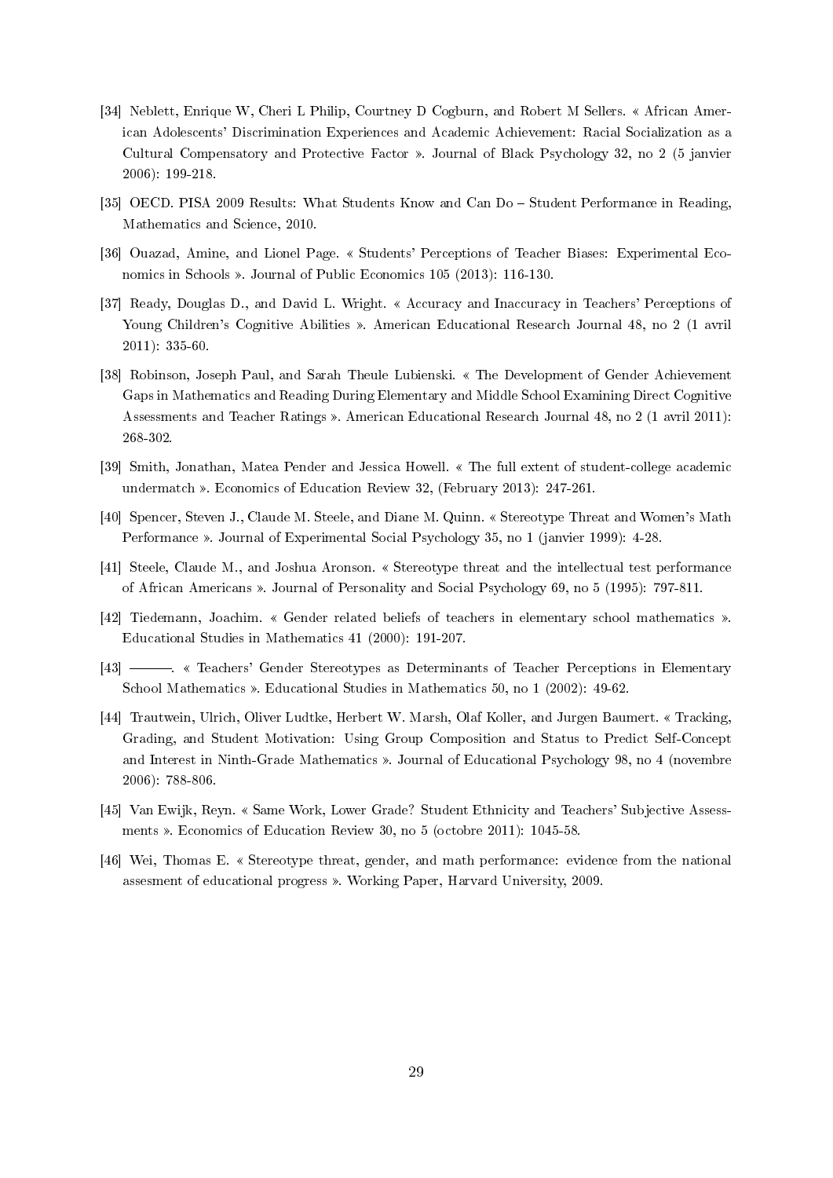[34] Neblett, Enrique W, Cheri L Philip, Courtney D Cogburn, and Robert M Sellers. « African American Adolescents' Discrimination Experiences and Academic Achievement: Racial Socialization as a Cultural Compensatory and Protective Factor ». Journal of Black Psychology 32, no 2 (5 janvier 2006): 199-218.

[35] OECD. PISA 2009 Results: What Students Know and Can Do – Student Performance in Reading, Mathematics and Science, 2010.

[36] Ouazad, Amine, and Lionel Page. « Students' Perceptions of Teacher Biases: Experimental Economics in Schools ». Journal of Public Economics 105 (2013): 116-130.

[37] Ready, Douglas D., and David L. Wright. « Accuracy and Inaccuracy in Teachers' Perceptions of Young Children's Cognitive Abilities ». American Educational Research Journal 48, no 2 (1 avril 2011): 335-60.

[38] Robinson, Joseph Paul, and Sarah Theule Lubienski. « The Development of Gender Achievement Gaps in Mathematics and Reading During Elementary and Middle School Examining Direct Cognitive Assessments and Teacher Ratings ». American Educational Research Journal 48, no 2 (1 avril 2011): 268-302.

[39] Smith, Jonathan, Matea Pender and Jessica Howell. « The full extent of student-college academic undermatch ». Economics of Education Review 32, (February 2013): 247-261.

[40] Spencer, Steven J., Claude M. Steele, and Diane M. Quinn. « Stereotype Threat and Women's Math Performance ». Journal of Experimental Social Psychology 35, no 1 (janvier 1999): 4-28.

[41] Steele, Claude M., and Joshua Aronson. « Stereotype threat and the intellectual test performance of African Americans ». Journal of Personality and Social Psychology 69, no 5 (1995): 797-811.

[42] Tiedemann, Joachim. « Gender related beliefs of teachers in elementary school mathematics ». Educational Studies in Mathematics 41 (2000): 191-207.

[43] ———. « Teachers' Gender Stereotypes as Determinants of Teacher Perceptions in Elementary School Mathematics ». Educational Studies in Mathematics 50, no 1 (2002): 49-62.

[44] Trautwein, Ulrich, Oliver Ludtke, Herbert W. Marsh, Olaf Koller, and Jurgen Baumert. « Tracking, Grading, and Student Motivation: Using Group Composition and Status to Predict Self-Concept and Interest in Ninth-Grade Mathematics ». Journal of Educational Psychology 98, no 4 (novembre 2006): 788-806.

[45] Van Ewijk, Reyn. « Same Work, Lower Grade? Student Ethnicity and Teachers' Subjective Assessments ». Economics of Education Review 30, no 5 (octobre 2011): 1045-58.

[46] Wei, Thomas E. « Stereotype threat, gender, and math performance: evidence from the national assesment of educational progress ». Working Paper, Harvard University, 2009.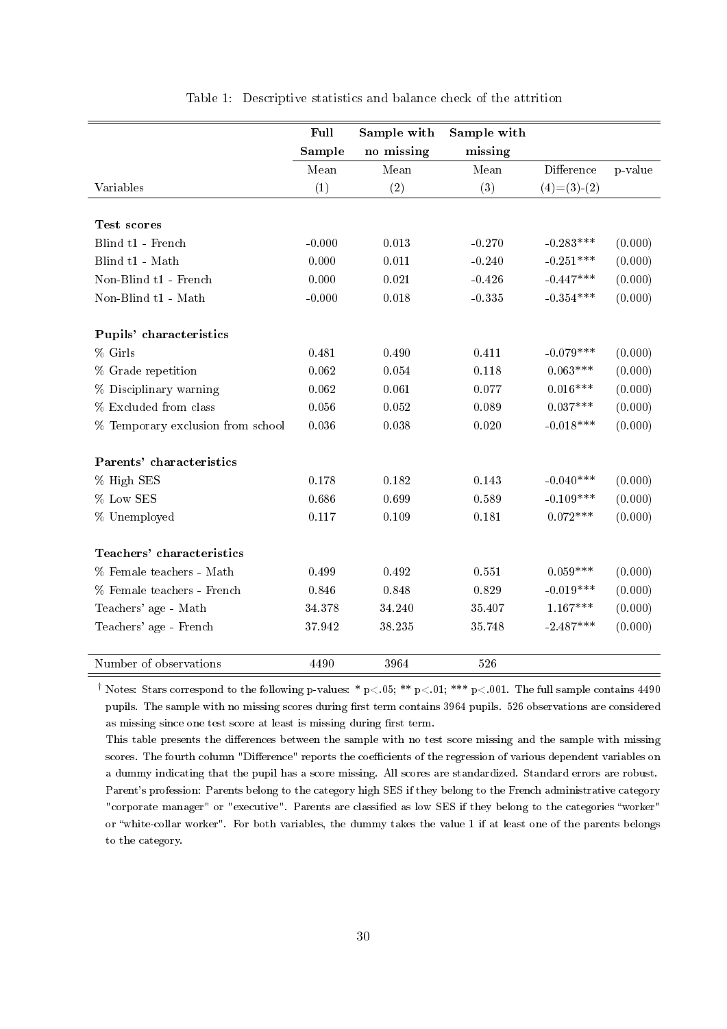Table 1: Descriptive statistics and balance check of the attrition

| | Full Sample | Sample with no missing | Sample with missing | | |
|---|---|---|---|---|---|
| | Mean | Mean | Mean | Difference | p-value |
| Variables | (1) | (2) | (3) | (4)=(3)-(2) | |
| **Test scores** | | | | | |
| Blind t1 - French | -0.000 | 0.013 | -0.270 | -0.283*** | (0.000) |
| Blind t1 - Math | 0.000 | 0.011 | -0.240 | -0.251*** | (0.000) |
| Non-Blind t1 - French | 0.000 | 0.021 | -0.426 | -0.447*** | (0.000) |
| Non-Blind t1 - Math | -0.000 | 0.018 | -0.335 | -0.354*** | (0.000) |
| **Pupils' characteristics** | | | | | |
| % Girls | 0.481 | 0.490 | 0.411 | -0.079*** | (0.000) |
| % Grade repetition | 0.062 | 0.054 | 0.118 | 0.063*** | (0.000) |
| % Disciplinary warning | 0.062 | 0.061 | 0.077 | 0.016*** | (0.000) |
| % Excluded from class | 0.056 | 0.052 | 0.089 | 0.037*** | (0.000) |
| % Temporary exclusion from school | 0.036 | 0.038 | 0.020 | -0.018*** | (0.000) |
| **Parents' characteristics** | | | | | |
| % High SES | 0.178 | 0.182 | 0.143 | -0.040*** | (0.000) |
| % Low SES | 0.686 | 0.699 | 0.589 | -0.109*** | (0.000) |
| % Unemployed | 0.117 | 0.109 | 0.181 | 0.072*** | (0.000) |
| **Teachers' characteristics** | | | | | |
| % Female teachers - Math | 0.499 | 0.492 | 0.551 | 0.059*** | (0.000) |
| % Female teachers - French | 0.846 | 0.848 | 0.829 | -0.019*** | (0.000) |
| Teachers' age - Math | 34.378 | 34.240 | 35.407 | 1.167*** | (0.000) |
| Teachers' age - French | 37.942 | 38.235 | 35.748 | -2.487*** | (0.000) |
| Number of observations | 4490 | 3964 | 526 | | |

† Notes: Stars correspond to the following p-values: * p<.05; ** p<.01; *** p<.001. The full sample contains 4490 pupils. The sample with no missing scores during first term contains 3964 pupils. 526 observations are considered as missing since one test score at least is missing during first term.

This table presents the differences between the sample with no test score missing and the sample with missing scores. The fourth column "Difference" reports the coefficients of the regression of various dependent variables on a dummy indicating that the pupil has a score missing. All scores are standardized. Standard errors are robust.

Parent's profession: Parents belong to the category high SES if they belong to the French administrative category "corporate manager" or "executive". Parents are classified as low SES if they belong to the categories "worker" or "white-collar worker". For both variables, the dummy takes the value 1 if at least one of the parents belongs to the category.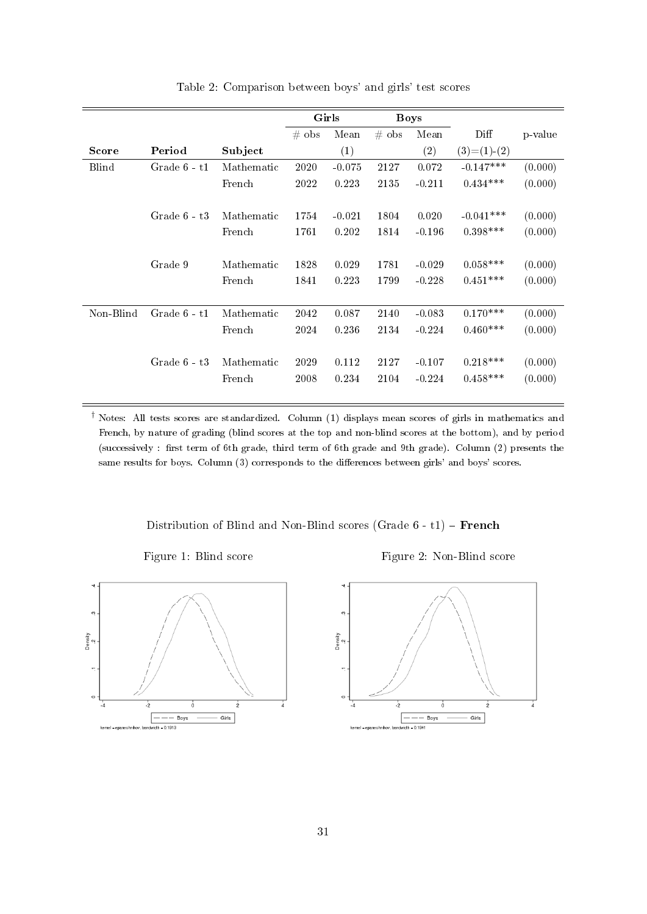Table 2: Comparison between boys' and girls' test scores

| | | | Girls | | Boys | | | |
|---|---|---|---|---|---|---|---|---|
| | | | # obs | Mean | # obs | Mean | Diff | p-value |
| **Score** | **Period** | **Subject** | | (1) | | (2) | (3)=(1)-(2) | |
| Blind | Grade 6 - t1 | Mathematic | 2020 | -0.075 | 2127 | 0.072 | -0.147*** | (0.000) |
| | | French | 2022 | 0.223 | 2135 | -0.211 | 0.434*** | (0.000) |
| | Grade 6 - t3 | Mathematic | 1754 | -0.021 | 1804 | 0.020 | -0.041*** | (0.000) |
| | | French | 1761 | 0.202 | 1814 | -0.196 | 0.398*** | (0.000) |
| | Grade 9 | Mathematic | 1828 | 0.029 | 1781 | -0.029 | 0.058*** | (0.000) |
| | | French | 1841 | 0.223 | 1799 | -0.228 | 0.451*** | (0.000) |
| Non-Blind | Grade 6 - t1 | Mathematic | 2042 | 0.087 | 2140 | -0.083 | 0.170*** | (0.000) |
| | | French | 2024 | 0.236 | 2134 | -0.224 | 0.460*** | (0.000) |
| | Grade 6 - t3 | Mathematic | 2029 | 0.112 | 2127 | -0.107 | 0.218*** | (0.000) |
| | | French | 2008 | 0.234 | 2104 | -0.224 | 0.458*** | (0.000) |

† Notes: All tests scores are standardized. Column (1) displays mean scores of girls in mathematics and French, by nature of grading (blind scores at the top and non-blind scores at the bottom), and by period (successively : first term of 6th grade, third term of 6th grade and 9th grade). Column (2) presents the same results for boys. Column (3) corresponds to the differences between girls' and boys' scores.

Distribution of Blind and Non-Blind scores (Grade 6 - t1) – **French**

Figure 1: Blind score

Figure 2: Non-Blind score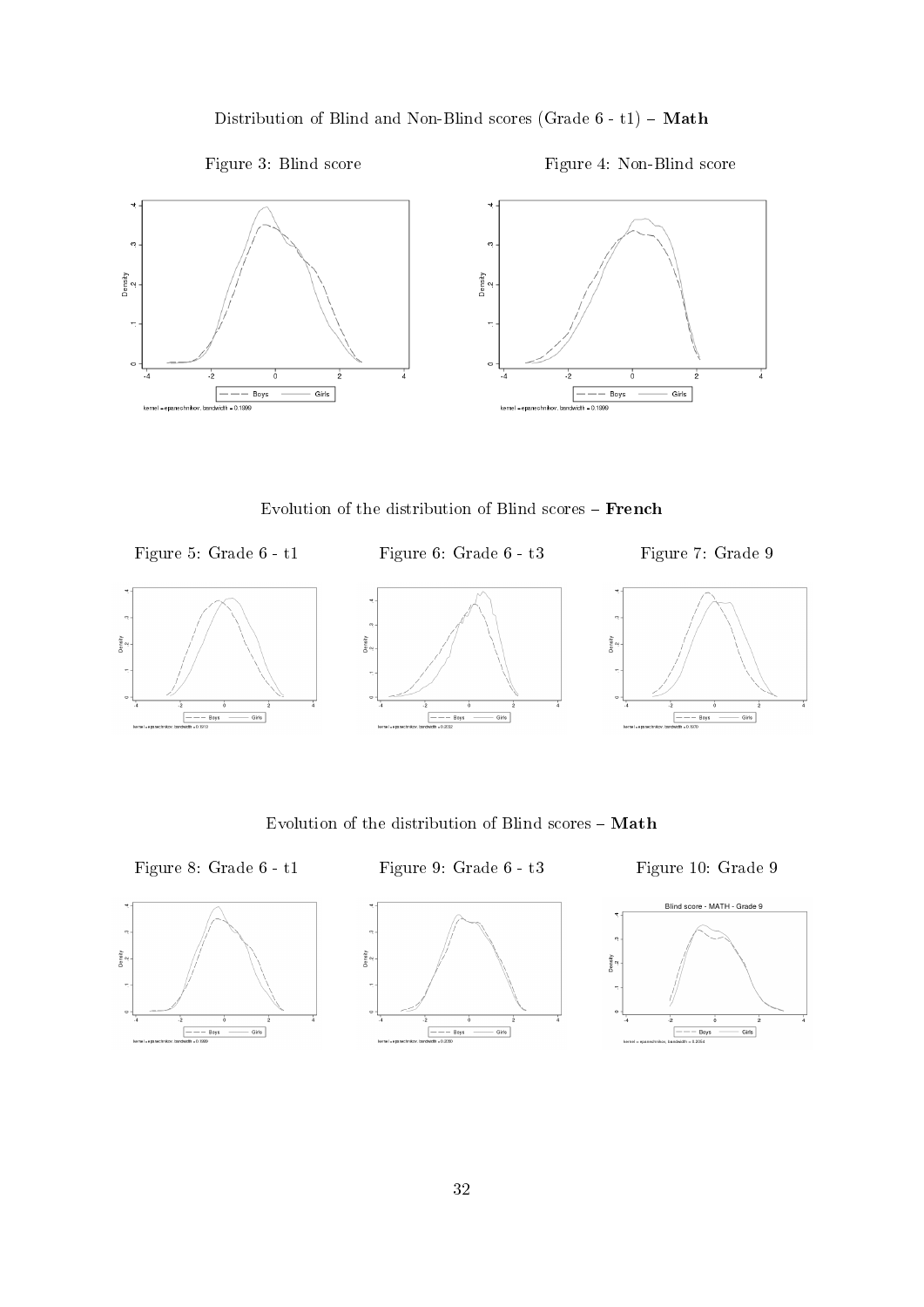Distribution of Blind and Non-Blind scores (Grade 6 - t1) – **Math**

Figure 3: Blind score

Figure 4: Non-Blind score

Evolution of the distribution of Blind scores – **French**

Figure 5: Grade 6 - t1

Figure 6: Grade 6 - t3

Figure 7: Grade 9

Evolution of the distribution of Blind scores – **Math**

Figure 8: Grade 6 - t1

Figure 9: Grade 6 - t3

Figure 10: Grade 9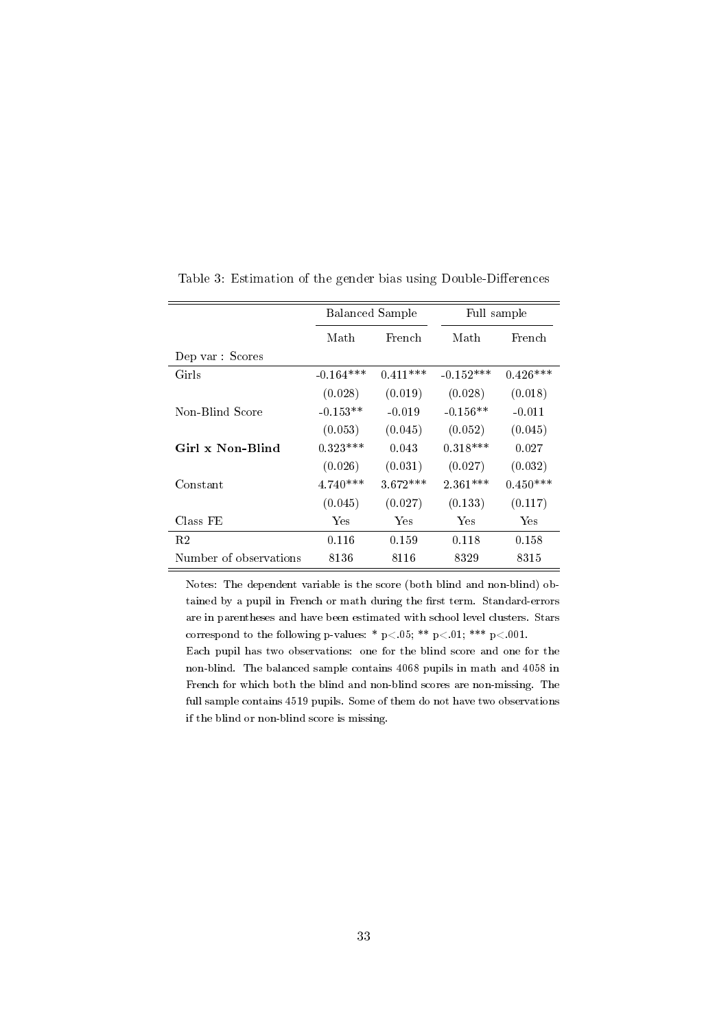Table 3: Estimation of the gender bias using Double-Differences

| | Balanced Sample | | Full sample | |
|---|---|---|---|---|
| | Math | French | Math | French |
| Dep var : Scores | | | | |
| Girls | -0.164*** | 0.411*** | -0.152*** | 0.426*** |
| | (0.028) | (0.019) | (0.028) | (0.018) |
| Non-Blind Score | -0.153** | -0.019 | -0.156** | -0.011 |
| | (0.053) | (0.045) | (0.052) | (0.045) |
| **Girl x Non-Blind** | 0.323*** | 0.043 | 0.318*** | 0.027 |
| | (0.026) | (0.031) | (0.027) | (0.032) |
| Constant | 4.740*** | 3.672*** | 2.361*** | 0.450*** |
| | (0.045) | (0.027) | (0.133) | (0.117) |
| Class FE | Yes | Yes | Yes | Yes |
| R2 | 0.116 | 0.159 | 0.118 | 0.158 |
| Number of observations | 8136 | 8116 | 8329 | 8315 |

Notes: The dependent variable is the score (both blind and non-blind) obtained by a pupil in French or math during the first term. Standard-errors are in parentheses and have been estimated with school level clusters. Stars correspond to the following p-values: * p<.05; ** p<.01; *** p<.001.
Each pupil has two observations: one for the blind score and one for the non-blind. The balanced sample contains 4068 pupils in math and 4058 in French for which both the blind and non-blind scores are non-missing. The full sample contains 4519 pupils. Some of them do not have two observations if the blind or non-blind score is missing.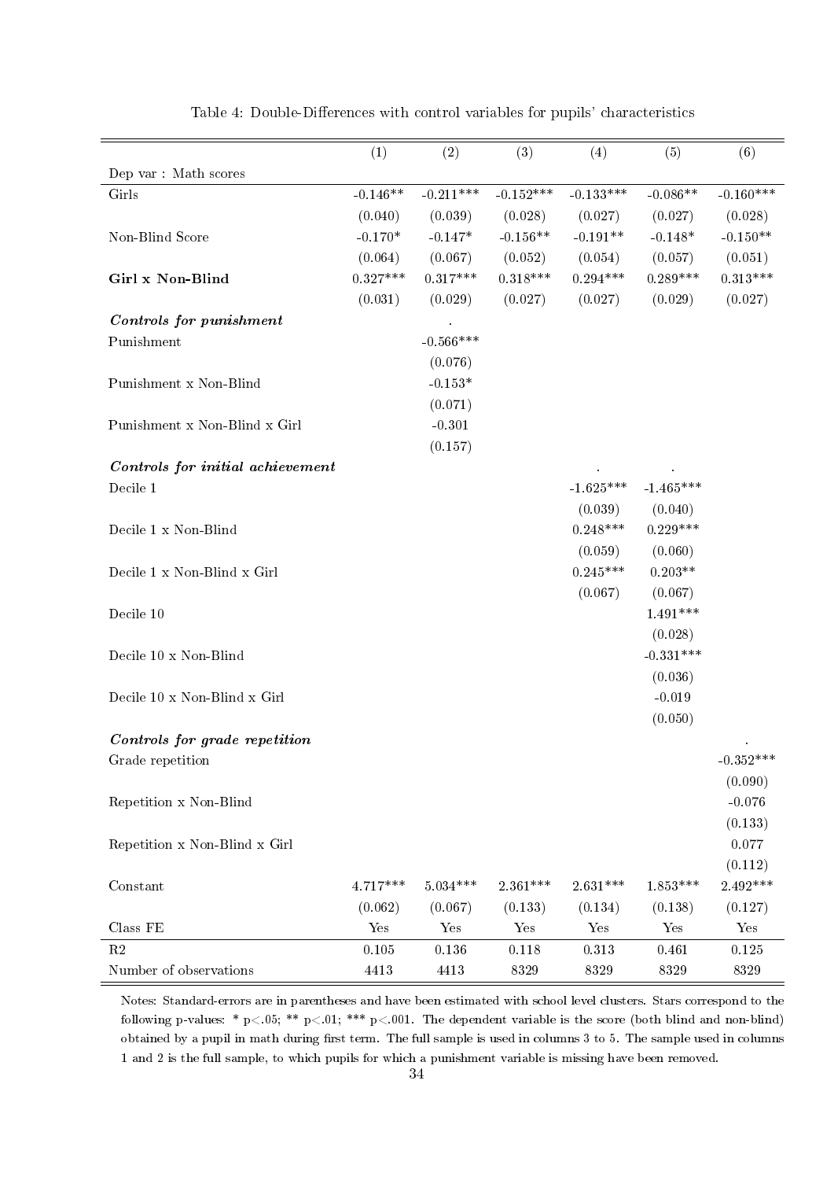Table 4: Double-Differences with control variables for pupils' characteristics

| | (1) | (2) | (3) | (4) | (5) | (6) |
|---|---|---|---|---|---|---|
| Dep var : Math scores | | | | | | |
| Girls | -0.146** | -0.211*** | -0.152*** | -0.133*** | -0.086** | -0.160*** |
| | (0.040) | (0.039) | (0.028) | (0.027) | (0.027) | (0.028) |
| Non-Blind Score | -0.170* | -0.147* | -0.156** | -0.191** | -0.148* | -0.150** |
| | (0.064) | (0.067) | (0.052) | (0.054) | (0.057) | (0.051) |
| **Girl x Non-Blind** | 0.327*** | 0.317*** | 0.318*** | 0.294*** | 0.289*** | 0.313*** |
| | (0.031) | (0.029) | (0.027) | (0.027) | (0.029) | (0.027) |
| ***Controls for punishment*** | | . | | | | |
| Punishment | | -0.566*** | | | | |
| | | (0.076) | | | | |
| Punishment x Non-Blind | | -0.153* | | | | |
| | | (0.071) | | | | |
| Punishment x Non-Blind x Girl | | -0.301 | | | | |
| | | (0.157) | | | | |
| ***Controls for initial achievement*** | | | | . | . | |
| Decile 1 | | | | -1.625*** | -1.465*** | |
| | | | | (0.039) | (0.040) | |
| Decile 1 x Non-Blind | | | | 0.248*** | 0.229*** | |
| | | | | (0.059) | (0.060) | |
| Decile 1 x Non-Blind x Girl | | | | 0.245*** | 0.203** | |
| | | | | (0.067) | (0.067) | |
| Decile 10 | | | | | 1.491*** | |
| | | | | | (0.028) | |
| Decile 10 x Non-Blind | | | | | -0.331*** | |
| | | | | | (0.036) | |
| Decile 10 x Non-Blind x Girl | | | | | -0.019 | |
| | | | | | (0.050) | |
| ***Controls for grade repetition*** | | | | | | . |
| Grade repetition | | | | | | -0.352*** |
| | | | | | | (0.090) |
| Repetition x Non-Blind | | | | | | -0.076 |
| | | | | | | (0.133) |
| Repetition x Non-Blind x Girl | | | | | | 0.077 |
| | | | | | | (0.112) |
| Constant | 4.717*** | 5.034*** | 2.361*** | 2.631*** | 1.853*** | 2.492*** |
| | (0.062) | (0.067) | (0.133) | (0.134) | (0.138) | (0.127) |
| Class FE | Yes | Yes | Yes | Yes | Yes | Yes |
| R2 | 0.105 | 0.136 | 0.118 | 0.313 | 0.461 | 0.125 |
| Number of observations | 4413 | 4413 | 8329 | 8329 | 8329 | 8329 |

Notes: Standard-errors are in parentheses and have been estimated with school level clusters. Stars correspond to the following p-values: * p<.05; ** p<.01; *** p<.001. The dependent variable is the score (both blind and non-blind) obtained by a pupil in math during first term. The full sample is used in columns 3 to 5. The sample used in columns 1 and 2 is the full sample, to which pupils for which a punishment variable is missing have been removed.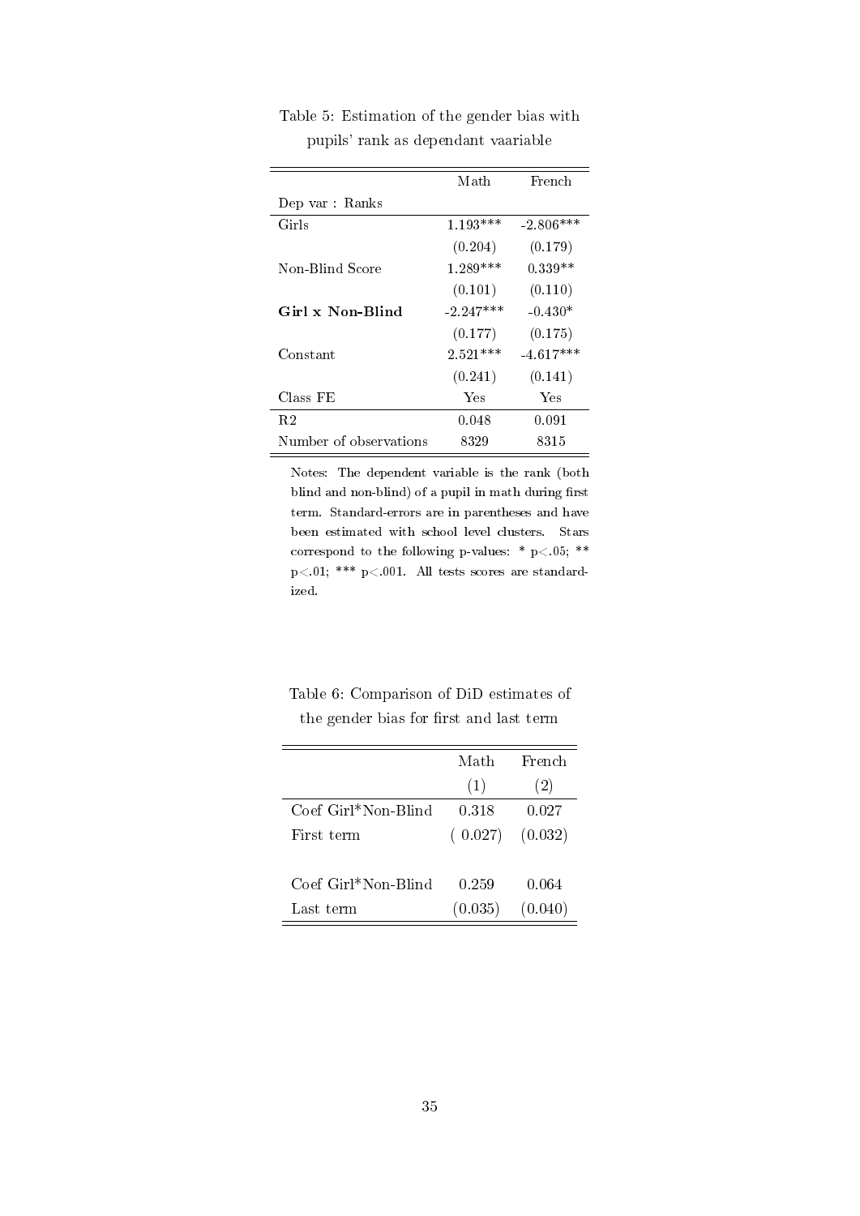Table 5: Estimation of the gender bias with pupils' rank as dependant vaariable

| | Math | French |
|---|---|---|
| Dep var : Ranks | | |
| Girls | 1.193*** | -2.806*** |
| | (0.204) | (0.179) |
| Non-Blind Score | 1.289*** | 0.339** |
| | (0.101) | (0.110) |
| **Girl x Non-Blind** | -2.247*** | -0.430* |
| | (0.177) | (0.175) |
| Constant | 2.521*** | -4.617*** |
| | (0.241) | (0.141) |
| Class FE | Yes | Yes |
| R2 | 0.048 | 0.091 |
| Number of observations | 8329 | 8315 |

Notes: The dependent variable is the rank (both blind and non-blind) of a pupil in math during first term. Standard-errors are in parentheses and have been estimated with school level clusters. Stars correspond to the following p-values: * $p<.05$; ** $p<.01$; *** $p<.001$. All tests scores are standardized.

Table 6: Comparison of DiD estimates of the gender bias for first and last term

| | Math | French |
|---|---|---|
| | (1) | (2) |
| Coef Girl*Non-Blind | 0.318 | 0.027 |
| First term | ( 0.027) | (0.032) |
| | | |
| Coef Girl*Non-Blind | 0.259 | 0.064 |
| Last term | (0.035) | (0.040) |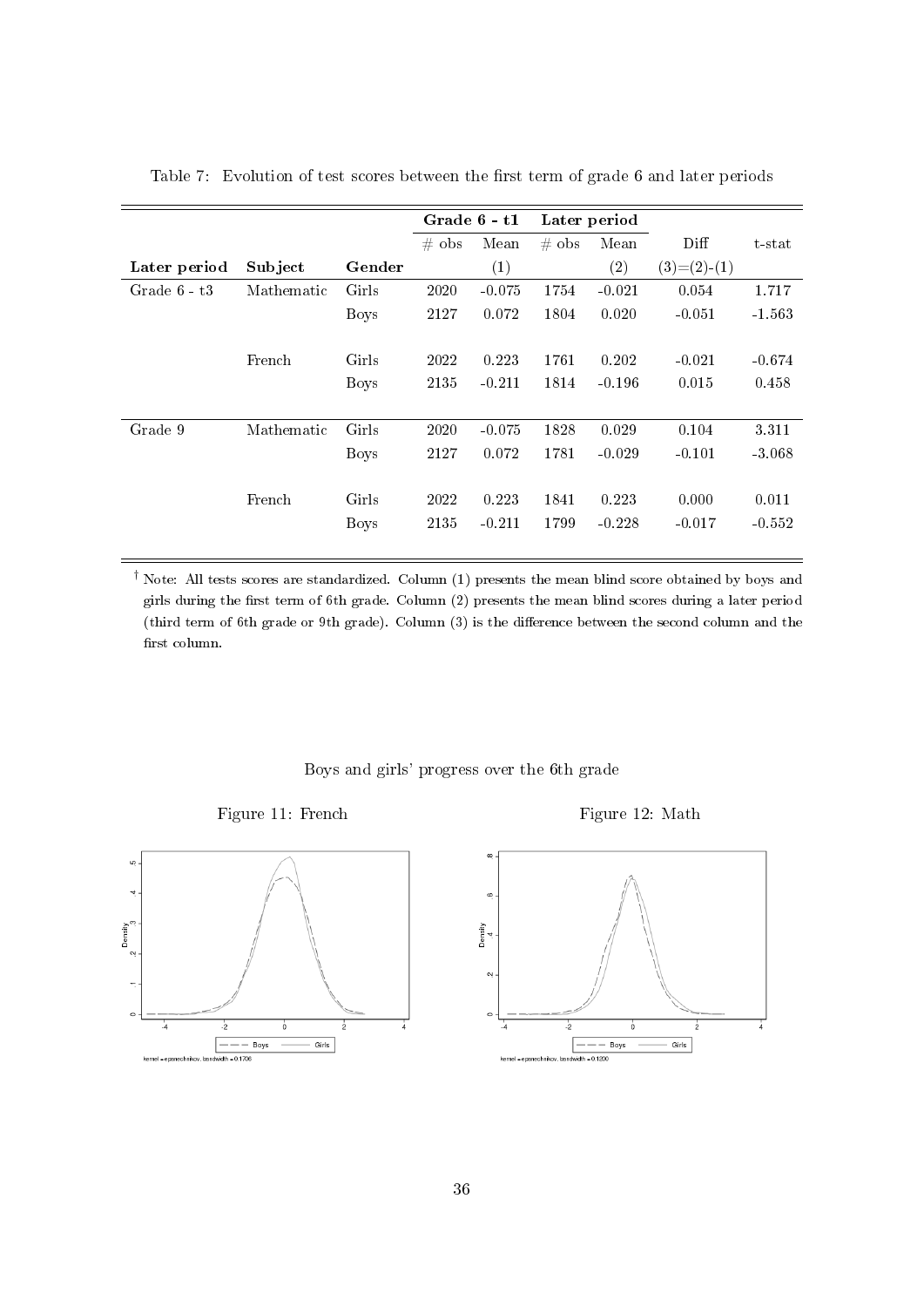Table 7: Evolution of test scores between the first term of grade 6 and later periods

| | | | **Grade 6 - t1** | | **Later period** | | | |
|---|---|---|---|---|---|---|---|---|
| | | | # obs | Mean | # obs | Mean | Diff | t-stat |
| **Later period** | **Subject** | **Gender** | | (1) | | (2) | (3)=(2)-(1) | |
| Grade 6 - t3 | Mathematic | Girls | 2020 | -0.075 | 1754 | -0.021 | 0.054 | 1.717 |
| | | Boys | 2127 | 0.072 | 1804 | 0.020 | -0.051 | -1.563 |
| | French | Girls | 2022 | 0.223 | 1761 | 0.202 | -0.021 | -0.674 |
| | | Boys | 2135 | -0.211 | 1814 | -0.196 | 0.015 | 0.458 |
| Grade 9 | Mathematic | Girls | 2020 | -0.075 | 1828 | 0.029 | 0.104 | 3.311 |
| | | Boys | 2127 | 0.072 | 1781 | -0.029 | -0.101 | -3.068 |
| | French | Girls | 2022 | 0.223 | 1841 | 0.223 | 0.000 | 0.011 |
| | | Boys | 2135 | -0.211 | 1799 | -0.228 | -0.017 | -0.552 |

† Note: All tests scores are standardized. Column (1) presents the mean blind score obtained by boys and girls during the first term of 6th grade. Column (2) presents the mean blind scores during a later period (third term of 6th grade or 9th grade). Column (3) is the difference between the second column and the first column.

Boys and girls' progress over the 6th grade

Figure 11: French

Figure 12: Math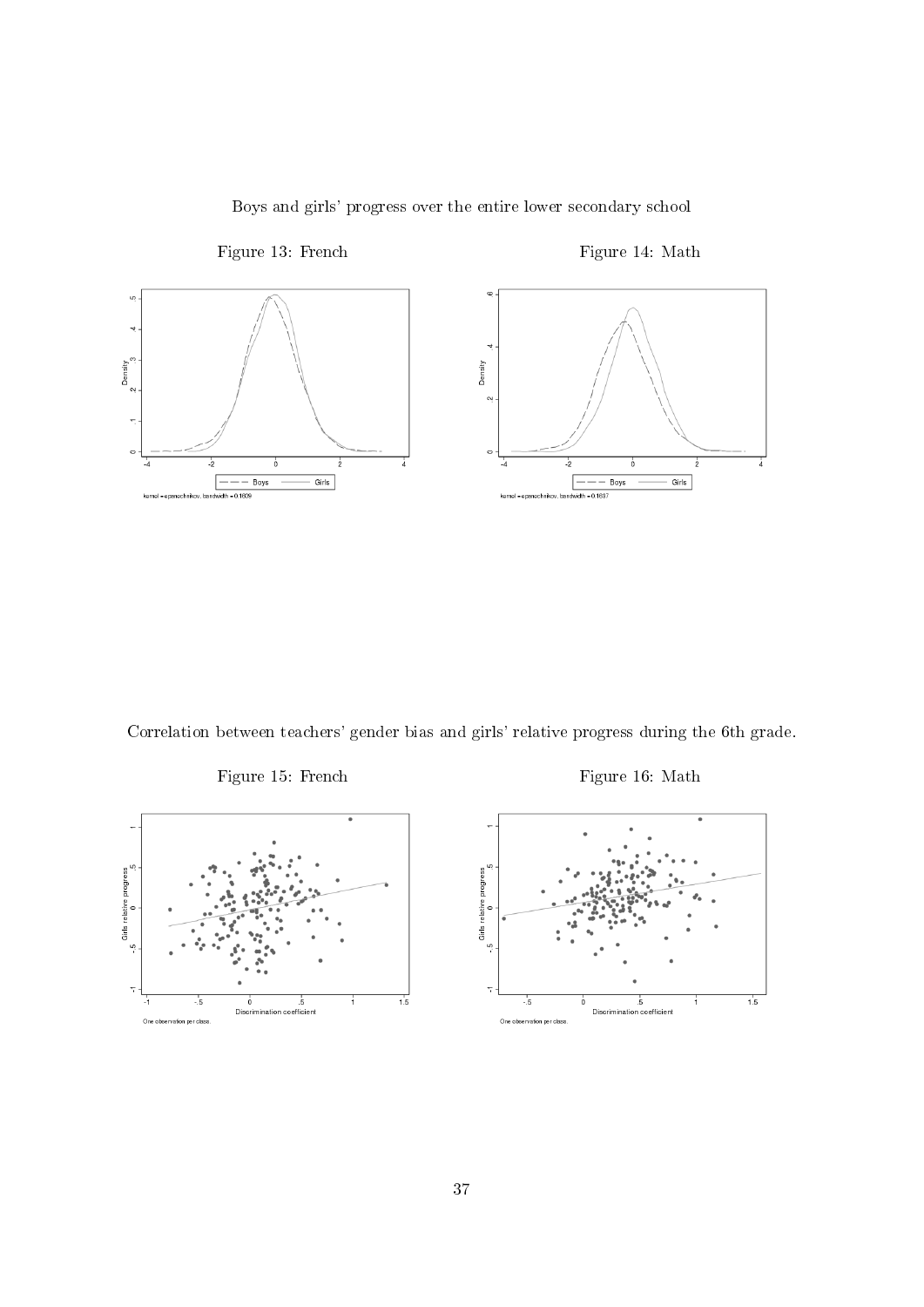Boys and girls' progress over the entire lower secondary school

Figure 13: French

Figure 14: Math

Correlation between teachers' gender bias and girls' relative progress during the 6th grade.

Figure 15: French

Figure 16: Math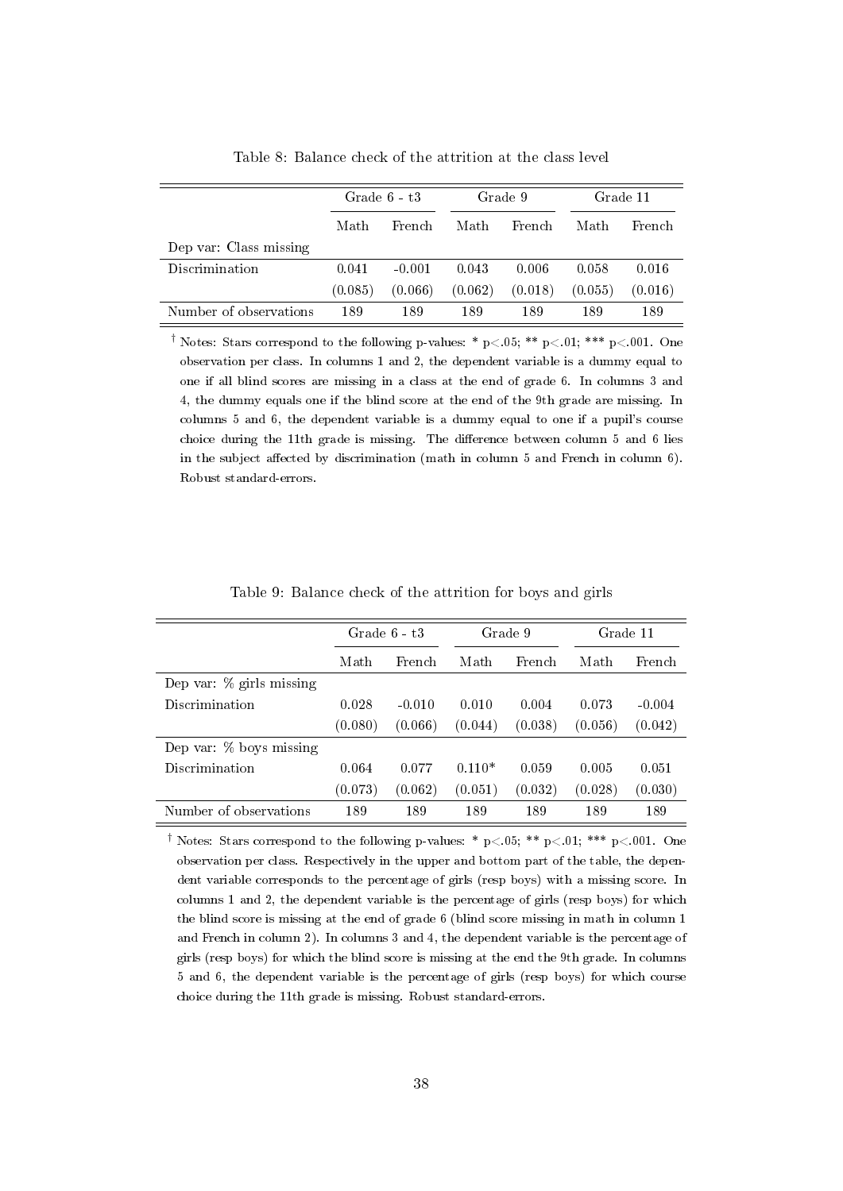Table 8: Balance check of the attrition at the class level

| | Grade 6 - t3 | | Grade 9 | | Grade 11 | |
|---|---|---|---|---|---|---|
| | Math | French | Math | French | Math | French |
| Dep var: Class missing | | | | | | |
| Discrimination | 0.041 | -0.001 | 0.043 | 0.006 | 0.058 | 0.016 |
| | (0.085) | (0.066) | (0.062) | (0.018) | (0.055) | (0.016) |
| Number of observations | 189 | 189 | 189 | 189 | 189 | 189 |

† Notes: Stars correspond to the following p-values: * p<.05; ** p<.01; *** p<.001. One observation per class. In columns 1 and 2, the dependent variable is a dummy equal to one if all blind scores are missing in a class at the end of grade 6. In columns 3 and 4, the dummy equals one if the blind score at the end of the 9th grade are missing. In columns 5 and 6, the dependent variable is a dummy equal to one if a pupil's course choice during the 11th grade is missing. The difference between column 5 and 6 lies in the subject affected by discrimination (math in column 5 and French in column 6). Robust standard-errors.

Table 9: Balance check of the attrition for boys and girls

| | Grade 6 - t3 | | Grade 9 | | Grade 11 | |
|---|---|---|---|---|---|---|
| | Math | French | Math | French | Math | French |
| Dep var: % girls missing | | | | | | |
| Discrimination | 0.028 | -0.010 | 0.010 | 0.004 | 0.073 | -0.004 |
| | (0.080) | (0.066) | (0.044) | (0.038) | (0.056) | (0.042) |
| Dep var: % boys missing | | | | | | |
| Discrimination | 0.064 | 0.077 | 0.110* | 0.059 | 0.005 | 0.051 |
| | (0.073) | (0.062) | (0.051) | (0.032) | (0.028) | (0.030) |
| Number of observations | 189 | 189 | 189 | 189 | 189 | 189 |

† Notes: Stars correspond to the following p-values: * p<.05; ** p<.01; *** p<.001. One observation per class. Respectively in the upper and bottom part of the table, the dependent variable corresponds to the percentage of girls (resp boys) with a missing score. In columns 1 and 2, the dependent variable is the percentage of girls (resp boys) for which the blind score is missing at the end of grade 6 (blind score missing in math in column 1 and French in column 2). In columns 3 and 4, the dependent variable is the percentage of girls (resp boys) for which the blind score is missing at the end the 9th grade. In columns 5 and 6, the dependent variable is the percentage of girls (resp boys) for which course choice during the 11th grade is missing. Robust standard-errors.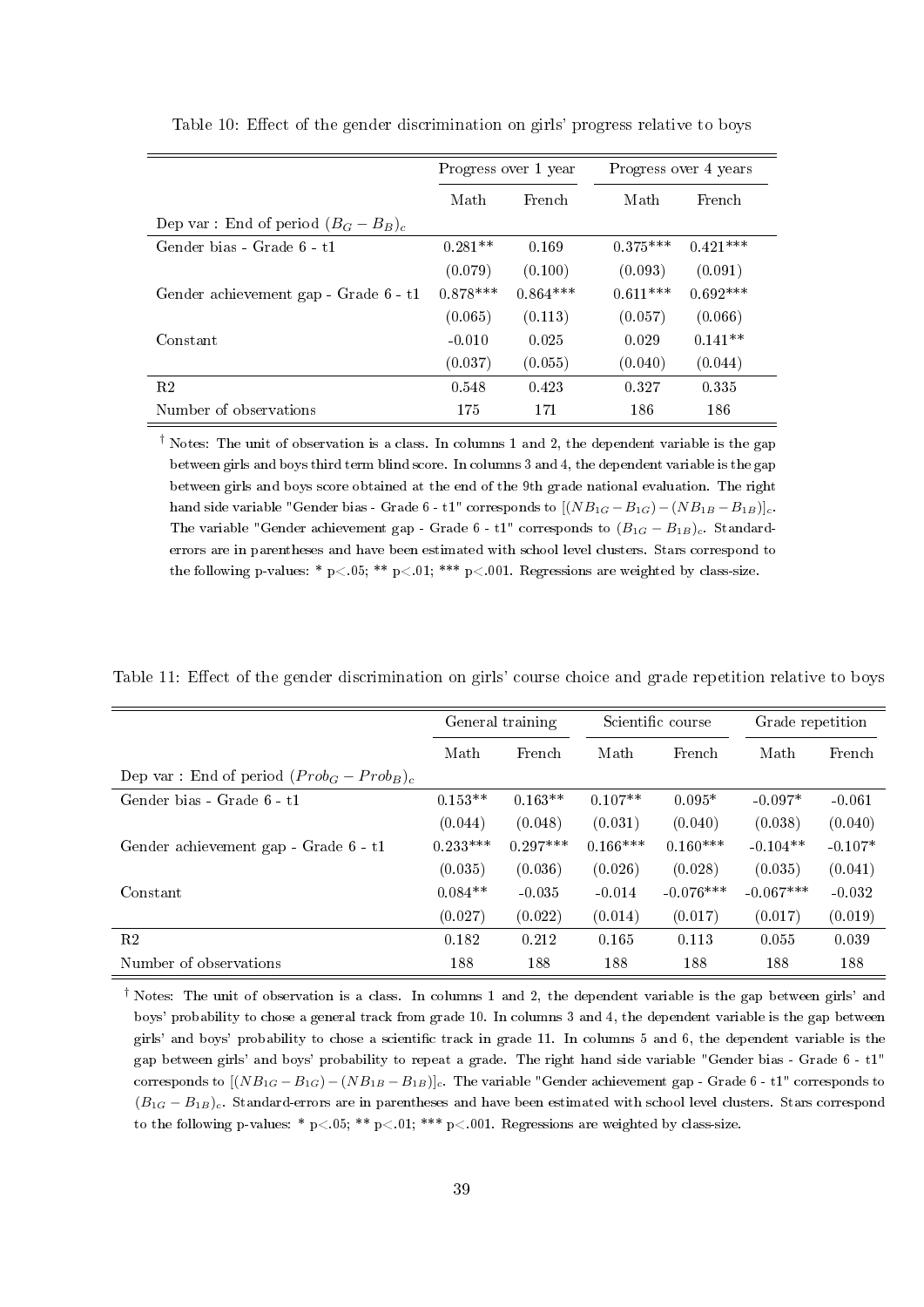Table 10: Effect of the gender discrimination on girls' progress relative to boys

| | Progress over 1 year | | Progress over 4 years | |
|---|---|---|---|---|
| | Math | French | Math | French |
| Dep var : End of period $(B_G - B_B)_c$ | | | | |
| Gender bias - Grade 6 - t1 | 0.281** | 0.169 | 0.375*** | 0.421*** |
| | (0.079) | (0.100) | (0.093) | (0.091) |
| Gender achievement gap - Grade 6 - t1 | 0.878*** | 0.864*** | 0.611*** | 0.692*** |
| | (0.065) | (0.113) | (0.057) | (0.066) |
| Constant | -0.010 | 0.025 | 0.029 | 0.141** |
| | (0.037) | (0.055) | (0.040) | (0.044) |
| R2 | 0.548 | 0.423 | 0.327 | 0.335 |
| Number of observations | 175 | 171 | 186 | 186 |

† Notes: The unit of observation is a class. In columns 1 and 2, the dependent variable is the gap between girls and boys third term blind score. In columns 3 and 4, the dependent variable is the gap between girls and boys score obtained at the end of the 9th grade national evaluation. The right hand side variable "Gender bias - Grade 6 - t1" corresponds to $[(NB_{1G} - B_{1G}) - (NB_{1B} - B_{1B})]_c$. The variable "Gender achievement gap - Grade 6 - t1" corresponds to $(B_{1G} - B_{1B})_c$. Standard-errors are in parentheses and have been estimated with school level clusters. Stars correspond to the following p-values: * p<.05; ** p<.01; *** p<.001. Regressions are weighted by class-size.

Table 11: Effect of the gender discrimination on girls' course choice and grade repetition relative to boys

| | General training | | Scientific course | | Grade repetition | |
|---|---|---|---|---|---|---|
| | Math | French | Math | French | Math | French |
| Dep var : End of period $(Prob_G - Prob_B)_c$ | | | | | | |
| Gender bias - Grade 6 - t1 | 0.153** | 0.163** | 0.107** | 0.095* | -0.097* | -0.061 |
| | (0.044) | (0.048) | (0.031) | (0.040) | (0.038) | (0.040) |
| Gender achievement gap - Grade 6 - t1 | 0.233*** | 0.297*** | 0.166*** | 0.160*** | -0.104** | -0.107* |
| | (0.035) | (0.036) | (0.026) | (0.028) | (0.035) | (0.041) |
| Constant | 0.084** | -0.035 | -0.014 | -0.076*** | -0.067*** | -0.032 |
| | (0.027) | (0.022) | (0.014) | (0.017) | (0.017) | (0.019) |
| R2 | 0.182 | 0.212 | 0.165 | 0.113 | 0.055 | 0.039 |
| Number of observations | 188 | 188 | 188 | 188 | 188 | 188 |

† Notes: The unit of observation is a class. In columns 1 and 2, the dependent variable is the gap between girls' and boys' probability to chose a general track from grade 10. In columns 3 and 4, the dependent variable is the gap between girls' and boys' probability to chose a scientific track in grade 11. In columns 5 and 6, the dependent variable is the gap between girls' and boys' probability to repeat a grade. The right hand side variable "Gender bias - Grade 6 - t1" corresponds to $[(NB_{1G} - B_{1G}) - (NB_{1B} - B_{1B})]_c$. The variable "Gender achievement gap - Grade 6 - t1" corresponds to $(B_{1G} - B_{1B})_c$. Standard-errors are in parentheses and have been estimated with school level clusters. Stars correspond to the following p-values: * p<.05; ** p<.01; *** p<.001. Regressions are weighted by class-size.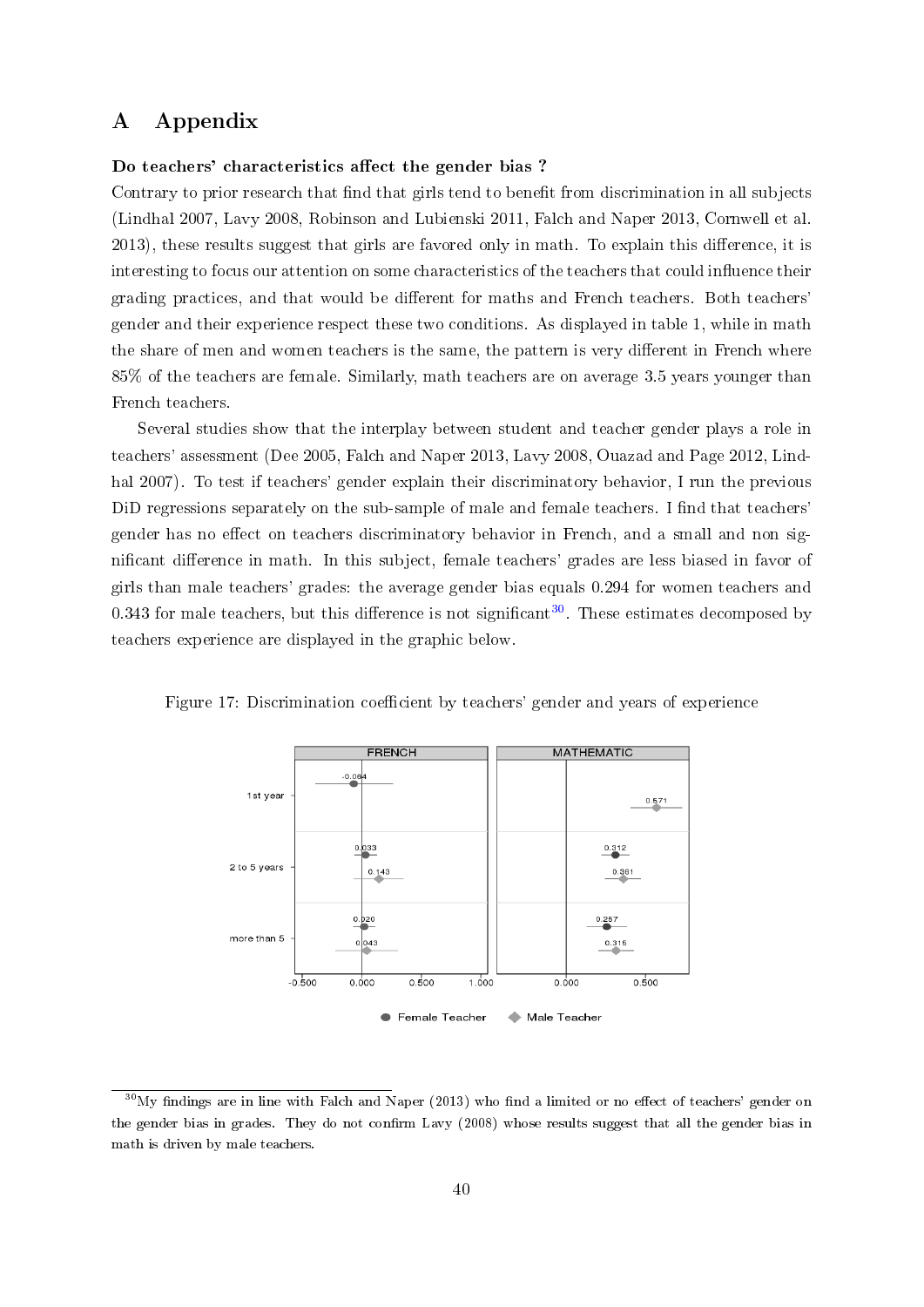# A Appendix

**Do teachers' characteristics affect the gender bias ?**

Contrary to prior research that find that girls tend to benefit from discrimination in all subjects (Lindhal 2007, Lavy 2008, Robinson and Lubienski 2011, Falch and Naper 2013, Cornwell et al. 2013), these results suggest that girls are favored only in math. To explain this difference, it is interesting to focus our attention on some characteristics of the teachers that could influence their grading practices, and that would be different for maths and French teachers. Both teachers' gender and their experience respect these two conditions. As displayed in table 1, while in math the share of men and women teachers is the same, the pattern is very different in French where 85% of the teachers are female. Similarly, math teachers are on average 3.5 years younger than French teachers.

Several studies show that the interplay between student and teacher gender plays a role in teachers' assessment (Dee 2005, Falch and Naper 2013, Lavy 2008, Ouazad and Page 2012, Lindhal 2007). To test if teachers' gender explain their discriminatory behavior, I run the previous DiD regressions separately on the sub-sample of male and female teachers. I find that teachers' gender has no effect on teachers discriminatory behavior in French, and a small and non significant difference in math. In this subject, female teachers' grades are less biased in favor of girls than male teachers' grades: the average gender bias equals 0.294 for women teachers and 0.343 for male teachers, but this difference is not significant[30]. These estimates decomposed by teachers experience are displayed in the graphic below.

Figure 17: Discrimination coefficient by teachers' gender and years of experience

| Experience | French – Female Teacher | French – Male Teacher | Mathematic – Female Teacher | Mathematic – Male Teacher |
|---|---|---|---|---|
| 1st year | -0.064 | | | 0.571 |
| 2 to 5 years | 0.033 | 0.143 | 0.312 | 0.361 |
| more than 5 | 0.020 | 0.043 | 0.257 | 0.315 |

[30] My findings are in line with Falch and Naper (2013) who find a limited or no effect of teachers' gender on the gender bias in grades. They do not confirm Lavy (2008) whose results suggest that all the gender bias in math is driven by male teachers.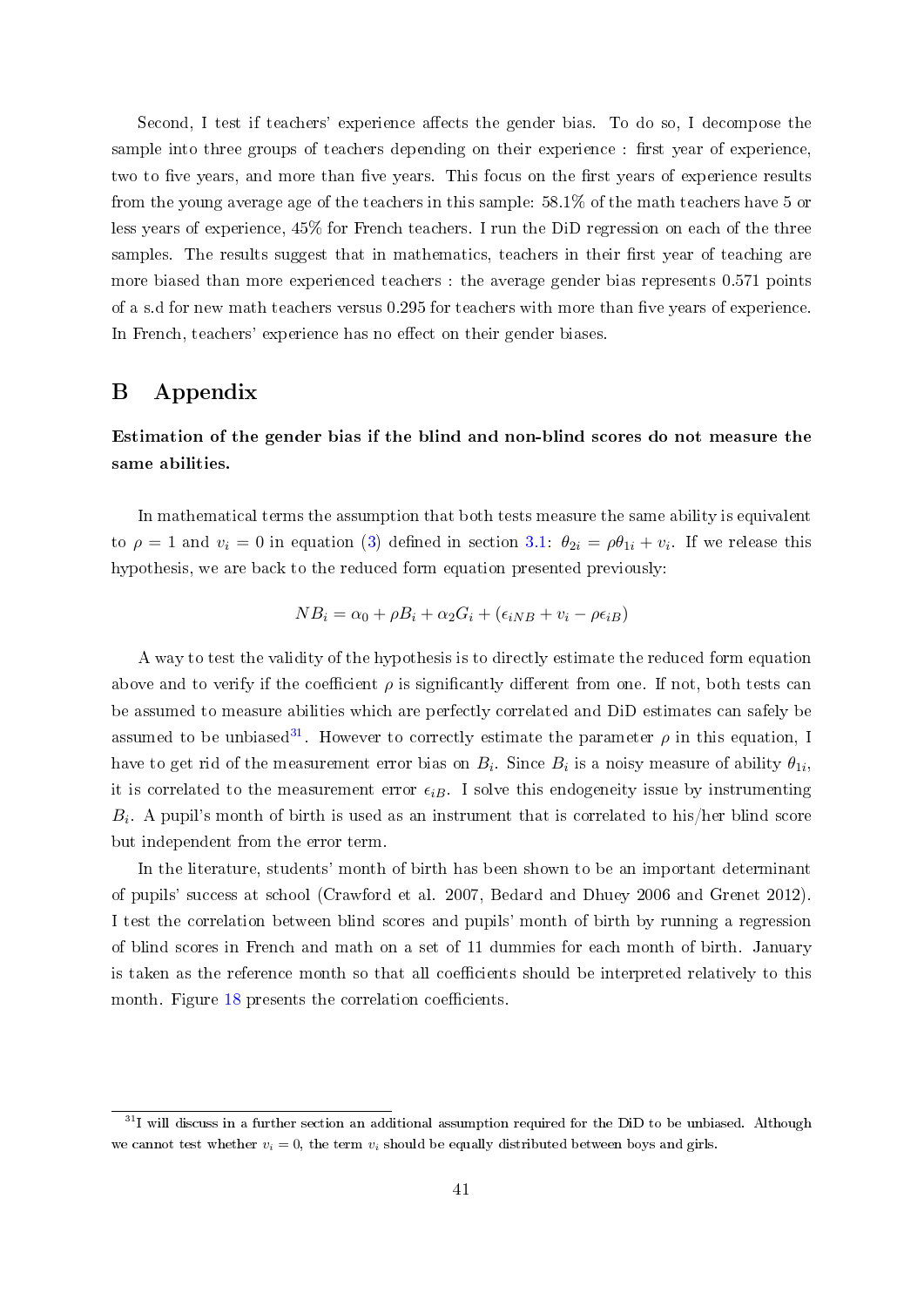Second, I test if teachers' experience affects the gender bias. To do so, I decompose the sample into three groups of teachers depending on their experience : first year of experience, two to five years, and more than five years. This focus on the first years of experience results from the young average age of the teachers in this sample: 58.1% of the math teachers have 5 or less years of experience, 45% for French teachers. I run the DiD regression on each of the three samples. The results suggest that in mathematics, teachers in their first year of teaching are more biased than more experienced teachers : the average gender bias represents 0.571 points of a s.d for new math teachers versus 0.295 for teachers with more than five years of experience. In French, teachers' experience has no effect on their gender biases.

# B Appendix

**Estimation of the gender bias if the blind and non-blind scores do not measure the same abilities.**

In mathematical terms the assumption that both tests measure the same ability is equivalent to $\rho = 1$ and $v_i = 0$ in equation (3) defined in section 3.1: $\theta_{2i} = \rho\theta_{1i} + v_i$. If we release this hypothesis, we are back to the reduced form equation presented previously:

$$NB_i = \alpha_0 + \rho B_i + \alpha_2 G_i + (\epsilon_{iNB} + v_i - \rho\epsilon_{iB})$$

A way to test the validity of the hypothesis is to directly estimate the reduced form equation above and to verify if the coefficient $\rho$ is significantly different from one. If not, both tests can be assumed to measure abilities which are perfectly correlated and DiD estimates can safely be assumed to be unbiased[31]. However to correctly estimate the parameter $\rho$ in this equation, I have to get rid of the measurement error bias on $B_i$. Since $B_i$ is a noisy measure of ability $\theta_{1i}$, it is correlated to the measurement error $\epsilon_{iB}$. I solve this endogeneity issue by instrumenting $B_i$. A pupil's month of birth is used as an instrument that is correlated to his/her blind score but independent from the error term.

In the literature, students' month of birth has been shown to be an important determinant of pupils' success at school (Crawford et al. 2007, Bedard and Dhuey 2006 and Grenet 2012). I test the correlation between blind scores and pupils' month of birth by running a regression of blind scores in French and math on a set of 11 dummies for each month of birth. January is taken as the reference month so that all coefficients should be interpreted relatively to this month. Figure 18 presents the correlation coefficients.

[31] I will discuss in a further section an additional assumption required for the DiD to be unbiased. Although we cannot test whether $v_i = 0$, the term $v_i$ should be equally distributed between boys and girls.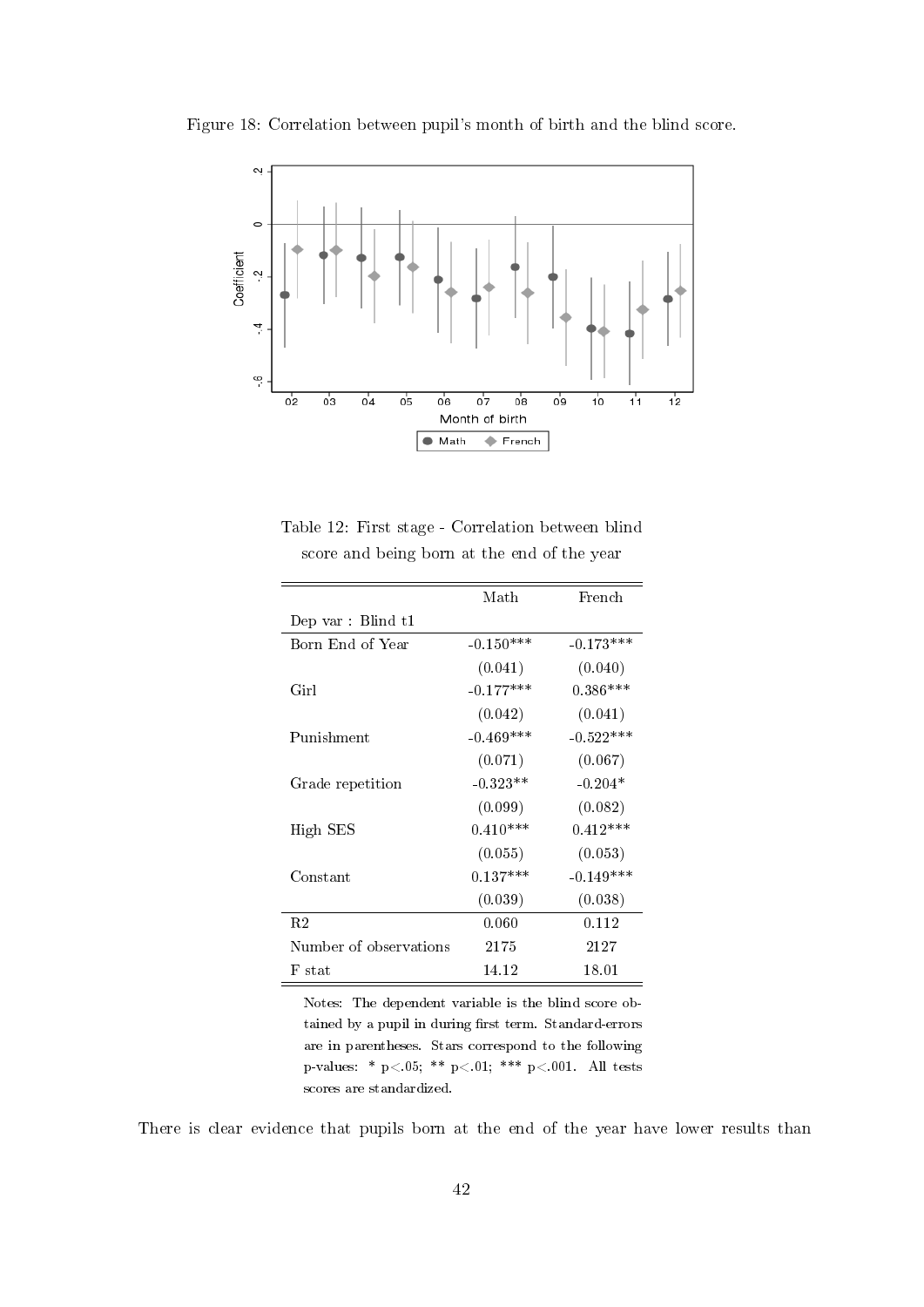Figure 18: Correlation between pupil's month of birth and the blind score.

Table 12: First stage - Correlation between blind score and being born at the end of the year

| | Math | French |
|---|---|---|
| Dep var : Blind t1 | | |
| Born End of Year | -0.150*** | -0.173*** |
| | (0.041) | (0.040) |
| Girl | -0.177*** | 0.386*** |
| | (0.042) | (0.041) |
| Punishment | -0.469*** | -0.522*** |
| | (0.071) | (0.067) |
| Grade repetition | -0.323** | -0.204* |
| | (0.099) | (0.082) |
| High SES | 0.410*** | 0.412*** |
| | (0.055) | (0.053) |
| Constant | 0.137*** | -0.149*** |
| | (0.039) | (0.038) |
| R2 | 0.060 | 0.112 |
| Number of observations | 2175 | 2127 |
| F stat | 14.12 | 18.01 |

Notes: The dependent variable is the blind score obtained by a pupil in during first term. Standard-errors are in parentheses. Stars correspond to the following p-values: * $p<.05$; ** $p<.01$; *** $p<.001$. All tests scores are standardized.

There is clear evidence that pupils born at the end of the year have lower results than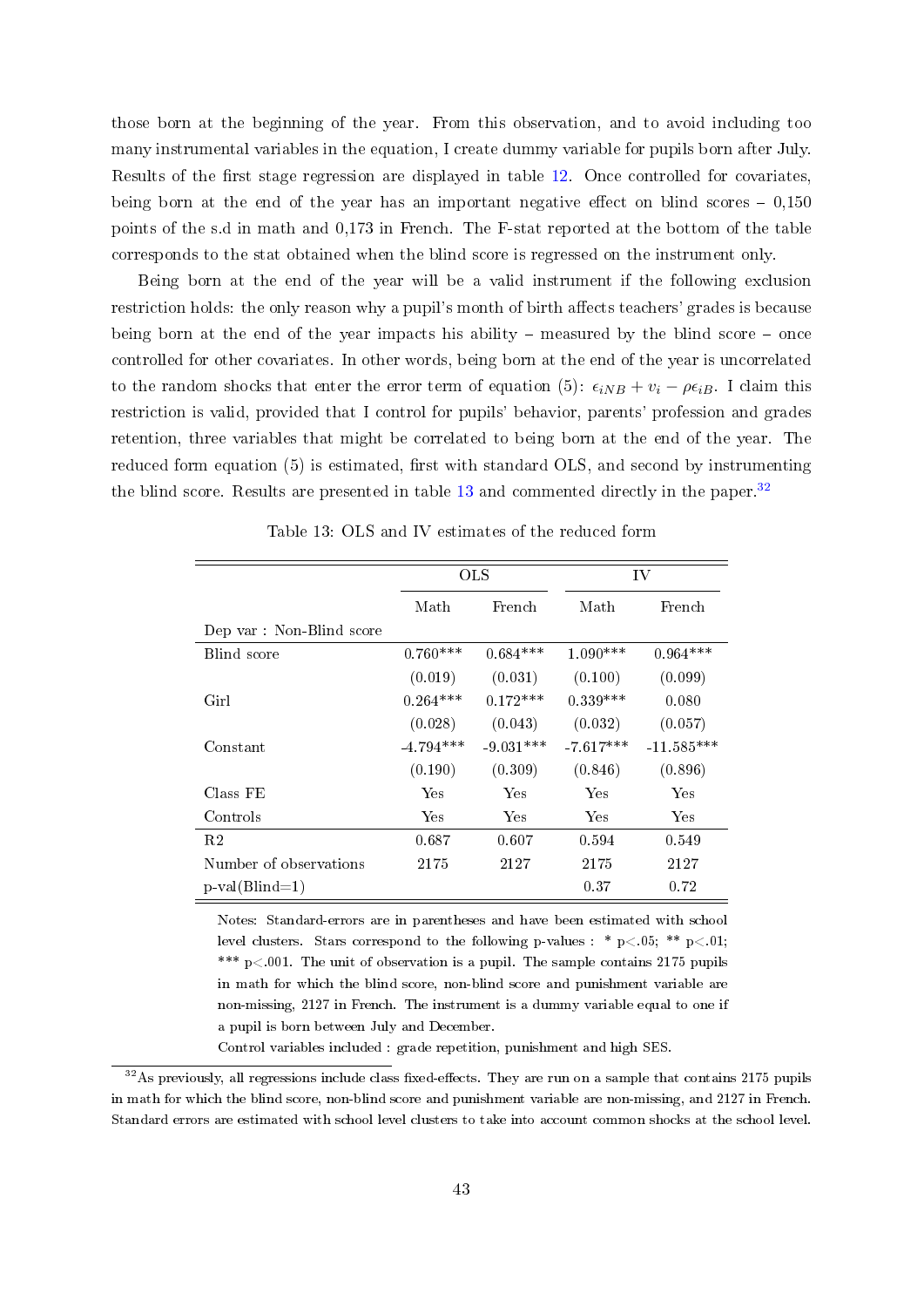those born at the beginning of the year. From this observation, and to avoid including too many instrumental variables in the equation, I create dummy variable for pupils born after July. Results of the first stage regression are displayed in table 12. Once controlled for covariates, being born at the end of the year has an important negative effect on blind scores – 0,150 points of the s.d in math and 0,173 in French. The F-stat reported at the bottom of the table corresponds to the stat obtained when the blind score is regressed on the instrument only.

Being born at the end of the year will be a valid instrument if the following exclusion restriction holds: the only reason why a pupil's month of birth affects teachers' grades is because being born at the end of the year impacts his ability – measured by the blind score – once controlled for other covariates. In other words, being born at the end of the year is uncorrelated to the random shocks that enter the error term of equation (5): $\epsilon_{iNB} + v_i - \rho\epsilon_{iB}$. I claim this restriction is valid, provided that I control for pupils' behavior, parents' profession and grades retention, three variables that might be correlated to being born at the end of the year. The reduced form equation (5) is estimated, first with standard OLS, and second by instrumenting the blind score. Results are presented in table 13 and commented directly in the paper.[32]

Table 13: OLS and IV estimates of the reduced form

| | OLS | | IV | |
|---|---|---|---|---|
| | Math | French | Math | French |
| Dep var : Non-Blind score | | | | |
| Blind score | 0.760*** | 0.684*** | 1.090*** | 0.964*** |
| | (0.019) | (0.031) | (0.100) | (0.099) |
| Girl | 0.264*** | 0.172*** | 0.339*** | 0.080 |
| | (0.028) | (0.043) | (0.032) | (0.057) |
| Constant | -4.794*** | -9.031*** | -7.617*** | -11.585*** |
| | (0.190) | (0.309) | (0.846) | (0.896) |
| Class FE | Yes | Yes | Yes | Yes |
| Controls | Yes | Yes | Yes | Yes |
| R2 | 0.687 | 0.607 | 0.594 | 0.549 |
| Number of observations | 2175 | 2127 | 2175 | 2127 |
| p-val(Blind=1) | | | 0.37 | 0.72 |

Notes: Standard-errors are in parentheses and have been estimated with school level clusters. Stars correspond to the following p-values : * p<.05; ** p<.01; *** p<.001. The unit of observation is a pupil. The sample contains 2175 pupils in math for which the blind score, non-blind score and punishment variable are non-missing, 2127 in French. The instrument is a dummy variable equal to one if a pupil is born between July and December.

Control variables included : grade repetition, punishment and high SES.

[32] As previously, all regressions include class fixed-effects. They are run on a sample that contains 2175 pupils in math for which the blind score, non-blind score and punishment variable are non-missing, and 2127 in French. Standard errors are estimated with school level clusters to take into account common shocks at the school level.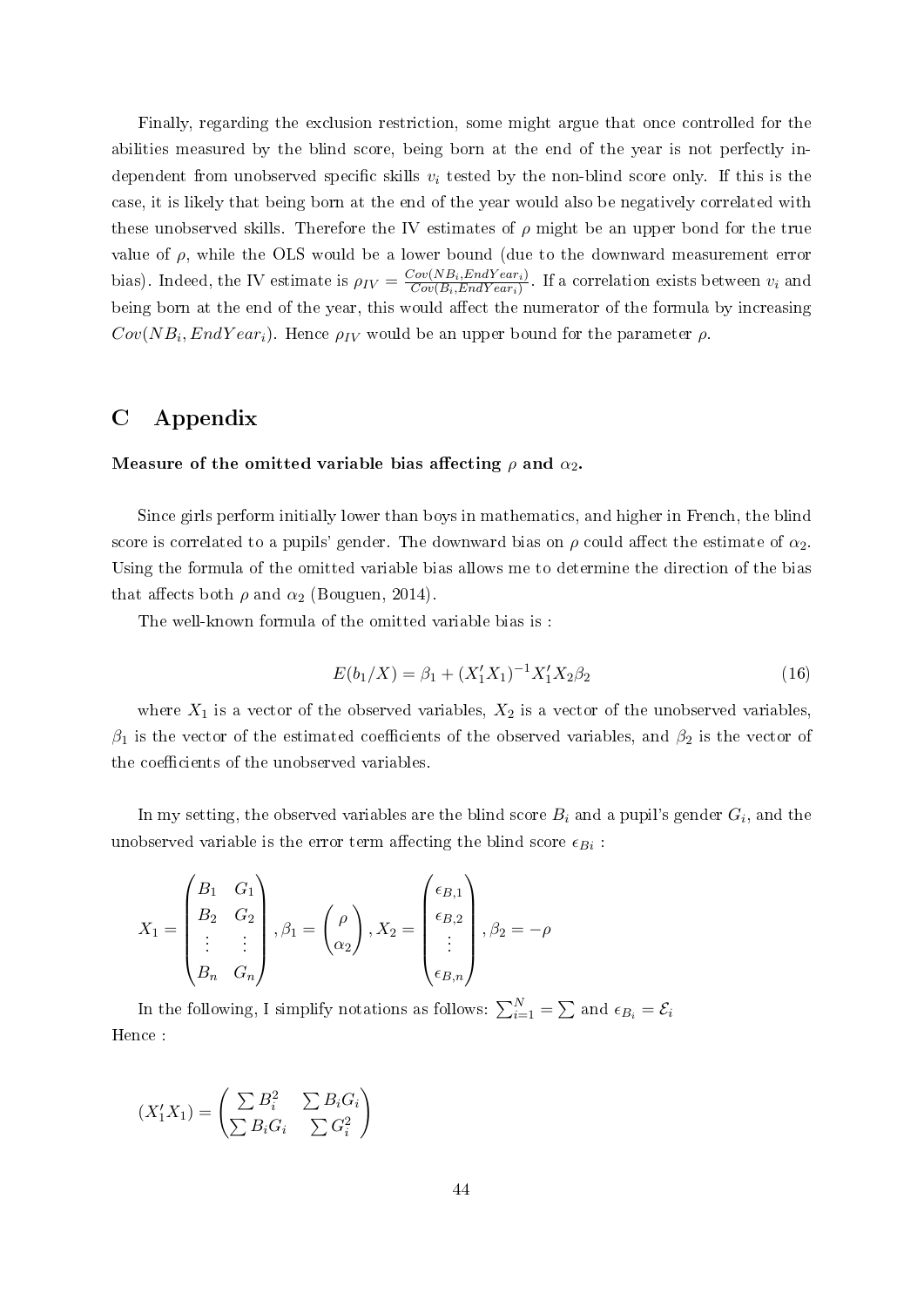Finally, regarding the exclusion restriction, some might argue that once controlled for the abilities measured by the blind score, being born at the end of the year is not perfectly independent from unobserved specific skills $v_i$ tested by the non-blind score only. If this is the case, it is likely that being born at the end of the year would also be negatively correlated with these unobserved skills. Therefore the IV estimates of $\rho$ might be an upper bond for the true value of $\rho$, while the OLS would be a lower bound (due to the downward measurement error bias). Indeed, the IV estimate is $\rho_{IV} = \frac{Cov(NB_i, EndYear_i)}{Cov(B_i, EndYear_i)}$. If a correlation exists between $v_i$ and being born at the end of the year, this would affect the numerator of the formula by increasing $Cov(NB_i, EndYear_i)$. Hence $\rho_{IV}$ would be an upper bound for the parameter $\rho$.

# C Appendix

**Measure of the omitted variable bias affecting $\rho$ and $\alpha_2$.**

Since girls perform initially lower than boys in mathematics, and higher in French, the blind score is correlated to a pupils' gender. The downward bias on $\rho$ could affect the estimate of $\alpha_2$. Using the formula of the omitted variable bias allows me to determine the direction of the bias that affects both $\rho$ and $\alpha_2$ (Bouguen, 2014).

The well-known formula of the omitted variable bias is :

$$E(b_1/X) = \beta_1 + (X_1'X_1)^{-1}X_1'X_2\beta_2 \tag{16}$$

where $X_1$ is a vector of the observed variables, $X_2$ is a vector of the unobserved variables, $\beta_1$ is the vector of the estimated coefficients of the observed variables, and $\beta_2$ is the vector of the coefficients of the unobserved variables.

In my setting, the observed variables are the blind score $B_i$ and a pupil's gender $G_i$, and the unobserved variable is the error term affecting the blind score $\epsilon_{Bi}$ :

$$X_1 = \begin{pmatrix} B_1 & G_1 \\ B_2 & G_2 \\ \vdots & \vdots \\ B_n & G_n \end{pmatrix}, \beta_1 = \begin{pmatrix} \rho \\ \alpha_2 \end{pmatrix}, X_2 = \begin{pmatrix} \epsilon_{B,1} \\ \epsilon_{B,2} \\ \vdots \\ \epsilon_{B,n} \end{pmatrix}, \beta_2 = -\rho$$

In the following, I simplify notations as follows: $\sum_{i=1}^{N} = \sum$ and $\epsilon_{B_i} = \mathcal{E}_i$

Hence :

$$(X_1'X_1) = \begin{pmatrix} \sum B_i^2 & \sum B_i G_i \\ \sum B_i G_i & \sum G_i^2 \end{pmatrix}$$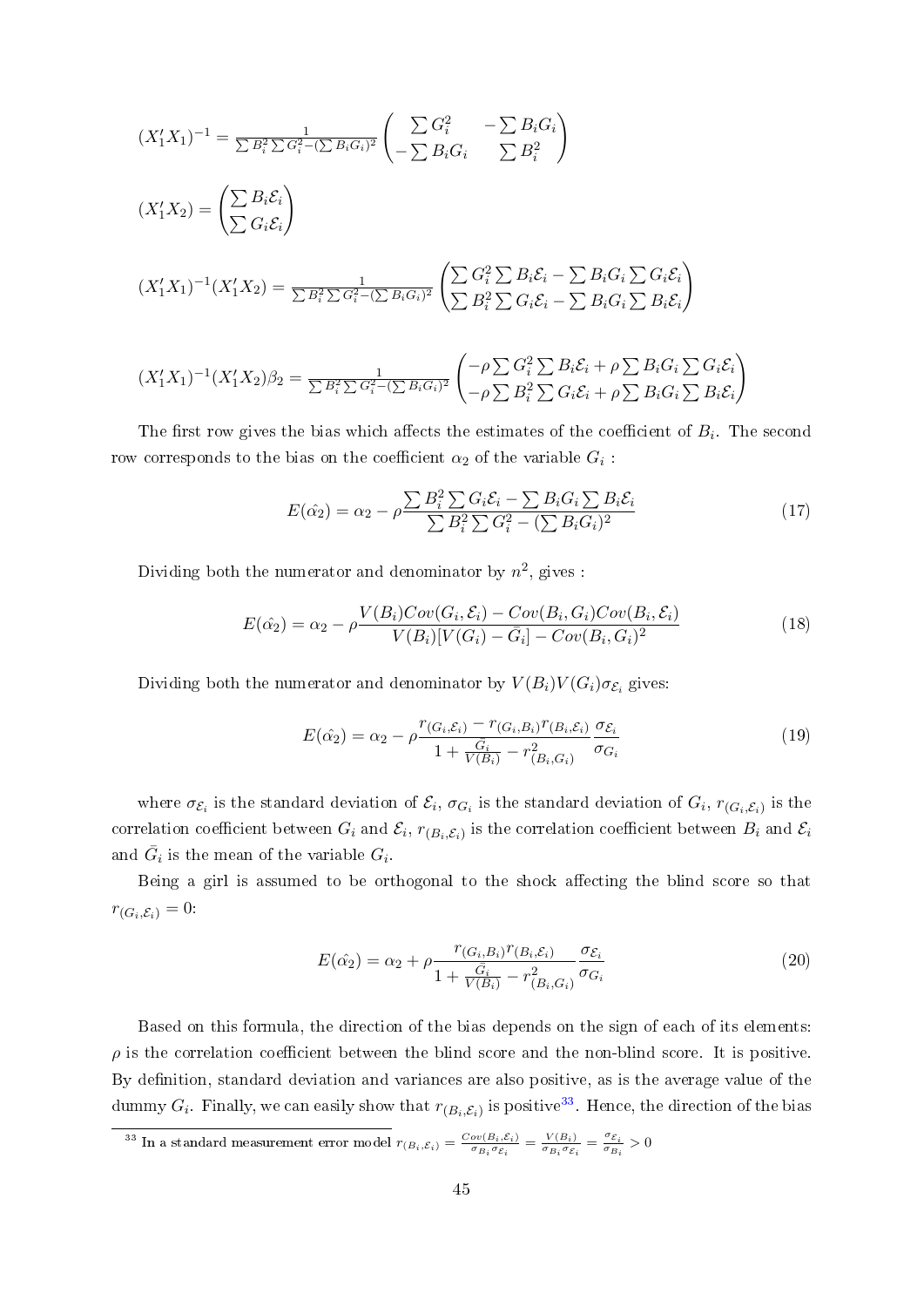$$(X_1'X_1)^{-1} = \frac{1}{\sum B_i^2 \sum G_i^2 - (\sum B_i G_i)^2} \begin{pmatrix} \sum G_i^2 & -\sum B_i G_i \\ -\sum B_i G_i & \sum B_i^2 \end{pmatrix}$$

$$(X_1'X_2) = \begin{pmatrix} \sum B_i \mathcal{E}_i \\ \sum G_i \mathcal{E}_i \end{pmatrix}$$

$$(X_1'X_1)^{-1}(X_1'X_2) = \frac{1}{\sum B_i^2 \sum G_i^2 - (\sum B_i G_i)^2} \begin{pmatrix} \sum G_i^2 \sum B_i \mathcal{E}_i - \sum B_i G_i \sum G_i \mathcal{E}_i \\ \sum B_i^2 \sum G_i \mathcal{E}_i - \sum B_i G_i \sum B_i \mathcal{E}_i \end{pmatrix}$$

$$(X_1'X_1)^{-1}(X_1'X_2)\beta_2 = \frac{1}{\sum B_i^2 \sum G_i^2 - (\sum B_i G_i)^2} \begin{pmatrix} -\rho \sum G_i^2 \sum B_i \mathcal{E}_i + \rho \sum B_i G_i \sum G_i \mathcal{E}_i \\ -\rho \sum B_i^2 \sum G_i \mathcal{E}_i + \rho \sum B_i G_i \sum B_i \mathcal{E}_i \end{pmatrix}$$

The first row gives the bias which affects the estimates of the coefficient of $B_i$. The second row corresponds to the bias on the coefficient $\alpha_2$ of the variable $G_i$ :

$$E(\hat{\alpha_2}) = \alpha_2 - \rho \frac{\sum B_i^2 \sum G_i \mathcal{E}_i - \sum B_i G_i \sum B_i \mathcal{E}_i}{\sum B_i^2 \sum G_i^2 - (\sum B_i G_i)^2} \tag{17}$$

Dividing both the numerator and denominator by $n^2$, gives :

$$E(\hat{\alpha_2}) = \alpha_2 - \rho \frac{V(B_i)Cov(G_i, \mathcal{E}_i) - Cov(B_i, G_i)Cov(B_i, \mathcal{E}_i)}{V(B_i)[V(G_i) - \bar{G}_i] - Cov(B_i, G_i)^2} \tag{18}$$

Dividing both the numerator and denominator by $V(B_i)V(G_i)\sigma_{\mathcal{E}_i}$ gives:

$$E(\hat{\alpha_2}) = \alpha_2 - \rho \frac{r_{(G_i,\mathcal{E}_i)} - r_{(G_i,B_i)} r_{(B_i,\mathcal{E}_i)}}{1 + \frac{\bar{G}_i}{V(B_i)} - r^2_{(B_i,G_i)}} \frac{\sigma_{\mathcal{E}_i}}{\sigma_{G_i}} \tag{19}$$

where $\sigma_{\mathcal{E}_i}$ is the standard deviation of $\mathcal{E}_i$, $\sigma_{G_i}$ is the standard deviation of $G_i$, $r_{(G_i,\mathcal{E}_i)}$ is the correlation coefficient between $G_i$ and $\mathcal{E}_i$, $r_{(B_i,\mathcal{E}_i)}$ is the correlation coefficient between $B_i$ and $\mathcal{E}_i$ and $\bar{G}_i$ is the mean of the variable $G_i$.

Being a girl is assumed to be orthogonal to the shock affecting the blind score so that $r_{(G_i,\mathcal{E}_i)} = 0$:

$$E(\hat{\alpha_2}) = \alpha_2 + \rho \frac{r_{(G_i,B_i)} r_{(B_i,\mathcal{E}_i)}}{1 + \frac{\bar{G}_i}{V(B_i)} - r^2_{(B_i,G_i)}} \frac{\sigma_{\mathcal{E}_i}}{\sigma_{G_i}} \tag{20}$$

Based on this formula, the direction of the bias depends on the sign of each of its elements: $\rho$ is the correlation coefficient between the blind score and the non-blind score. It is positive. By definition, standard deviation and variances are also positive, as is the average value of the dummy $G_i$. Finally, we can easily show that $r_{(B_i,\mathcal{E}_i)}$ is positive[33]. Hence, the direction of the bias

[33] In a standard measurement error model $r_{(B_i,\mathcal{E}_i)} = \frac{Cov(B_i,\mathcal{E}_i)}{\sigma_{B_i}\sigma_{\mathcal{E}_i}} = \frac{V(B_i)}{\sigma_{B_i}\sigma_{\mathcal{E}_i}} = \frac{\sigma_{\mathcal{E}_i}}{\sigma_{B_i}} > 0$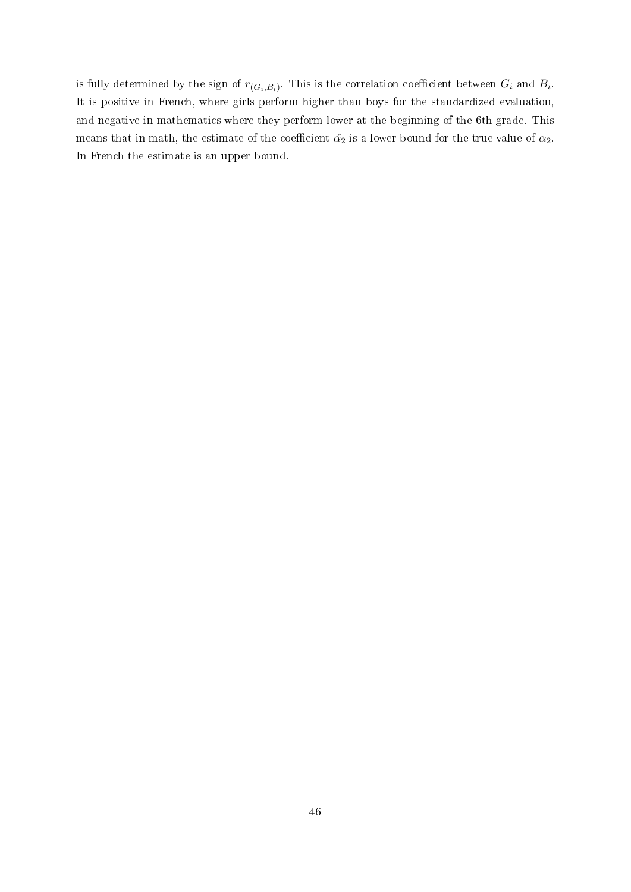is fully determined by the sign of $r_{(G_i,B_i)}$. This is the correlation coefficient between $G_i$ and $B_i$. It is positive in French, where girls perform higher than boys for the standardized evaluation, and negative in mathematics where they perform lower at the beginning of the 6th grade. This means that in math, the estimate of the coefficient $\hat{\alpha_2}$ is a lower bound for the true value of $\alpha_2$. In French the estimate is an upper bound.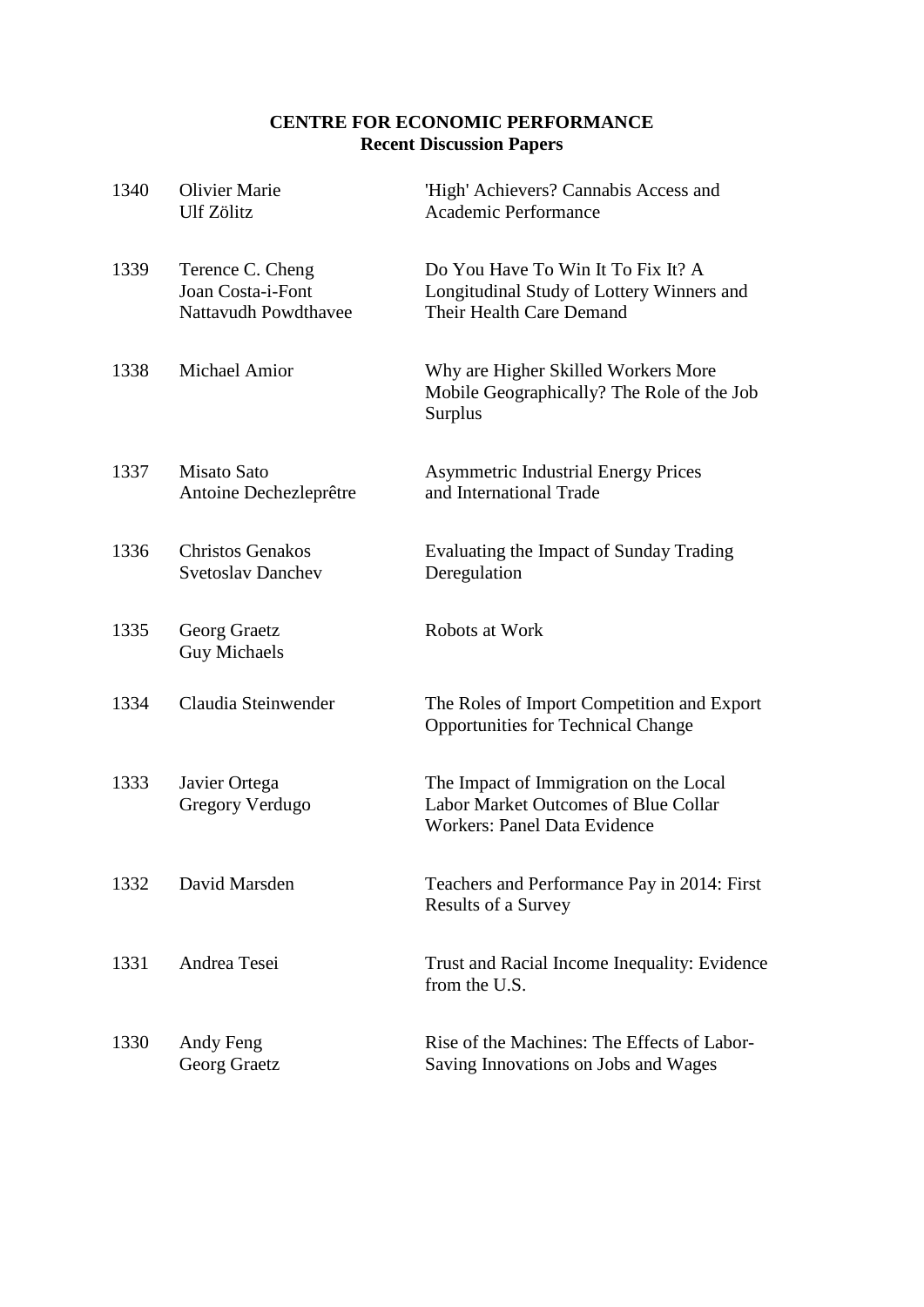**CENTRE FOR ECONOMIC PERFORMANCE**
**Recent Discussion Papers**

| | | |
|---|---|---|
| 1340 | Olivier Marie<br>Ulf Zölitz | 'High' Achievers? Cannabis Access and Academic Performance |
| 1339 | Terence C. Cheng<br>Joan Costa-i-Font<br>Nattavudh Powdthavee | Do You Have To Win It To Fix It? A Longitudinal Study of Lottery Winners and Their Health Care Demand |
| 1338 | Michael Amior | Why are Higher Skilled Workers More Mobile Geographically? The Role of the Job Surplus |
| 1337 | Misato Sato<br>Antoine Dechezleprêtre | Asymmetric Industrial Energy Prices and International Trade |
| 1336 | Christos Genakos<br>Svetoslav Danchev | Evaluating the Impact of Sunday Trading Deregulation |
| 1335 | Georg Graetz<br>Guy Michaels | Robots at Work |
| 1334 | Claudia Steinwender | The Roles of Import Competition and Export Opportunities for Technical Change |
| 1333 | Javier Ortega<br>Gregory Verdugo | The Impact of Immigration on the Local Labor Market Outcomes of Blue Collar Workers: Panel Data Evidence |
| 1332 | David Marsden | Teachers and Performance Pay in 2014: First Results of a Survey |
| 1331 | Andrea Tesei | Trust and Racial Income Inequality: Evidence from the U.S. |
| 1330 | Andy Feng<br>Georg Graetz | Rise of the Machines: The Effects of Labor-Saving Innovations on Jobs and Wages |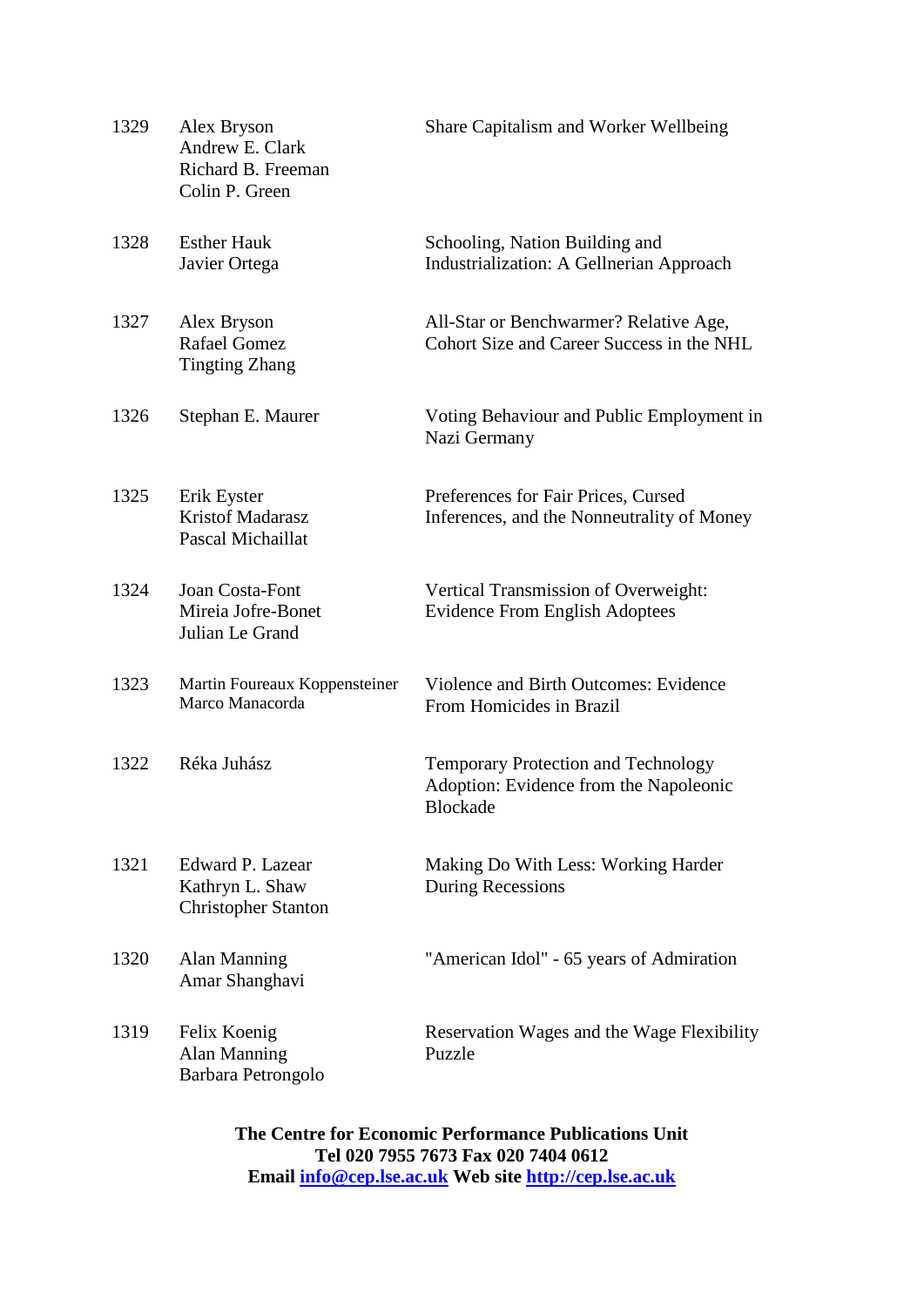| | | |
|---|---|---|
| 1329 | Alex Bryson<br>Andrew E. Clark<br>Richard B. Freeman<br>Colin P. Green | Share Capitalism and Worker Wellbeing |
| 1328 | Esther Hauk<br>Javier Ortega | Schooling, Nation Building and Industrialization: A Gellnerian Approach |
| 1327 | Alex Bryson<br>Rafael Gomez<br>Tingting Zhang | All-Star or Benchwarmer? Relative Age, Cohort Size and Career Success in the NHL |
| 1326 | Stephan E. Maurer | Voting Behaviour and Public Employment in Nazi Germany |
| 1325 | Erik Eyster<br>Kristof Madarasz<br>Pascal Michaillat | Preferences for Fair Prices, Cursed Inferences, and the Nonneutrality of Money |
| 1324 | Joan Costa-Font<br>Mireia Jofre-Bonet<br>Julian Le Grand | Vertical Transmission of Overweight: Evidence From English Adoptees |
| 1323 | Martin Foureaux Koppensteiner<br>Marco Manacorda | Violence and Birth Outcomes: Evidence From Homicides in Brazil |
| 1322 | Réka Juhász | Temporary Protection and Technology Adoption: Evidence from the Napoleonic Blockade |
| 1321 | Edward P. Lazear<br>Kathryn L. Shaw<br>Christopher Stanton | Making Do With Less: Working Harder During Recessions |
| 1320 | Alan Manning<br>Amar Shanghavi | "American Idol" - 65 years of Admiration |
| 1319 | Felix Koenig<br>Alan Manning<br>Barbara Petrongolo | Reservation Wages and the Wage Flexibility Puzzle |

**The Centre for Economic Performance Publications Unit**
**Tel 020 7955 7673 Fax 020 7404 0612**
**Email [info@cep.lse.ac.uk](mailto:info@cep.lse.ac.uk) Web site [http://cep.lse.ac.uk](http://cep.lse.ac.uk)**